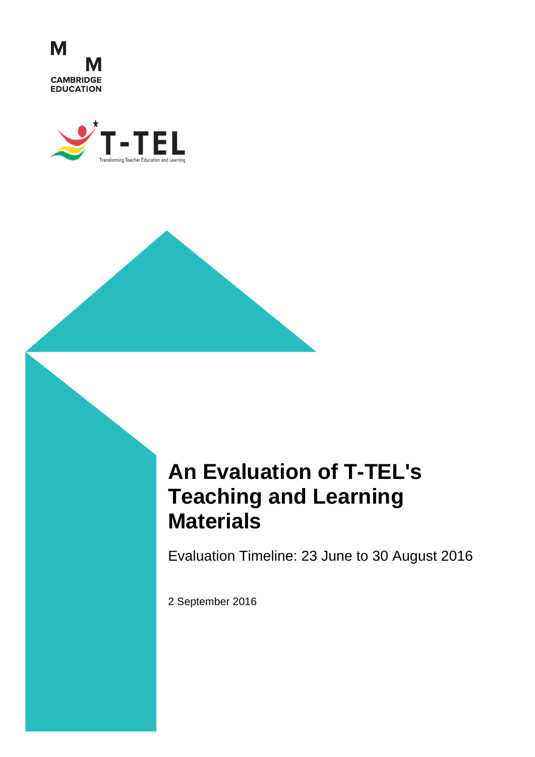M M
CAMBRIDGE
EDUCATION

T-TEL
Transforming Teacher Education and Learning

# An Evaluation of T-TEL's Teaching and Learning Materials

Evaluation Timeline: 23 June to 30 August 2016

2 September 2016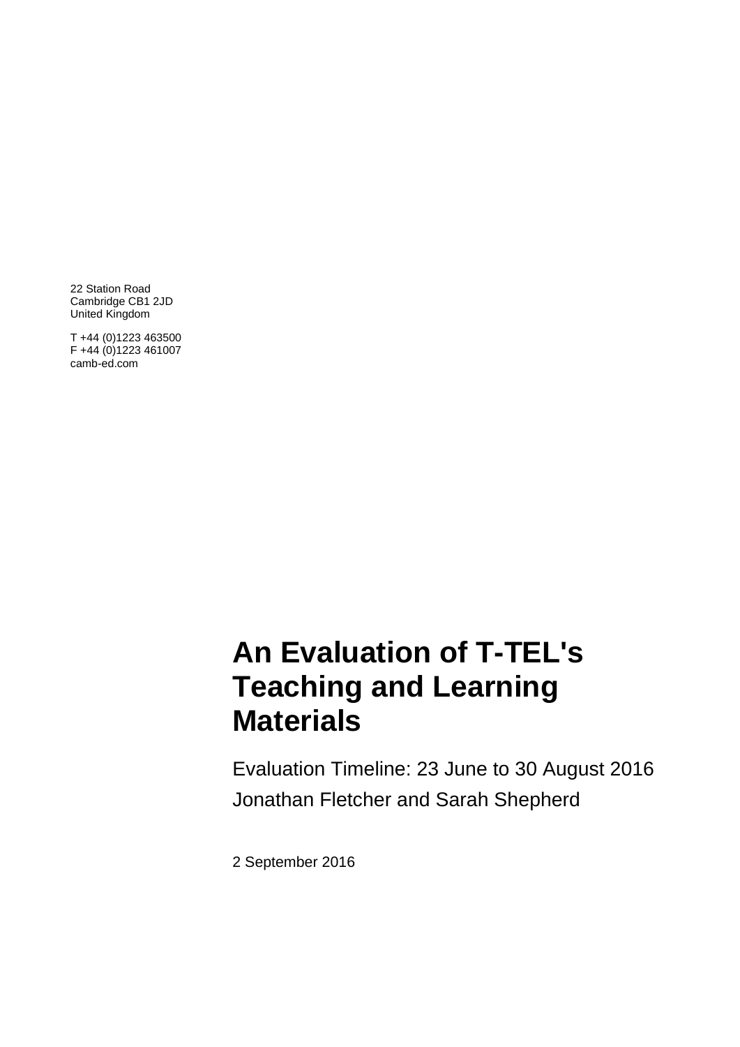22 Station Road
Cambridge CB1 2JD
United Kingdom

T +44 (0)1223 463500
F +44 (0)1223 461007
camb-ed.com

# An Evaluation of T-TEL's Teaching and Learning Materials

Evaluation Timeline: 23 June to 30 August 2016

Jonathan Fletcher and Sarah Shepherd

2 September 2016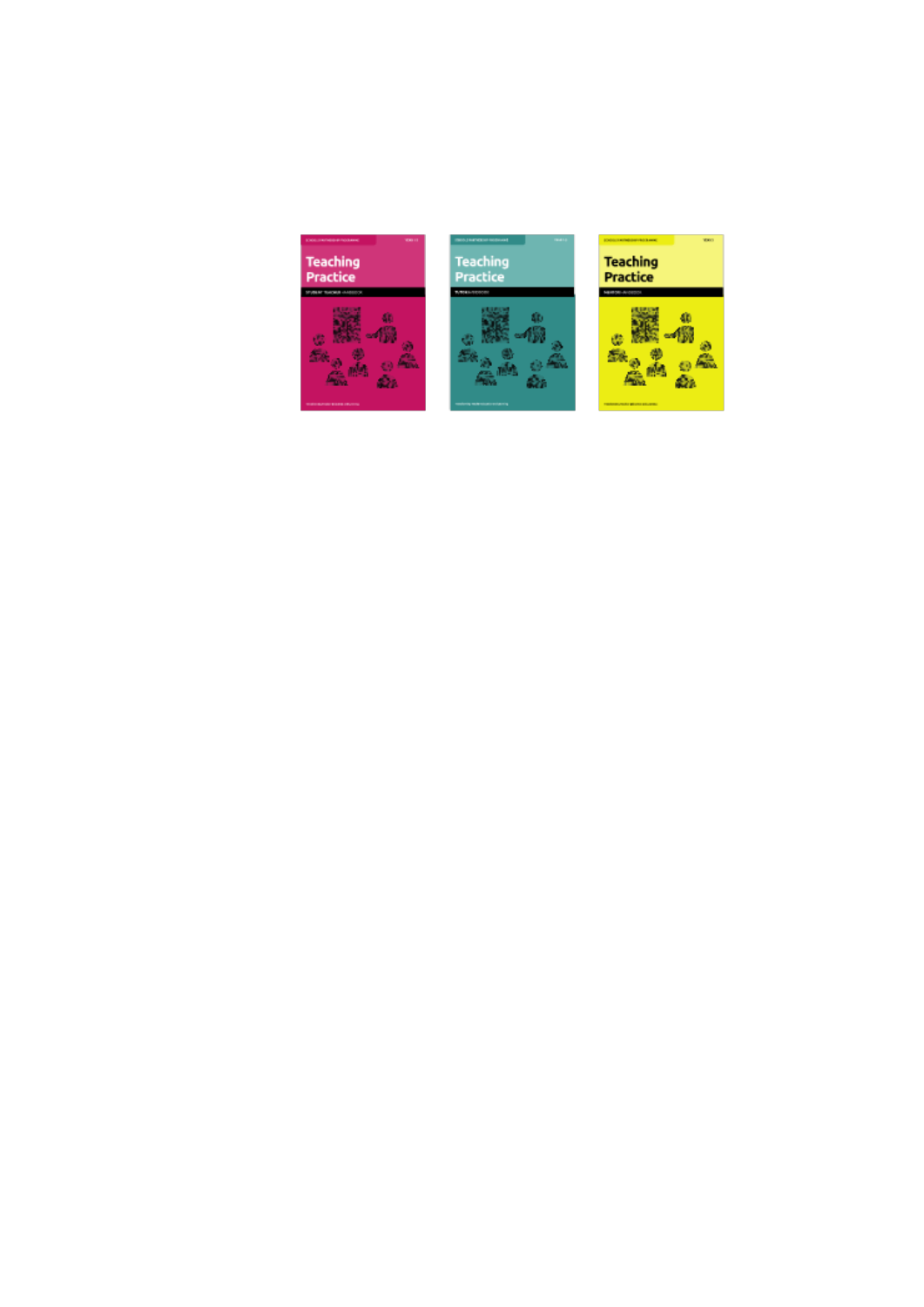Teaching Practice

Teaching Practice

Teaching Practice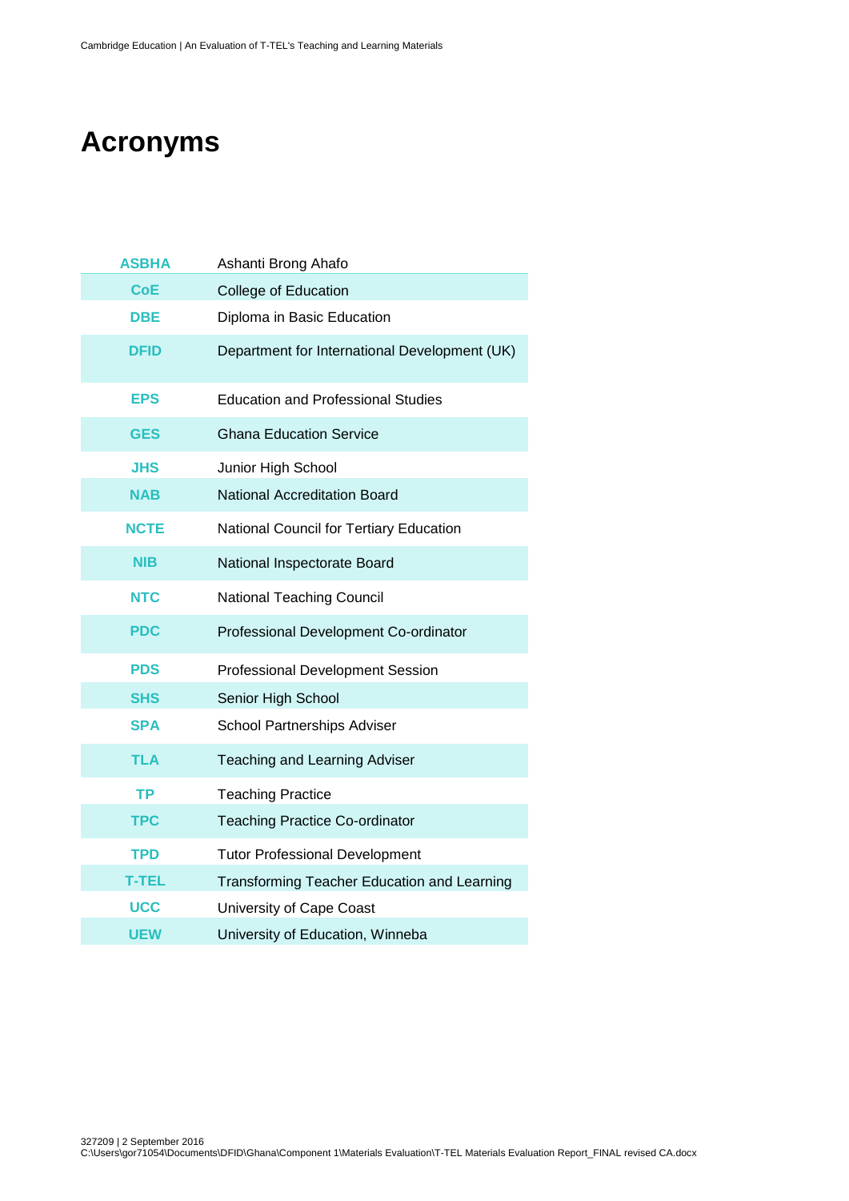# Acronyms

| Acronym | Definition |
|---|---|
| ASBHA | Ashanti Brong Ahafo |
| CoE | College of Education |
| DBE | Diploma in Basic Education |
| DFID | Department for International Development (UK) |
| EPS | Education and Professional Studies |
| GES | Ghana Education Service |
| JHS | Junior High School |
| NAB | National Accreditation Board |
| NCTE | National Council for Tertiary Education |
| NIB | National Inspectorate Board |
| NTC | National Teaching Council |
| PDC | Professional Development Co-ordinator |
| PDS | Professional Development Session |
| SHS | Senior High School |
| SPA | School Partnerships Adviser |
| TLA | Teaching and Learning Adviser |
| TP | Teaching Practice |
| TPC | Teaching Practice Co-ordinator |
| TPD | Tutor Professional Development |
| T-TEL | Transforming Teacher Education and Learning |
| UCC | University of Cape Coast |
| UEW | University of Education, Winneba |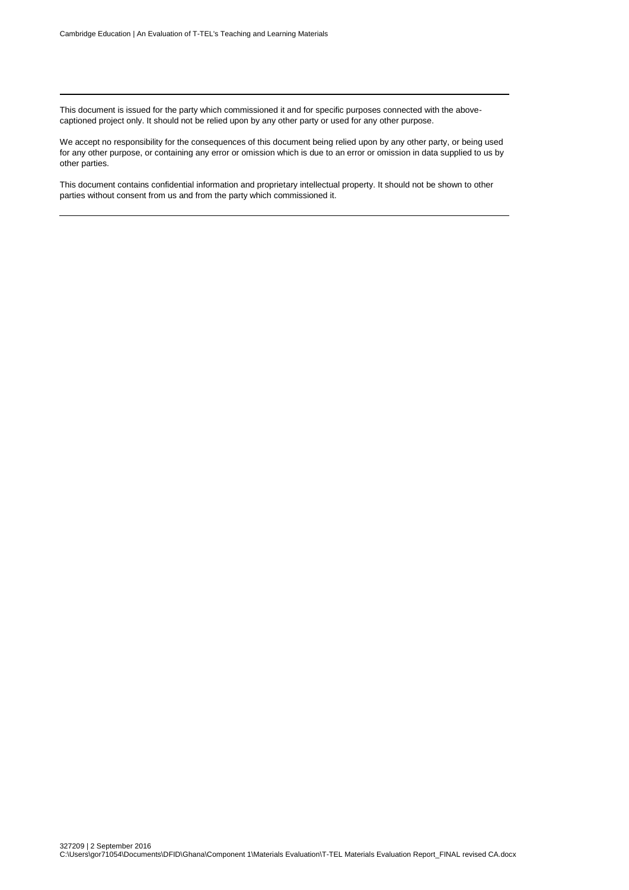This document is issued for the party which commissioned it and for specific purposes connected with the above-captioned project only. It should not be relied upon by any other party or used for any other purpose.

We accept no responsibility for the consequences of this document being relied upon by any other party, or being used for any other purpose, or containing any error or omission which is due to an error or omission in data supplied to us by other parties.

This document contains confidential information and proprietary intellectual property. It should not be shown to other parties without consent from us and from the party which commissioned it.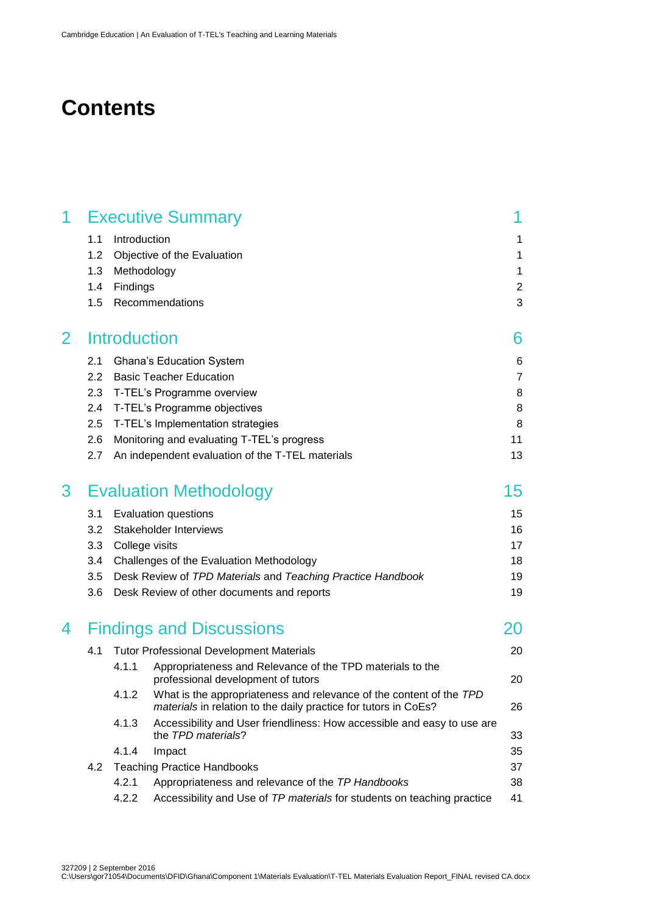# Contents

| | | |
|---|---|---|
| **1** | **Executive Summary** | **1** |
| 1.1 | Introduction | 1 |
| 1.2 | Objective of the Evaluation | 1 |
| 1.3 | Methodology | 1 |
| 1.4 | Findings | 2 |
| 1.5 | Recommendations | 3 |
| **2** | **Introduction** | **6** |
| 2.1 | Ghana's Education System | 6 |
| 2.2 | Basic Teacher Education | 7 |
| 2.3 | T-TEL's Programme overview | 8 |
| 2.4 | T-TEL's Programme objectives | 8 |
| 2.5 | T-TEL's Implementation strategies | 8 |
| 2.6 | Monitoring and evaluating T-TEL's progress | 11 |
| 2.7 | An independent evaluation of the T-TEL materials | 13 |
| **3** | **Evaluation Methodology** | **15** |
| 3.1 | Evaluation questions | 15 |
| 3.2 | Stakeholder Interviews | 16 |
| 3.3 | College visits | 17 |
| 3.4 | Challenges of the Evaluation Methodology | 18 |
| 3.5 | Desk Review of *TPD Materials* and *Teaching Practice Handbook* | 19 |
| 3.6 | Desk Review of other documents and reports | 19 |
| **4** | **Findings and Discussions** | **20** |
| 4.1 | Tutor Professional Development Materials | 20 |
| 4.1.1 | Appropriateness and Relevance of the TPD materials to the professional development of tutors | 20 |
| 4.1.2 | What is the appropriateness and relevance of the content of the *TPD materials* in relation to the daily practice for tutors in CoEs? | 26 |
| 4.1.3 | Accessibility and User friendliness: How accessible and easy to use are the *TPD materials*? | 33 |
| 4.1.4 | Impact | 35 |
| 4.2 | Teaching Practice Handbooks | 37 |
| 4.2.1 | Appropriateness and relevance of the *TP Handbooks* | 38 |
| 4.2.2 | Accessibility and Use of *TP materials* for students on teaching practice | 41 |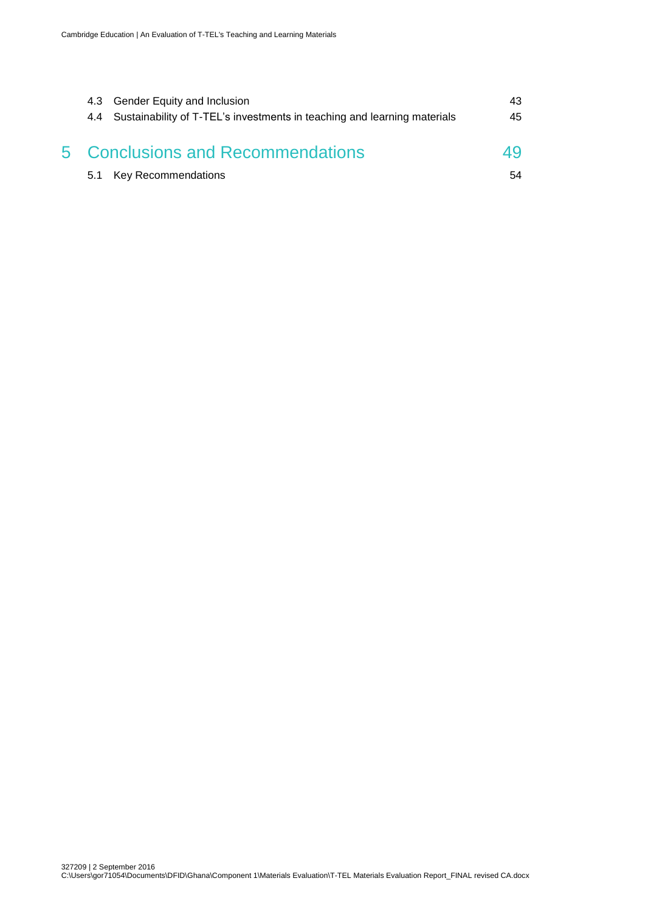| | | |
|---|---|---|
| 4.3 | Gender Equity and Inclusion | 43 |
| 4.4 | Sustainability of T-TEL's investments in teaching and learning materials | 45 |
| **5** | **Conclusions and Recommendations** | **49** |
| 5.1 | Key Recommendations | 54 |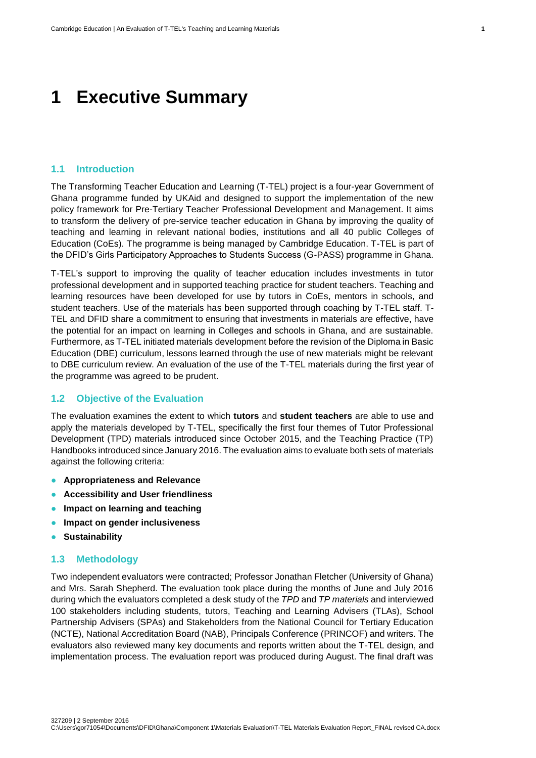# 1 Executive Summary

## 1.1 Introduction

The Transforming Teacher Education and Learning (T-TEL) project is a four-year Government of Ghana programme funded by UKAid and designed to support the implementation of the new policy framework for Pre-Tertiary Teacher Professional Development and Management. It aims to transform the delivery of pre-service teacher education in Ghana by improving the quality of teaching and learning in relevant national bodies, institutions and all 40 public Colleges of Education (CoEs). The programme is being managed by Cambridge Education. T-TEL is part of the DFID's Girls Participatory Approaches to Students Success (G-PASS) programme in Ghana.

T-TEL's support to improving the quality of teacher education includes investments in tutor professional development and in supported teaching practice for student teachers. Teaching and learning resources have been developed for use by tutors in CoEs, mentors in schools, and student teachers. Use of the materials has been supported through coaching by T-TEL staff. T-TEL and DFID share a commitment to ensuring that investments in materials are effective, have the potential for an impact on learning in Colleges and schools in Ghana, and are sustainable. Furthermore, as T-TEL initiated materials development before the revision of the Diploma in Basic Education (DBE) curriculum, lessons learned through the use of new materials might be relevant to DBE curriculum review. An evaluation of the use of the T-TEL materials during the first year of the programme was agreed to be prudent.

## 1.2 Objective of the Evaluation

The evaluation examines the extent to which **tutors** and **student teachers** are able to use and apply the materials developed by T-TEL, specifically the first four themes of Tutor Professional Development (TPD) materials introduced since October 2015, and the Teaching Practice (TP) Handbooks introduced since January 2016. The evaluation aims to evaluate both sets of materials against the following criteria:

- **Appropriateness and Relevance**
- **Accessibility and User friendliness**
- **Impact on learning and teaching**
- **Impact on gender inclusiveness**
- **Sustainability**

## 1.3 Methodology

Two independent evaluators were contracted; Professor Jonathan Fletcher (University of Ghana) and Mrs. Sarah Shepherd. The evaluation took place during the months of June and July 2016 during which the evaluators completed a desk study of the *TPD* and *TP materials* and interviewed 100 stakeholders including students, tutors, Teaching and Learning Advisers (TLAs), School Partnership Advisers (SPAs) and Stakeholders from the National Council for Tertiary Education (NCTE), National Accreditation Board (NAB), Principals Conference (PRINCOF) and writers. The evaluators also reviewed many key documents and reports written about the T-TEL design, and implementation process. The evaluation report was produced during August. The final draft was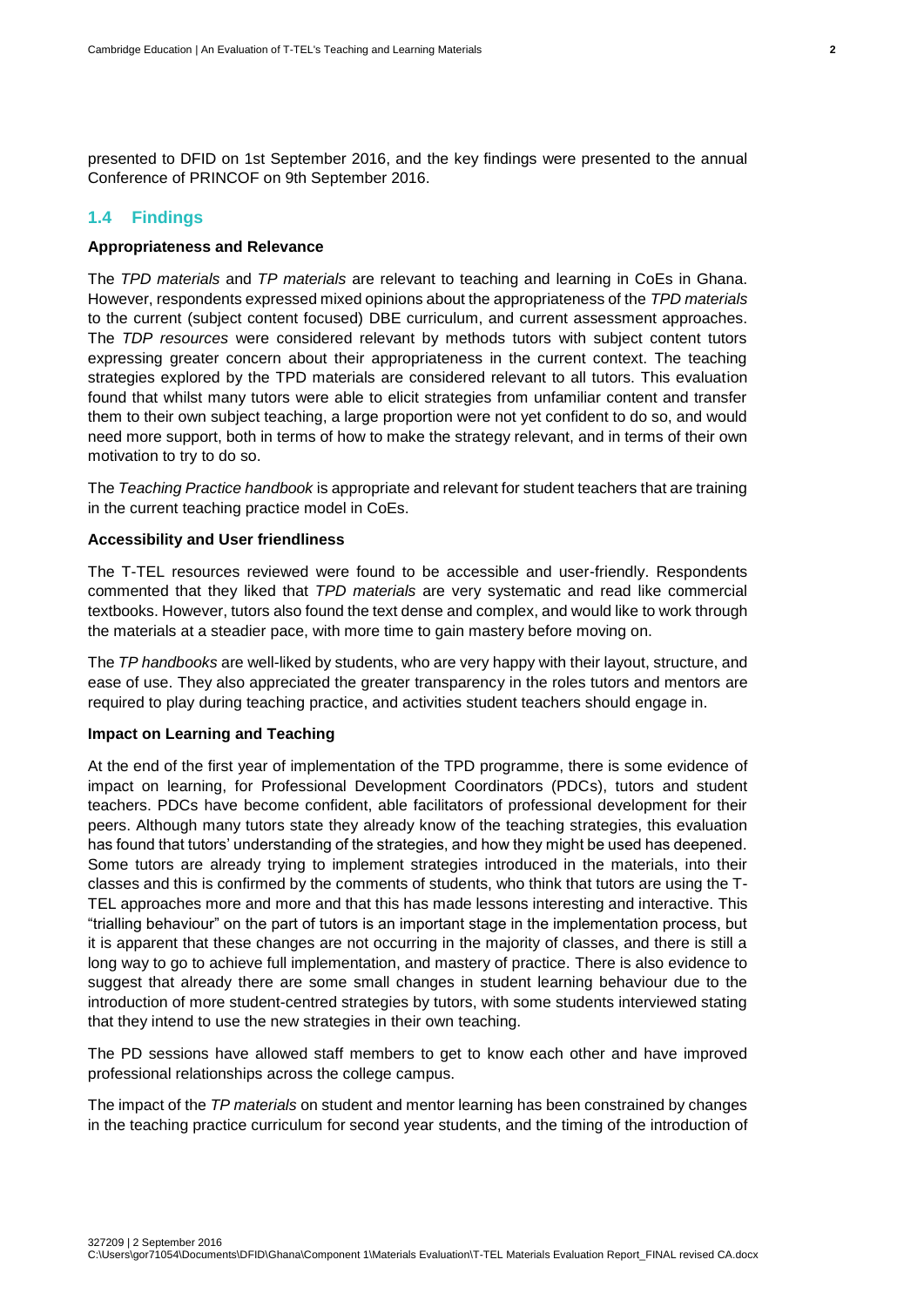presented to DFID on 1st September 2016, and the key findings were presented to the annual Conference of PRINCOF on 9th September 2016.

## 1.4 Findings

**Appropriateness and Relevance**

The *TPD materials* and *TP materials* are relevant to teaching and learning in CoEs in Ghana. However, respondents expressed mixed opinions about the appropriateness of the *TPD materials* to the current (subject content focused) DBE curriculum, and current assessment approaches. The *TDP resources* were considered relevant by methods tutors with subject content tutors expressing greater concern about their appropriateness in the current context. The teaching strategies explored by the TPD materials are considered relevant to all tutors. This evaluation found that whilst many tutors were able to elicit strategies from unfamiliar content and transfer them to their own subject teaching, a large proportion were not yet confident to do so, and would need more support, both in terms of how to make the strategy relevant, and in terms of their own motivation to try to do so.

The *Teaching Practice handbook* is appropriate and relevant for student teachers that are training in the current teaching practice model in CoEs.

**Accessibility and User friendliness**

The T-TEL resources reviewed were found to be accessible and user-friendly. Respondents commented that they liked that *TPD materials* are very systematic and read like commercial textbooks. However, tutors also found the text dense and complex, and would like to work through the materials at a steadier pace, with more time to gain mastery before moving on.

The *TP handbooks* are well-liked by students, who are very happy with their layout, structure, and ease of use. They also appreciated the greater transparency in the roles tutors and mentors are required to play during teaching practice, and activities student teachers should engage in.

**Impact on Learning and Teaching**

At the end of the first year of implementation of the TPD programme, there is some evidence of impact on learning, for Professional Development Coordinators (PDCs), tutors and student teachers. PDCs have become confident, able facilitators of professional development for their peers. Although many tutors state they already know of the teaching strategies, this evaluation has found that tutors' understanding of the strategies, and how they might be used has deepened. Some tutors are already trying to implement strategies introduced in the materials, into their classes and this is confirmed by the comments of students, who think that tutors are using the T-TEL approaches more and more and that this has made lessons interesting and interactive. This "trialling behaviour" on the part of tutors is an important stage in the implementation process, but it is apparent that these changes are not occurring in the majority of classes, and there is still a long way to go to achieve full implementation, and mastery of practice. There is also evidence to suggest that already there are some small changes in student learning behaviour due to the introduction of more student-centred strategies by tutors, with some students interviewed stating that they intend to use the new strategies in their own teaching.

The PD sessions have allowed staff members to get to know each other and have improved professional relationships across the college campus.

The impact of the *TP materials* on student and mentor learning has been constrained by changes in the teaching practice curriculum for second year students, and the timing of the introduction of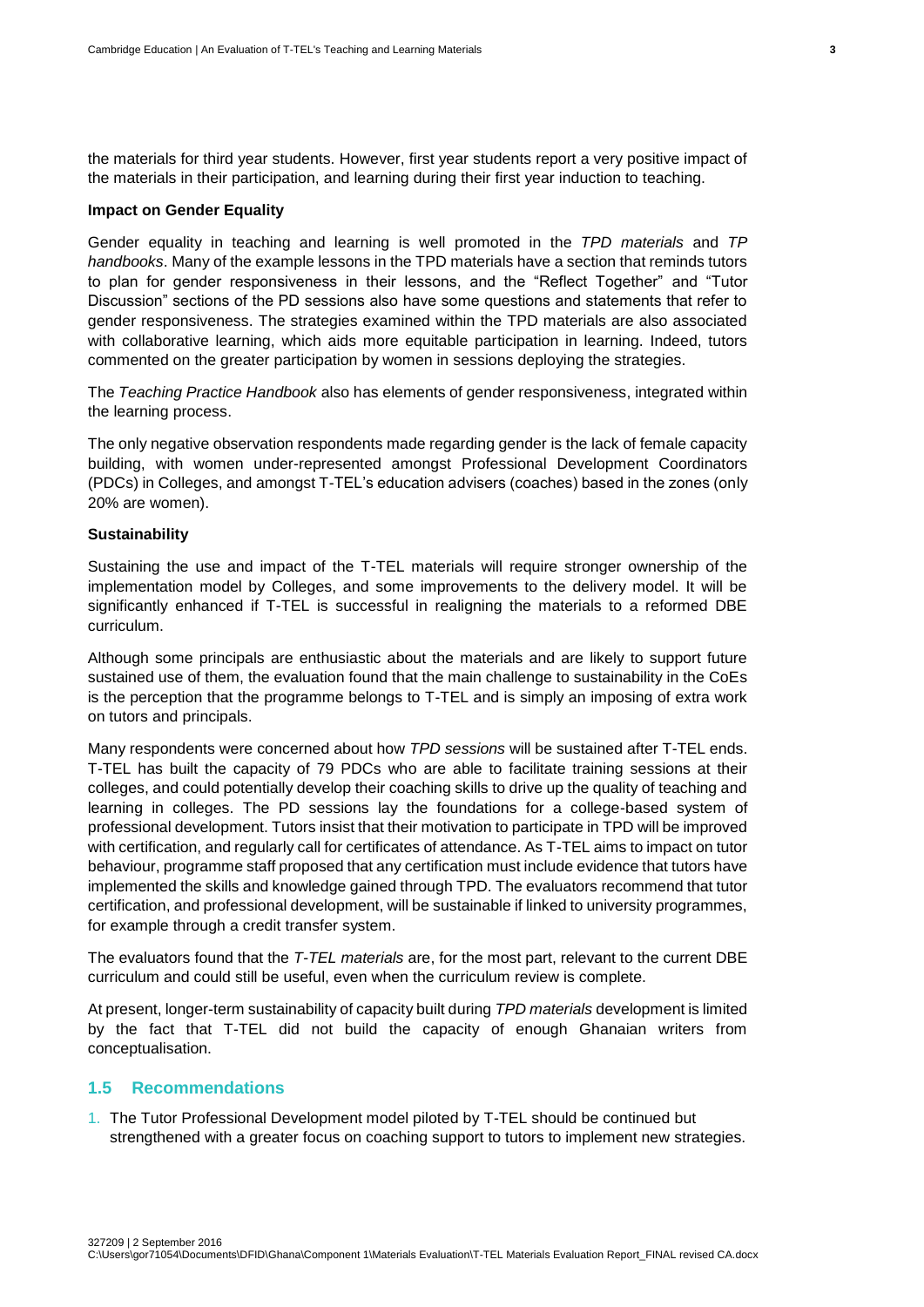the materials for third year students. However, first year students report a very positive impact of the materials in their participation, and learning during their first year induction to teaching.

**Impact on Gender Equality**

Gender equality in teaching and learning is well promoted in the *TPD materials* and *TP handbooks*. Many of the example lessons in the TPD materials have a section that reminds tutors to plan for gender responsiveness in their lessons, and the "Reflect Together" and "Tutor Discussion" sections of the PD sessions also have some questions and statements that refer to gender responsiveness. The strategies examined within the TPD materials are also associated with collaborative learning, which aids more equitable participation in learning. Indeed, tutors commented on the greater participation by women in sessions deploying the strategies.

The *Teaching Practice Handbook* also has elements of gender responsiveness, integrated within the learning process.

The only negative observation respondents made regarding gender is the lack of female capacity building, with women under-represented amongst Professional Development Coordinators (PDCs) in Colleges, and amongst T-TEL's education advisers (coaches) based in the zones (only 20% are women).

**Sustainability**

Sustaining the use and impact of the T-TEL materials will require stronger ownership of the implementation model by Colleges, and some improvements to the delivery model. It will be significantly enhanced if T-TEL is successful in realigning the materials to a reformed DBE curriculum.

Although some principals are enthusiastic about the materials and are likely to support future sustained use of them, the evaluation found that the main challenge to sustainability in the CoEs is the perception that the programme belongs to T-TEL and is simply an imposing of extra work on tutors and principals.

Many respondents were concerned about how *TPD sessions* will be sustained after T-TEL ends. T-TEL has built the capacity of 79 PDCs who are able to facilitate training sessions at their colleges, and could potentially develop their coaching skills to drive up the quality of teaching and learning in colleges. The PD sessions lay the foundations for a college-based system of professional development. Tutors insist that their motivation to participate in TPD will be improved with certification, and regularly call for certificates of attendance. As T-TEL aims to impact on tutor behaviour, programme staff proposed that any certification must include evidence that tutors have implemented the skills and knowledge gained through TPD. The evaluators recommend that tutor certification, and professional development, will be sustainable if linked to university programmes, for example through a credit transfer system.

The evaluators found that the *T-TEL materials* are, for the most part, relevant to the current DBE curriculum and could still be useful, even when the curriculum review is complete.

At present, longer-term sustainability of capacity built during *TPD materials* development is limited by the fact that T-TEL did not build the capacity of enough Ghanaian writers from conceptualisation.

## 1.5 Recommendations

1. The Tutor Professional Development model piloted by T-TEL should be continued but strengthened with a greater focus on coaching support to tutors to implement new strategies.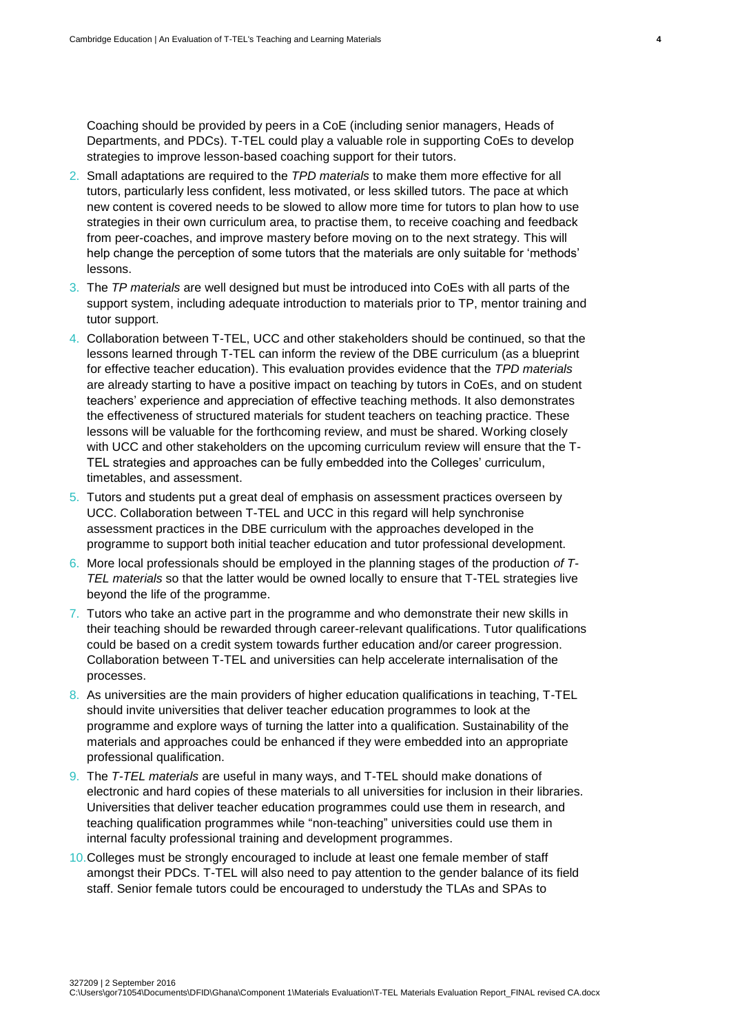Coaching should be provided by peers in a CoE (including senior managers, Heads of Departments, and PDCs). T-TEL could play a valuable role in supporting CoEs to develop strategies to improve lesson-based coaching support for their tutors.

2. Small adaptations are required to the *TPD materials* to make them more effective for all tutors, particularly less confident, less motivated, or less skilled tutors. The pace at which new content is covered needs to be slowed to allow more time for tutors to plan how to use strategies in their own curriculum area, to practise them, to receive coaching and feedback from peer-coaches, and improve mastery before moving on to the next strategy. This will help change the perception of some tutors that the materials are only suitable for 'methods' lessons.
3. The *TP materials* are well designed but must be introduced into CoEs with all parts of the support system, including adequate introduction to materials prior to TP, mentor training and tutor support.
4. Collaboration between T-TEL, UCC and other stakeholders should be continued, so that the lessons learned through T-TEL can inform the review of the DBE curriculum (as a blueprint for effective teacher education). This evaluation provides evidence that the *TPD materials* are already starting to have a positive impact on teaching by tutors in CoEs, and on student teachers' experience and appreciation of effective teaching methods. It also demonstrates the effectiveness of structured materials for student teachers on teaching practice. These lessons will be valuable for the forthcoming review, and must be shared. Working closely with UCC and other stakeholders on the upcoming curriculum review will ensure that the T-TEL strategies and approaches can be fully embedded into the Colleges' curriculum, timetables, and assessment.
5. Tutors and students put a great deal of emphasis on assessment practices overseen by UCC. Collaboration between T-TEL and UCC in this regard will help synchronise assessment practices in the DBE curriculum with the approaches developed in the programme to support both initial teacher education and tutor professional development.
6. More local professionals should be employed in the planning stages of the production *of T-TEL materials* so that the latter would be owned locally to ensure that T-TEL strategies live beyond the life of the programme.
7. Tutors who take an active part in the programme and who demonstrate their new skills in their teaching should be rewarded through career-relevant qualifications. Tutor qualifications could be based on a credit system towards further education and/or career progression. Collaboration between T-TEL and universities can help accelerate internalisation of the processes.
8. As universities are the main providers of higher education qualifications in teaching, T-TEL should invite universities that deliver teacher education programmes to look at the programme and explore ways of turning the latter into a qualification. Sustainability of the materials and approaches could be enhanced if they were embedded into an appropriate professional qualification.
9. The *T-TEL materials* are useful in many ways, and T-TEL should make donations of electronic and hard copies of these materials to all universities for inclusion in their libraries. Universities that deliver teacher education programmes could use them in research, and teaching qualification programmes while "non-teaching" universities could use them in internal faculty professional training and development programmes.
10. Colleges must be strongly encouraged to include at least one female member of staff amongst their PDCs. T-TEL will also need to pay attention to the gender balance of its field staff. Senior female tutors could be encouraged to understudy the TLAs and SPAs to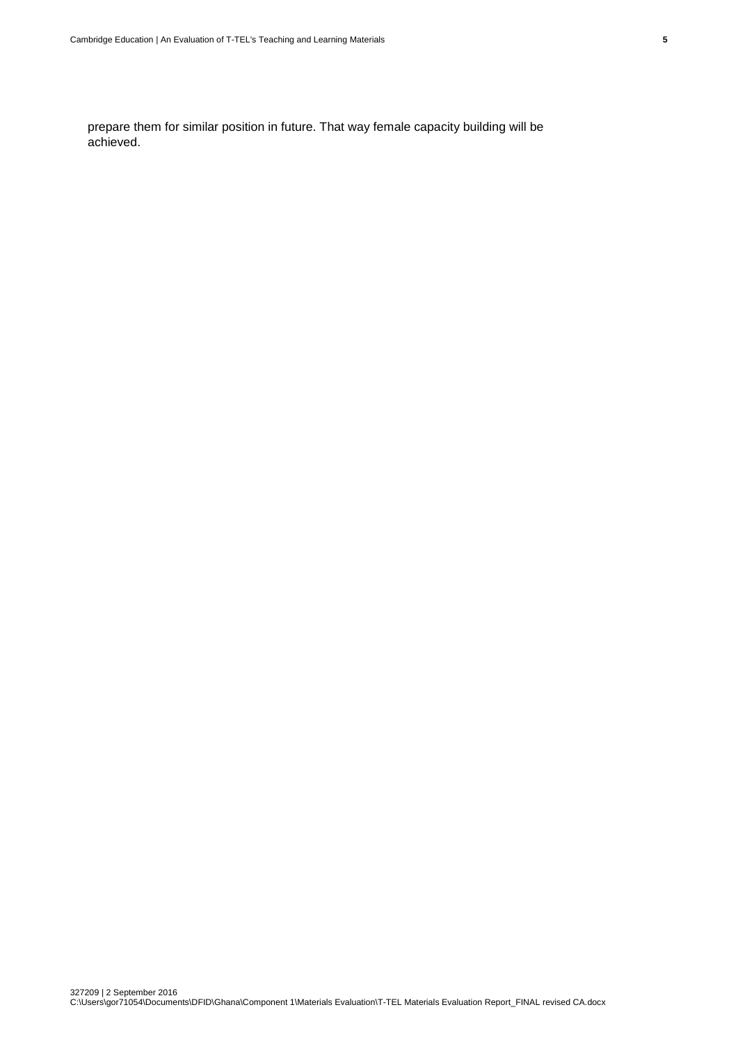prepare them for similar position in future. That way female capacity building will be achieved.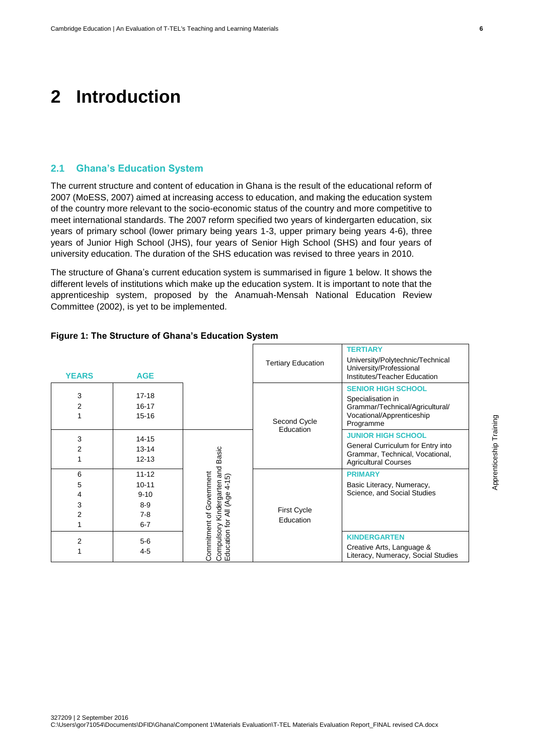# 2 Introduction

## 2.1 Ghana's Education System

The current structure and content of education in Ghana is the result of the educational reform of 2007 (MoESS, 2007) aimed at increasing access to education, and making the education system of the country more relevant to the socio-economic status of the country and more competitive to meet international standards. The 2007 reform specified two years of kindergarten education, six years of primary school (lower primary being years 1-3, upper primary being years 4-6), three years of Junior High School (JHS), four years of Senior High School (SHS) and four years of university education. The duration of the SHS education was revised to three years in 2010.

The structure of Ghana's current education system is summarised in figure 1 below. It shows the different levels of institutions which make up the education system. It is important to note that the apprenticeship system, proposed by the Anamuah-Mensah National Education Review Committee (2002), is yet to be implemented.

**Figure 1: The Structure of Ghana's Education System**

| YEARS | AGE | | | |
|---|---|---|---|---|
| | | | Tertiary Education | **TERTIARY** University/Polytechnic/Technical University/Professional Institutes/Teacher Education |
| 3<br>2<br>1 | 17-18<br>16-17<br>15-16 | | Second Cycle Education | **SENIOR HIGH SCHOOL** Specialisation in Grammar/Technical/Agricultural/ Vocational/Apprenticeship Programme |
| 3<br>2<br>1 | 14-15<br>13-14<br>12-13 | Commitment of Government Compulsory Kindergarten and Basic Education for All (Age 4-15) | Second Cycle Education | **JUNIOR HIGH SCHOOL** General Curriculum for Entry into Grammar, Technical, Vocational, Agricultural Courses |
| 6<br>5<br>4<br>3<br>2<br>1 | 11-12<br>10-11<br>9-10<br>8-9<br>7-8<br>6-7 | Commitment of Government Compulsory Kindergarten and Basic Education for All (Age 4-15) | First Cycle Education | **PRIMARY** Basic Literacy, Numeracy, Science, and Social Studies |
| 2<br>1 | 5-6<br>4-5 | Commitment of Government Compulsory Kindergarten and Basic Education for All (Age 4-15) | First Cycle Education | **KINDERGARTEN** Creative Arts, Language & Literacy, Numeracy, Social Studies |

Apprenticeship Training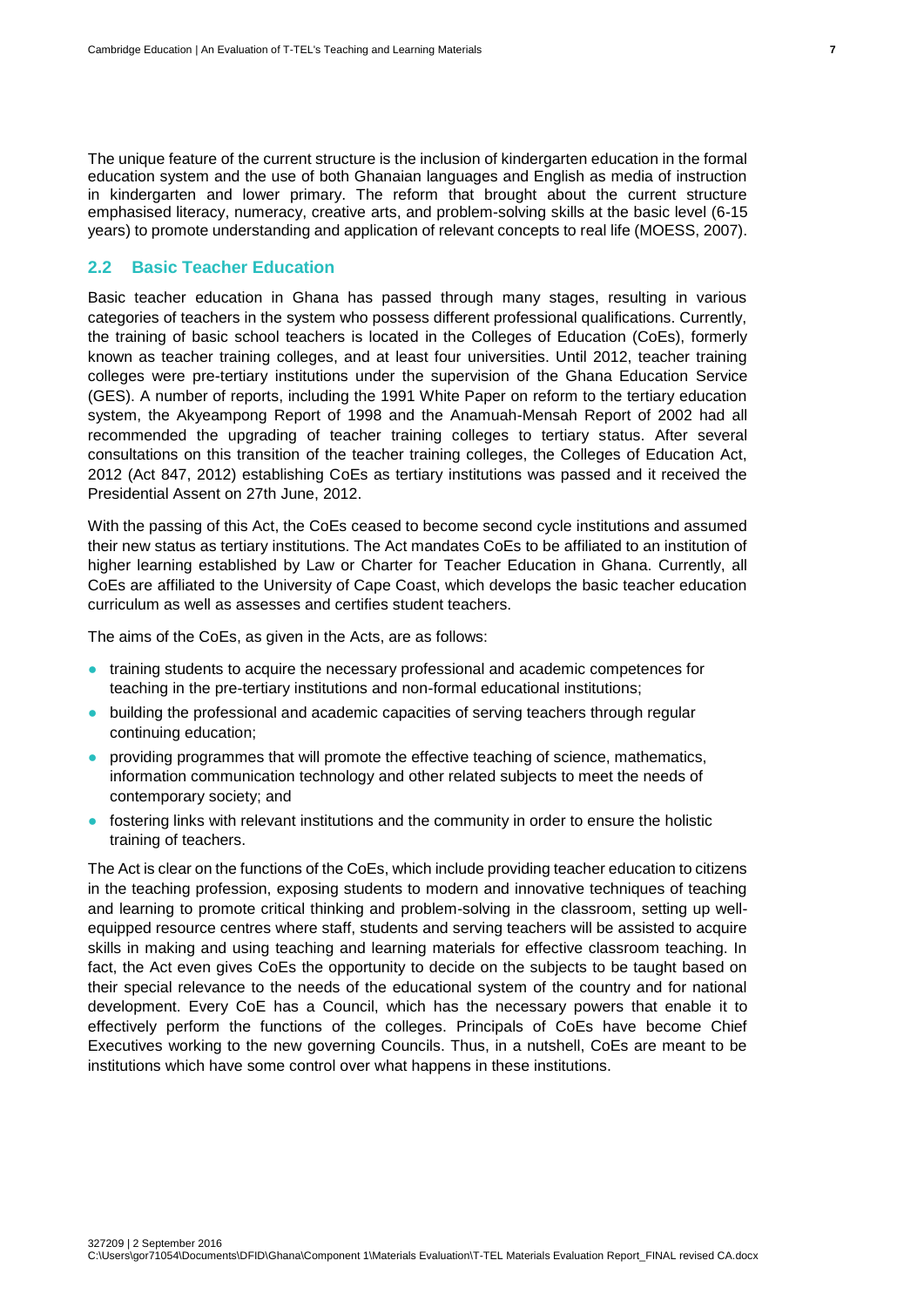The unique feature of the current structure is the inclusion of kindergarten education in the formal education system and the use of both Ghanaian languages and English as media of instruction in kindergarten and lower primary. The reform that brought about the current structure emphasised literacy, numeracy, creative arts, and problem-solving skills at the basic level (6-15 years) to promote understanding and application of relevant concepts to real life (MOESS, 2007).

## 2.2 Basic Teacher Education

Basic teacher education in Ghana has passed through many stages, resulting in various categories of teachers in the system who possess different professional qualifications. Currently, the training of basic school teachers is located in the Colleges of Education (CoEs), formerly known as teacher training colleges, and at least four universities. Until 2012, teacher training colleges were pre-tertiary institutions under the supervision of the Ghana Education Service (GES). A number of reports, including the 1991 White Paper on reform to the tertiary education system, the Akyeampong Report of 1998 and the Anamuah-Mensah Report of 2002 had all recommended the upgrading of teacher training colleges to tertiary status. After several consultations on this transition of the teacher training colleges, the Colleges of Education Act, 2012 (Act 847, 2012) establishing CoEs as tertiary institutions was passed and it received the Presidential Assent on 27th June, 2012.

With the passing of this Act, the CoEs ceased to become second cycle institutions and assumed their new status as tertiary institutions. The Act mandates CoEs to be affiliated to an institution of higher learning established by Law or Charter for Teacher Education in Ghana. Currently, all CoEs are affiliated to the University of Cape Coast, which develops the basic teacher education curriculum as well as assesses and certifies student teachers.

The aims of the CoEs, as given in the Acts, are as follows:

- training students to acquire the necessary professional and academic competences for teaching in the pre-tertiary institutions and non-formal educational institutions;
- building the professional and academic capacities of serving teachers through regular continuing education;
- providing programmes that will promote the effective teaching of science, mathematics, information communication technology and other related subjects to meet the needs of contemporary society; and
- fostering links with relevant institutions and the community in order to ensure the holistic training of teachers.

The Act is clear on the functions of the CoEs, which include providing teacher education to citizens in the teaching profession, exposing students to modern and innovative techniques of teaching and learning to promote critical thinking and problem-solving in the classroom, setting up well-equipped resource centres where staff, students and serving teachers will be assisted to acquire skills in making and using teaching and learning materials for effective classroom teaching. In fact, the Act even gives CoEs the opportunity to decide on the subjects to be taught based on their special relevance to the needs of the educational system of the country and for national development. Every CoE has a Council, which has the necessary powers that enable it to effectively perform the functions of the colleges. Principals of CoEs have become Chief Executives working to the new governing Councils. Thus, in a nutshell, CoEs are meant to be institutions which have some control over what happens in these institutions.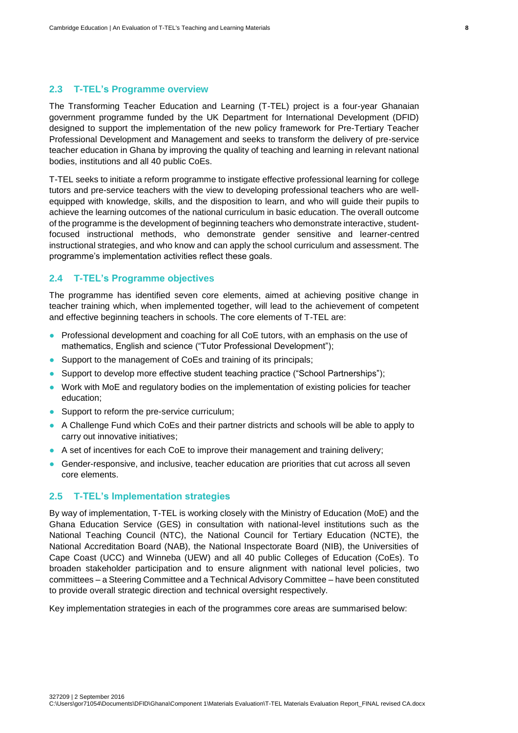## 2.3 T-TEL's Programme overview

The Transforming Teacher Education and Learning (T-TEL) project is a four-year Ghanaian government programme funded by the UK Department for International Development (DFID) designed to support the implementation of the new policy framework for Pre-Tertiary Teacher Professional Development and Management and seeks to transform the delivery of pre-service teacher education in Ghana by improving the quality of teaching and learning in relevant national bodies, institutions and all 40 public CoEs.

T-TEL seeks to initiate a reform programme to instigate effective professional learning for college tutors and pre-service teachers with the view to developing professional teachers who are well-equipped with knowledge, skills, and the disposition to learn, and who will guide their pupils to achieve the learning outcomes of the national curriculum in basic education. The overall outcome of the programme is the development of beginning teachers who demonstrate interactive, student-focused instructional methods, who demonstrate gender sensitive and learner-centred instructional strategies, and who know and can apply the school curriculum and assessment. The programme's implementation activities reflect these goals.

## 2.4 T-TEL's Programme objectives

The programme has identified seven core elements, aimed at achieving positive change in teacher training which, when implemented together, will lead to the achievement of competent and effective beginning teachers in schools. The core elements of T-TEL are:

- Professional development and coaching for all CoE tutors, with an emphasis on the use of mathematics, English and science ("Tutor Professional Development");
- Support to the management of CoEs and training of its principals;
- Support to develop more effective student teaching practice ("School Partnerships");
- Work with MoE and regulatory bodies on the implementation of existing policies for teacher education;
- Support to reform the pre-service curriculum;
- A Challenge Fund which CoEs and their partner districts and schools will be able to apply to carry out innovative initiatives;
- A set of incentives for each CoE to improve their management and training delivery;
- Gender-responsive, and inclusive, teacher education are priorities that cut across all seven core elements.

## 2.5 T-TEL's Implementation strategies

By way of implementation, T-TEL is working closely with the Ministry of Education (MoE) and the Ghana Education Service (GES) in consultation with national-level institutions such as the National Teaching Council (NTC), the National Council for Tertiary Education (NCTE), the National Accreditation Board (NAB), the National Inspectorate Board (NIB), the Universities of Cape Coast (UCC) and Winneba (UEW) and all 40 public Colleges of Education (CoEs). To broaden stakeholder participation and to ensure alignment with national level policies, two committees – a Steering Committee and a Technical Advisory Committee – have been constituted to provide overall strategic direction and technical oversight respectively.

Key implementation strategies in each of the programmes core areas are summarised below: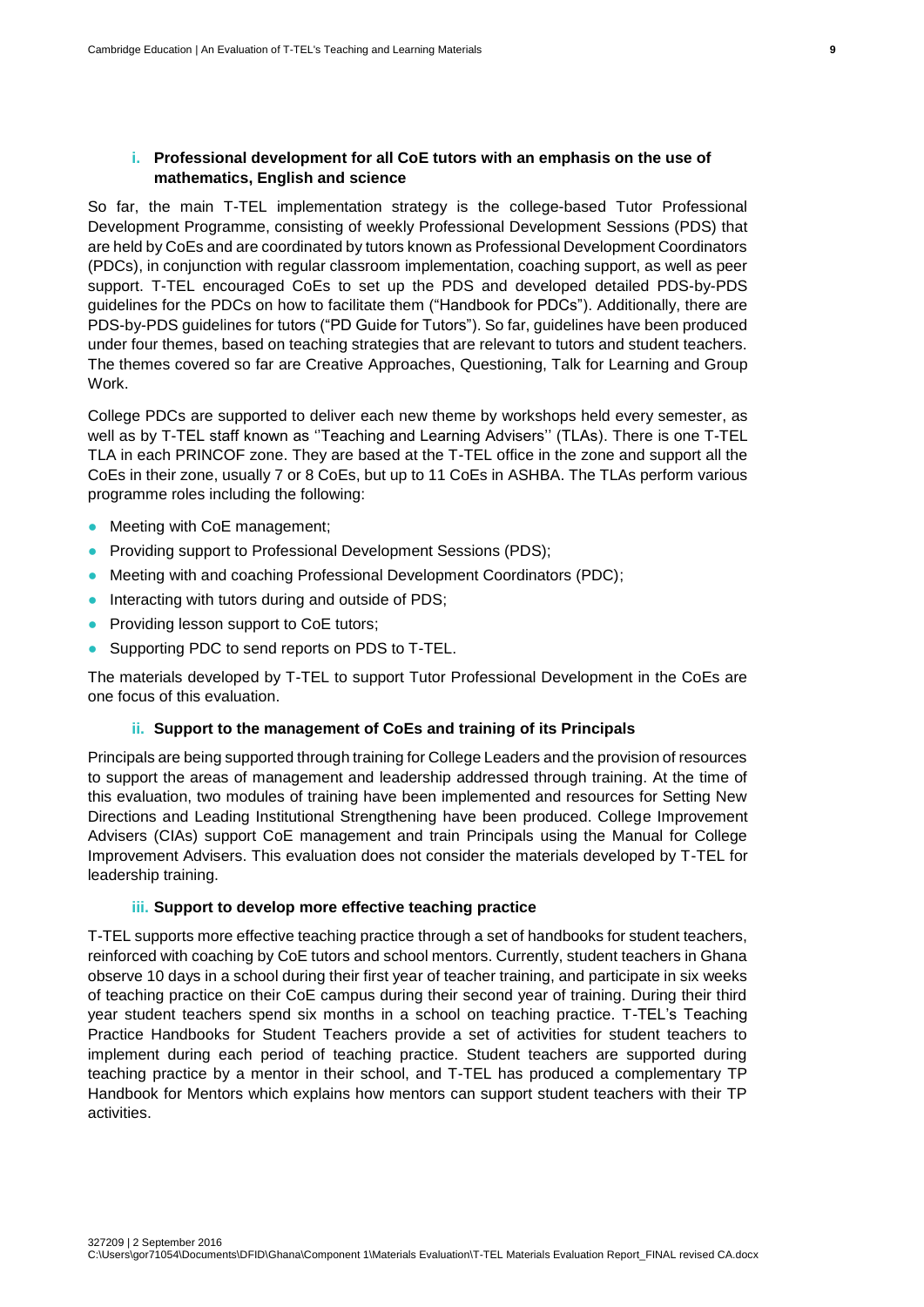#### i. Professional development for all CoE tutors with an emphasis on the use of mathematics, English and science

So far, the main T-TEL implementation strategy is the college-based Tutor Professional Development Programme, consisting of weekly Professional Development Sessions (PDS) that are held by CoEs and are coordinated by tutors known as Professional Development Coordinators (PDCs), in conjunction with regular classroom implementation, coaching support, as well as peer support. T-TEL encouraged CoEs to set up the PDS and developed detailed PDS-by-PDS guidelines for the PDCs on how to facilitate them ("Handbook for PDCs"). Additionally, there are PDS-by-PDS guidelines for tutors ("PD Guide for Tutors"). So far, guidelines have been produced under four themes, based on teaching strategies that are relevant to tutors and student teachers. The themes covered so far are Creative Approaches, Questioning, Talk for Learning and Group Work.

College PDCs are supported to deliver each new theme by workshops held every semester, as well as by T-TEL staff known as ''Teaching and Learning Advisers'' (TLAs). There is one T-TEL TLA in each PRINCOF zone. They are based at the T-TEL office in the zone and support all the CoEs in their zone, usually 7 or 8 CoEs, but up to 11 CoEs in ASHBA. The TLAs perform various programme roles including the following:

- Meeting with CoE management;
- Providing support to Professional Development Sessions (PDS);
- Meeting with and coaching Professional Development Coordinators (PDC);
- Interacting with tutors during and outside of PDS;
- Providing lesson support to CoE tutors;
- Supporting PDC to send reports on PDS to T-TEL.

The materials developed by T-TEL to support Tutor Professional Development in the CoEs are one focus of this evaluation.

#### ii. Support to the management of CoEs and training of its Principals

Principals are being supported through training for College Leaders and the provision of resources to support the areas of management and leadership addressed through training. At the time of this evaluation, two modules of training have been implemented and resources for Setting New Directions and Leading Institutional Strengthening have been produced. College Improvement Advisers (CIAs) support CoE management and train Principals using the Manual for College Improvement Advisers. This evaluation does not consider the materials developed by T-TEL for leadership training.

#### iii. Support to develop more effective teaching practice

T-TEL supports more effective teaching practice through a set of handbooks for student teachers, reinforced with coaching by CoE tutors and school mentors. Currently, student teachers in Ghana observe 10 days in a school during their first year of teacher training, and participate in six weeks of teaching practice on their CoE campus during their second year of training. During their third year student teachers spend six months in a school on teaching practice. T-TEL's Teaching Practice Handbooks for Student Teachers provide a set of activities for student teachers to implement during each period of teaching practice. Student teachers are supported during teaching practice by a mentor in their school, and T-TEL has produced a complementary TP Handbook for Mentors which explains how mentors can support student teachers with their TP activities.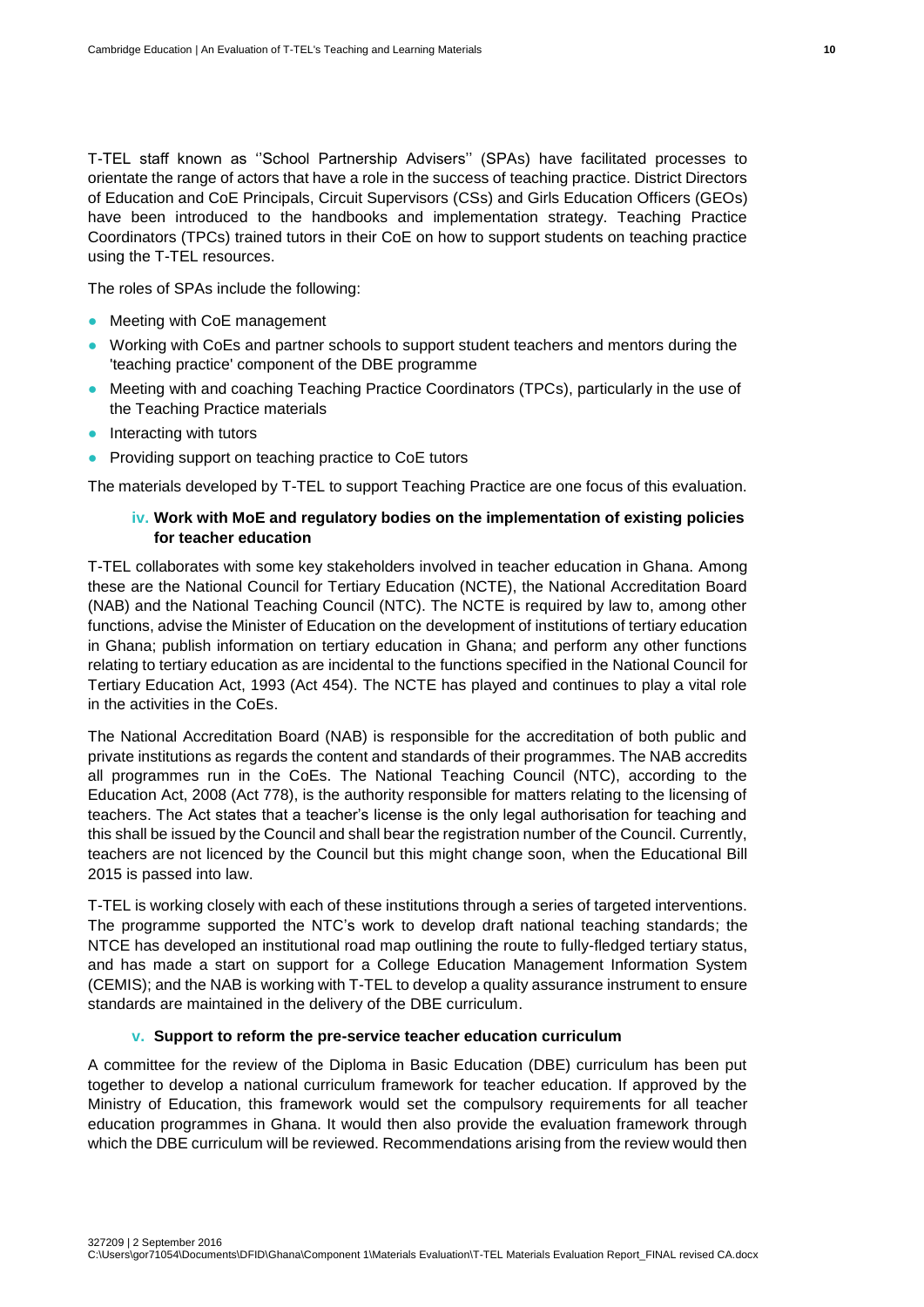T-TEL staff known as ''School Partnership Advisers'' (SPAs) have facilitated processes to orientate the range of actors that have a role in the success of teaching practice. District Directors of Education and CoE Principals, Circuit Supervisors (CSs) and Girls Education Officers (GEOs) have been introduced to the handbooks and implementation strategy. Teaching Practice Coordinators (TPCs) trained tutors in their CoE on how to support students on teaching practice using the T-TEL resources.

The roles of SPAs include the following:

- Meeting with CoE management
- Working with CoEs and partner schools to support student teachers and mentors during the 'teaching practice' component of the DBE programme
- Meeting with and coaching Teaching Practice Coordinators (TPCs), particularly in the use of the Teaching Practice materials
- Interacting with tutors
- Providing support on teaching practice to CoE tutors

The materials developed by T-TEL to support Teaching Practice are one focus of this evaluation.

#### iv. Work with MoE and regulatory bodies on the implementation of existing policies for teacher education

T-TEL collaborates with some key stakeholders involved in teacher education in Ghana. Among these are the National Council for Tertiary Education (NCTE), the National Accreditation Board (NAB) and the National Teaching Council (NTC). The NCTE is required by law to, among other functions, advise the Minister of Education on the development of institutions of tertiary education in Ghana; publish information on tertiary education in Ghana; and perform any other functions relating to tertiary education as are incidental to the functions specified in the National Council for Tertiary Education Act, 1993 (Act 454). The NCTE has played and continues to play a vital role in the activities in the CoEs.

The National Accreditation Board (NAB) is responsible for the accreditation of both public and private institutions as regards the content and standards of their programmes. The NAB accredits all programmes run in the CoEs. The National Teaching Council (NTC), according to the Education Act, 2008 (Act 778), is the authority responsible for matters relating to the licensing of teachers. The Act states that a teacher's license is the only legal authorisation for teaching and this shall be issued by the Council and shall bear the registration number of the Council. Currently, teachers are not licenced by the Council but this might change soon, when the Educational Bill 2015 is passed into law.

T-TEL is working closely with each of these institutions through a series of targeted interventions. The programme supported the NTC's work to develop draft national teaching standards; the NTCE has developed an institutional road map outlining the route to fully-fledged tertiary status, and has made a start on support for a College Education Management Information System (CEMIS); and the NAB is working with T-TEL to develop a quality assurance instrument to ensure standards are maintained in the delivery of the DBE curriculum.

#### v. Support to reform the pre-service teacher education curriculum

A committee for the review of the Diploma in Basic Education (DBE) curriculum has been put together to develop a national curriculum framework for teacher education. If approved by the Ministry of Education, this framework would set the compulsory requirements for all teacher education programmes in Ghana. It would then also provide the evaluation framework through which the DBE curriculum will be reviewed. Recommendations arising from the review would then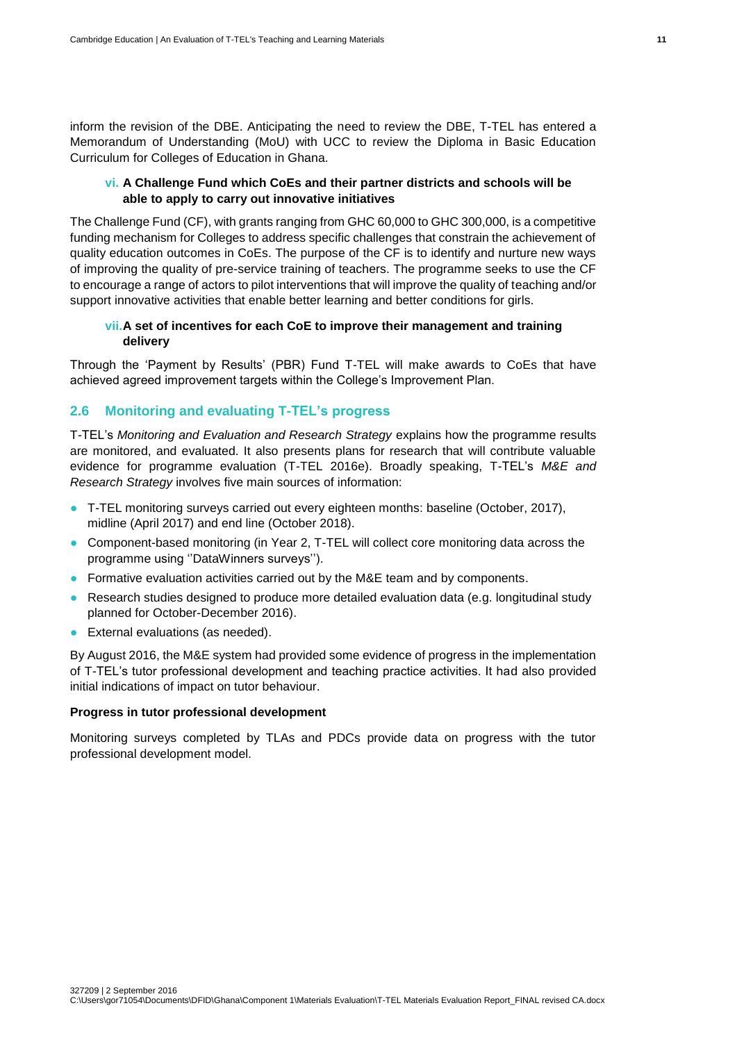inform the revision of the DBE. Anticipating the need to review the DBE, T-TEL has entered a Memorandum of Understanding (MoU) with UCC to review the Diploma in Basic Education Curriculum for Colleges of Education in Ghana.

**vi. A Challenge Fund which CoEs and their partner districts and schools will be able to apply to carry out innovative initiatives**

The Challenge Fund (CF), with grants ranging from GHC 60,000 to GHC 300,000, is a competitive funding mechanism for Colleges to address specific challenges that constrain the achievement of quality education outcomes in CoEs. The purpose of the CF is to identify and nurture new ways of improving the quality of pre-service training of teachers. The programme seeks to use the CF to encourage a range of actors to pilot interventions that will improve the quality of teaching and/or support innovative activities that enable better learning and better conditions for girls.

**vii. A set of incentives for each CoE to improve their management and training delivery**

Through the 'Payment by Results' (PBR) Fund T-TEL will make awards to CoEs that have achieved agreed improvement targets within the College's Improvement Plan.

## 2.6 Monitoring and evaluating T-TEL's progress

T-TEL's *Monitoring and Evaluation and Research Strategy* explains how the programme results are monitored, and evaluated. It also presents plans for research that will contribute valuable evidence for programme evaluation (T-TEL 2016e). Broadly speaking, T-TEL's *M&E and Research Strategy* involves five main sources of information:

- T-TEL monitoring surveys carried out every eighteen months: baseline (October, 2017), midline (April 2017) and end line (October 2018).
- Component-based monitoring (in Year 2, T-TEL will collect core monitoring data across the programme using ''DataWinners surveys'').
- Formative evaluation activities carried out by the M&E team and by components.
- Research studies designed to produce more detailed evaluation data (e.g. longitudinal study planned for October-December 2016).
- External evaluations (as needed).

By August 2016, the M&E system had provided some evidence of progress in the implementation of T-TEL's tutor professional development and teaching practice activities. It had also provided initial indications of impact on tutor behaviour.

**Progress in tutor professional development**

Monitoring surveys completed by TLAs and PDCs provide data on progress with the tutor professional development model.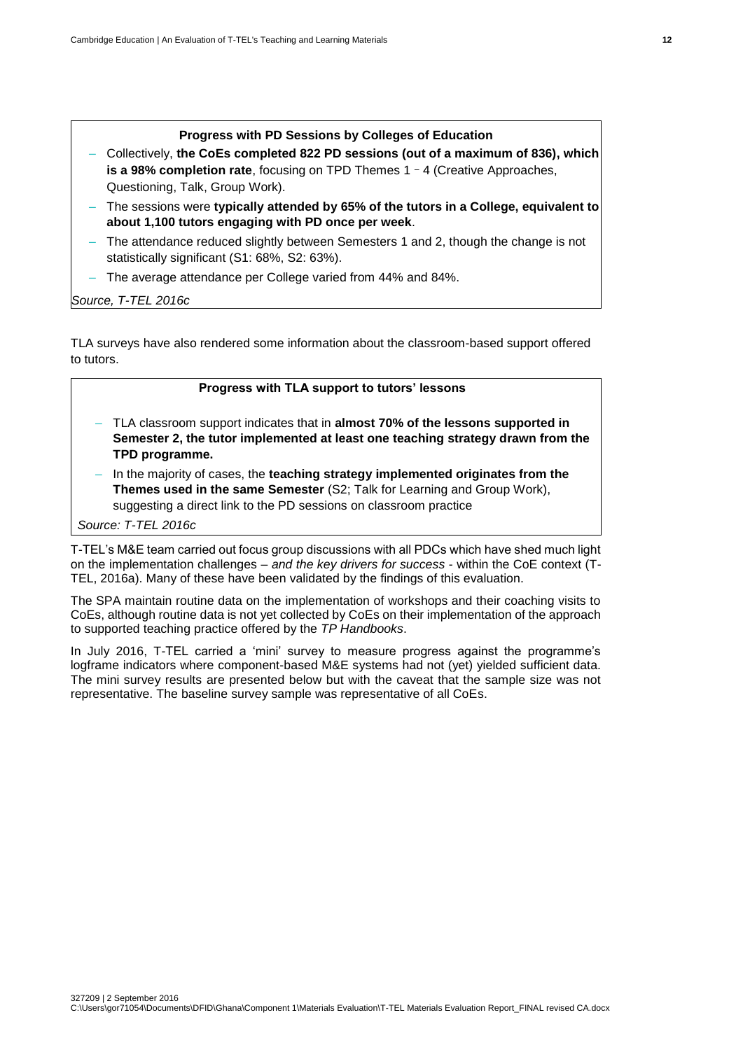**Progress with PD Sessions by Colleges of Education**

- Collectively, **the CoEs completed 822 PD sessions (out of a maximum of 836), which is a 98% completion rate**, focusing on TPD Themes 1 - 4 (Creative Approaches, Questioning, Talk, Group Work).
- The sessions were **typically attended by 65% of the tutors in a College, equivalent to about 1,100 tutors engaging with PD once per week**.
- The attendance reduced slightly between Semesters 1 and 2, though the change is not statistically significant (S1: 68%, S2: 63%).
- The average attendance per College varied from 44% and 84%.

*Source, T-TEL 2016c*

TLA surveys have also rendered some information about the classroom-based support offered to tutors.

**Progress with TLA support to tutors' lessons**

- TLA classroom support indicates that in **almost 70% of the lessons supported in Semester 2, the tutor implemented at least one teaching strategy drawn from the TPD programme.**
- In the majority of cases, the **teaching strategy implemented originates from the Themes used in the same Semester** (S2; Talk for Learning and Group Work), suggesting a direct link to the PD sessions on classroom practice

*Source: T-TEL 2016c*

T-TEL's M&E team carried out focus group discussions with all PDCs which have shed much light on the implementation challenges – *and the key drivers for success* - within the CoE context (T-TEL, 2016a). Many of these have been validated by the findings of this evaluation.

The SPA maintain routine data on the implementation of workshops and their coaching visits to CoEs, although routine data is not yet collected by CoEs on their implementation of the approach to supported teaching practice offered by the *TP Handbooks*.

In July 2016, T-TEL carried a 'mini' survey to measure progress against the programme's logframe indicators where component-based M&E systems had not (yet) yielded sufficient data. The mini survey results are presented below but with the caveat that the sample size was not representative. The baseline survey sample was representative of all CoEs.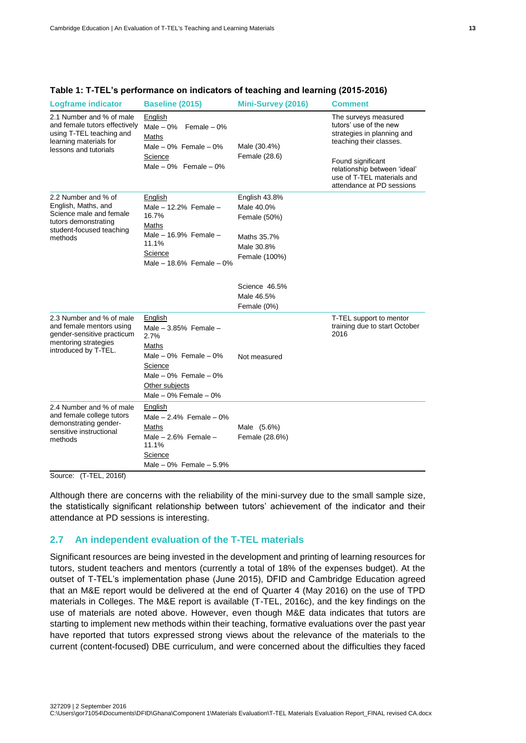**Table 1: T-TEL's performance on indicators of teaching and learning (2015-2016)**

| Logframe indicator | Baseline (2015) | Mini-Survey (2016) | Comment |
|---|---|---|---|
| 2.1 Number and % of male and female tutors effectively using T-TEL teaching and learning materials for lessons and tutorials | English<br>Male – 0% Female – 0%<br>Maths<br>Male – 0% Female – 0%<br>Science<br>Male – 0% Female – 0% | Male (30.4%)<br>Female (28.6) | The surveys measured tutors' use of the new strategies in planning and teaching their classes.<br><br>Found significant relationship between 'ideal' use of T-TEL materials and attendance at PD sessions |
| 2.2 Number and % of English, Maths, and Science male and female tutors demonstrating student-focused teaching methods | English<br>Male – 12.2% Female – 16.7%<br>Maths<br>Male – 16.9% Female – 11.1%<br>Science<br>Male – 18.6% Female – 0% | English 43.8%<br>Male 40.0%<br>Female (50%)<br><br>Maths 35.7%<br>Male 30.8%<br>Female (100%)<br><br>Science 46.5%<br>Male 46.5%<br>Female (0%) | |
| 2.3 Number and % of male and female mentors using gender-sensitive practicum mentoring strategies introduced by T-TEL. | English<br>Male – 3.85% Female – 2.7%<br>Maths<br>Male – 0% Female – 0%<br>Science<br>Male – 0% Female – 0%<br>Other subjects<br>Male – 0% Female – 0% | Not measured | T-TEL support to mentor training due to start October 2016 |
| 2.4 Number and % of male and female college tutors demonstrating gender-sensitive instructional methods | English<br>Male – 2.4% Female – 0%<br>Maths<br>Male – 2.6% Female – 11.1%<br>Science<br>Male – 0% Female – 5.9% | Male (5.6%)<br>Female (28.6%) | |

Source: (T-TEL, 2016f)

Although there are concerns with the reliability of the mini-survey due to the small sample size, the statistically significant relationship between tutors' achievement of the indicator and their attendance at PD sessions is interesting.

## 2.7 An independent evaluation of the T-TEL materials

Significant resources are being invested in the development and printing of learning resources for tutors, student teachers and mentors (currently a total of 18% of the expenses budget). At the outset of T-TEL's implementation phase (June 2015), DFID and Cambridge Education agreed that an M&E report would be delivered at the end of Quarter 4 (May 2016) on the use of TPD materials in Colleges. The M&E report is available (T-TEL, 2016c), and the key findings on the use of materials are noted above. However, even though M&E data indicates that tutors are starting to implement new methods within their teaching, formative evaluations over the past year have reported that tutors expressed strong views about the relevance of the materials to the current (content-focused) DBE curriculum, and were concerned about the difficulties they faced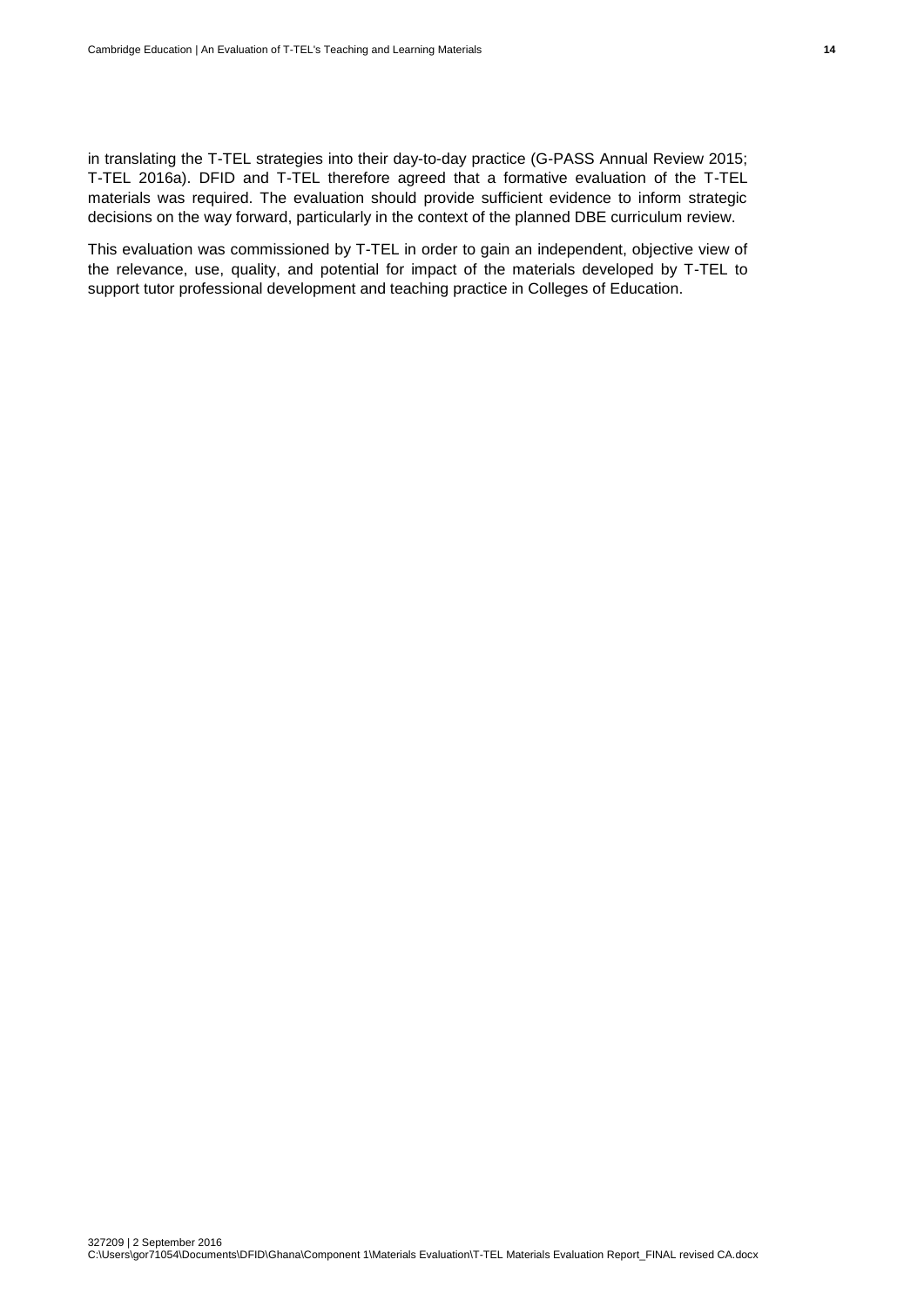in translating the T-TEL strategies into their day-to-day practice (G-PASS Annual Review 2015; T-TEL 2016a). DFID and T-TEL therefore agreed that a formative evaluation of the T-TEL materials was required. The evaluation should provide sufficient evidence to inform strategic decisions on the way forward, particularly in the context of the planned DBE curriculum review.

This evaluation was commissioned by T-TEL in order to gain an independent, objective view of the relevance, use, quality, and potential for impact of the materials developed by T-TEL to support tutor professional development and teaching practice in Colleges of Education.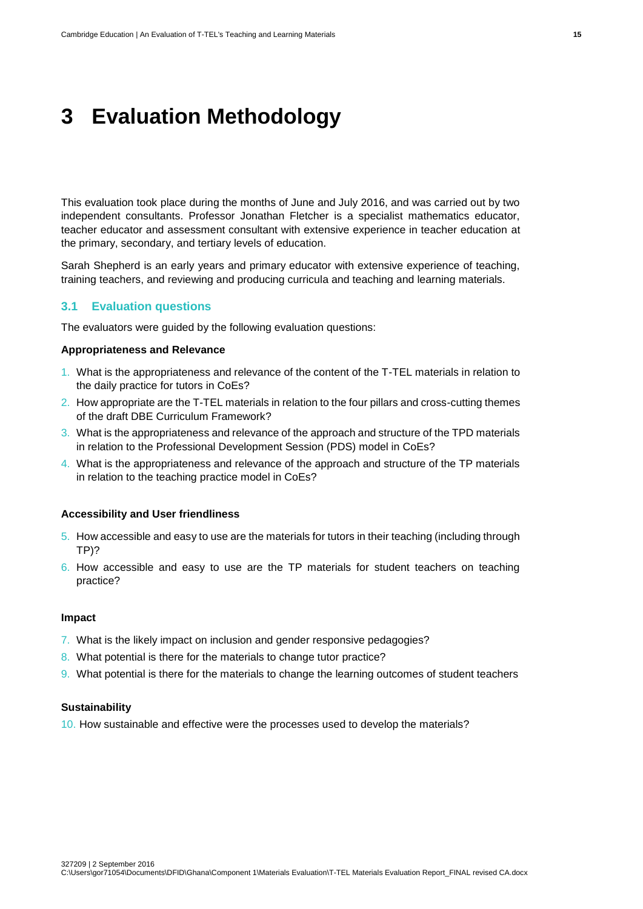# 3 Evaluation Methodology

This evaluation took place during the months of June and July 2016, and was carried out by two independent consultants. Professor Jonathan Fletcher is a specialist mathematics educator, teacher educator and assessment consultant with extensive experience in teacher education at the primary, secondary, and tertiary levels of education.

Sarah Shepherd is an early years and primary educator with extensive experience of teaching, training teachers, and reviewing and producing curricula and teaching and learning materials.

## 3.1 Evaluation questions

The evaluators were guided by the following evaluation questions:

**Appropriateness and Relevance**

1. What is the appropriateness and relevance of the content of the T-TEL materials in relation to the daily practice for tutors in CoEs?
2. How appropriate are the T-TEL materials in relation to the four pillars and cross-cutting themes of the draft DBE Curriculum Framework?
3. What is the appropriateness and relevance of the approach and structure of the TPD materials in relation to the Professional Development Session (PDS) model in CoEs?
4. What is the appropriateness and relevance of the approach and structure of the TP materials in relation to the teaching practice model in CoEs?

**Accessibility and User friendliness**

5. How accessible and easy to use are the materials for tutors in their teaching (including through TP)?
6. How accessible and easy to use are the TP materials for student teachers on teaching practice?

**Impact**

7. What is the likely impact on inclusion and gender responsive pedagogies?
8. What potential is there for the materials to change tutor practice?
9. What potential is there for the materials to change the learning outcomes of student teachers

**Sustainability**

10. How sustainable and effective were the processes used to develop the materials?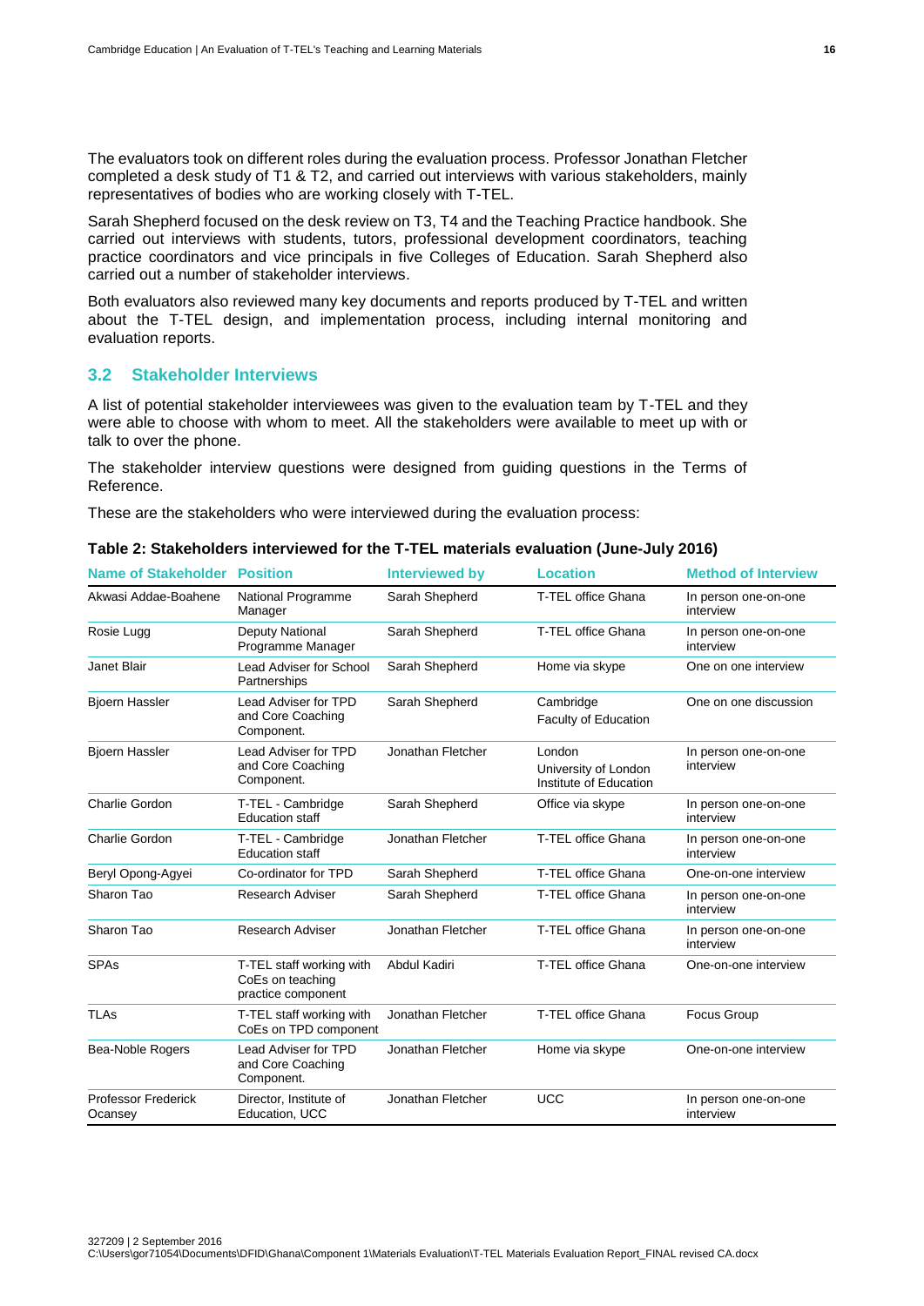The evaluators took on different roles during the evaluation process. Professor Jonathan Fletcher completed a desk study of T1 & T2, and carried out interviews with various stakeholders, mainly representatives of bodies who are working closely with T-TEL.

Sarah Shepherd focused on the desk review on T3, T4 and the Teaching Practice handbook. She carried out interviews with students, tutors, professional development coordinators, teaching practice coordinators and vice principals in five Colleges of Education. Sarah Shepherd also carried out a number of stakeholder interviews.

Both evaluators also reviewed many key documents and reports produced by T-TEL and written about the T-TEL design, and implementation process, including internal monitoring and evaluation reports.

## 3.2 Stakeholder Interviews

A list of potential stakeholder interviewees was given to the evaluation team by T-TEL and they were able to choose with whom to meet. All the stakeholders were available to meet up with or talk to over the phone.

The stakeholder interview questions were designed from guiding questions in the Terms of Reference.

These are the stakeholders who were interviewed during the evaluation process:

**Table 2: Stakeholders interviewed for the T-TEL materials evaluation (June-July 2016)**

| Name of Stakeholder | Position | Interviewed by | Location | Method of Interview |
|---|---|---|---|---|
| Akwasi Addae-Boahene | National Programme Manager | Sarah Shepherd | T-TEL office Ghana | In person one-on-one interview |
| Rosie Lugg | Deputy National Programme Manager | Sarah Shepherd | T-TEL office Ghana | In person one-on-one interview |
| Janet Blair | Lead Adviser for School Partnerships | Sarah Shepherd | Home via skype | One on one interview |
| Bjoern Hassler | Lead Adviser for TPD and Core Coaching Component. | Sarah Shepherd | Cambridge Faculty of Education | One on one discussion |
| Bjoern Hassler | Lead Adviser for TPD and Core Coaching Component. | Jonathan Fletcher | London University of London Institute of Education | In person one-on-one interview |
| Charlie Gordon | T-TEL - Cambridge Education staff | Sarah Shepherd | Office via skype | In person one-on-one interview |
| Charlie Gordon | T-TEL - Cambridge Education staff | Jonathan Fletcher | T-TEL office Ghana | In person one-on-one interview |
| Beryl Opong-Agyei | Co-ordinator for TPD | Sarah Shepherd | T-TEL office Ghana | One-on-one interview |
| Sharon Tao | Research Adviser | Sarah Shepherd | T-TEL office Ghana | In person one-on-one interview |
| Sharon Tao | Research Adviser | Jonathan Fletcher | T-TEL office Ghana | In person one-on-one interview |
| SPAs | T-TEL staff working with CoEs on teaching practice component | Abdul Kadiri | T-TEL office Ghana | One-on-one interview |
| TLAs | T-TEL staff working with CoEs on TPD component | Jonathan Fletcher | T-TEL office Ghana | Focus Group |
| Bea-Noble Rogers | Lead Adviser for TPD and Core Coaching Component. | Jonathan Fletcher | Home via skype | One-on-one interview |
| Professor Frederick Ocansey | Director, Institute of Education, UCC | Jonathan Fletcher | UCC | In person one-on-one interview |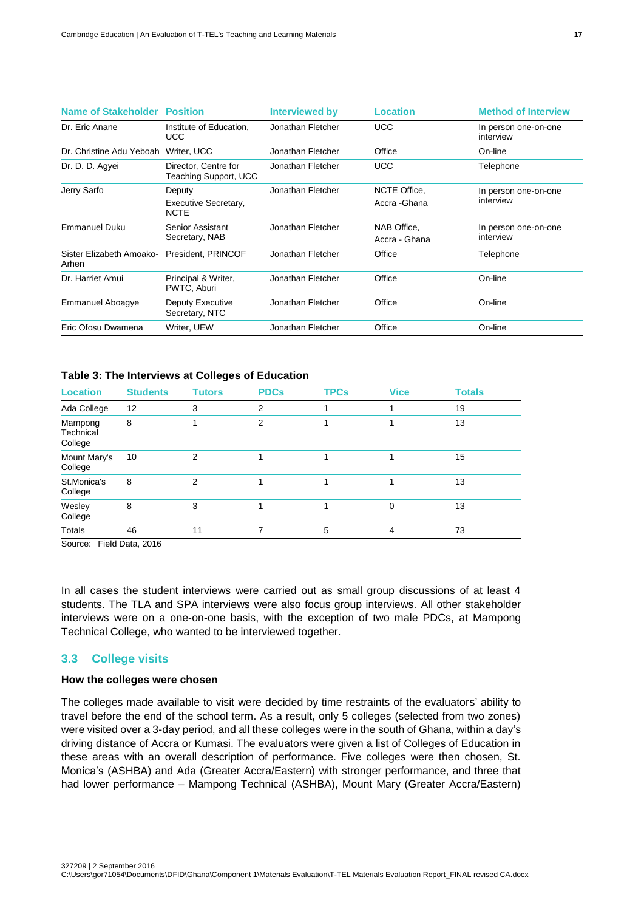| Name of Stakeholder | Position | Interviewed by | Location | Method of Interview |
|---|---|---|---|---|
| Dr. Eric Anane | Institute of Education, UCC | Jonathan Fletcher | UCC | In person one-on-one interview |
| Dr. Christine Adu Yeboah | Writer, UCC | Jonathan Fletcher | Office | On-line |
| Dr. D. D. Agyei | Director, Centre for Teaching Support, UCC | Jonathan Fletcher | UCC | Telephone |
| Jerry Sarfo | Deputy Executive Secretary, NCTE | Jonathan Fletcher | NCTE Office, Accra -Ghana | In person one-on-one interview |
| Emmanuel Duku | Senior Assistant Secretary, NAB | Jonathan Fletcher | NAB Office, Accra - Ghana | In person one-on-one interview |
| Sister Elizabeth Amoako-Arhen | President, PRINCOF | Jonathan Fletcher | Office | Telephone |
| Dr. Harriet Amui | Principal & Writer, PWTC, Aburi | Jonathan Fletcher | Office | On-line |
| Emmanuel Aboagye | Deputy Executive Secretary, NTC | Jonathan Fletcher | Office | On-line |
| Eric Ofosu Dwamena | Writer, UEW | Jonathan Fletcher | Office | On-line |

**Table 3: The Interviews at Colleges of Education**

| Location | Students | Tutors | PDCs | TPCs | Vice | Totals |
|---|---|---|---|---|---|---|
| Ada College | 12 | 3 | 2 | 1 | 1 | 19 |
| Mampong Technical College | 8 | 1 | 2 | 1 | 1 | 13 |
| Mount Mary's College | 10 | 2 | 1 | 1 | 1 | 15 |
| St.Monica's College | 8 | 2 | 1 | 1 | 1 | 13 |
| Wesley College | 8 | 3 | 1 | 1 | 0 | 13 |
| Totals | 46 | 11 | 7 | 5 | 4 | 73 |

Source: Field Data, 2016

In all cases the student interviews were carried out as small group discussions of at least 4 students. The TLA and SPA interviews were also focus group interviews. All other stakeholder interviews were on a one-on-one basis, with the exception of two male PDCs, at Mampong Technical College, who wanted to be interviewed together.

## 3.3 College visits

### How the colleges were chosen

The colleges made available to visit were decided by time restraints of the evaluators' ability to travel before the end of the school term. As a result, only 5 colleges (selected from two zones) were visited over a 3-day period, and all these colleges were in the south of Ghana, within a day's driving distance of Accra or Kumasi. The evaluators were given a list of Colleges of Education in these areas with an overall description of performance. Five colleges were then chosen, St. Monica's (ASHBA) and Ada (Greater Accra/Eastern) with stronger performance, and three that had lower performance – Mampong Technical (ASHBA), Mount Mary (Greater Accra/Eastern)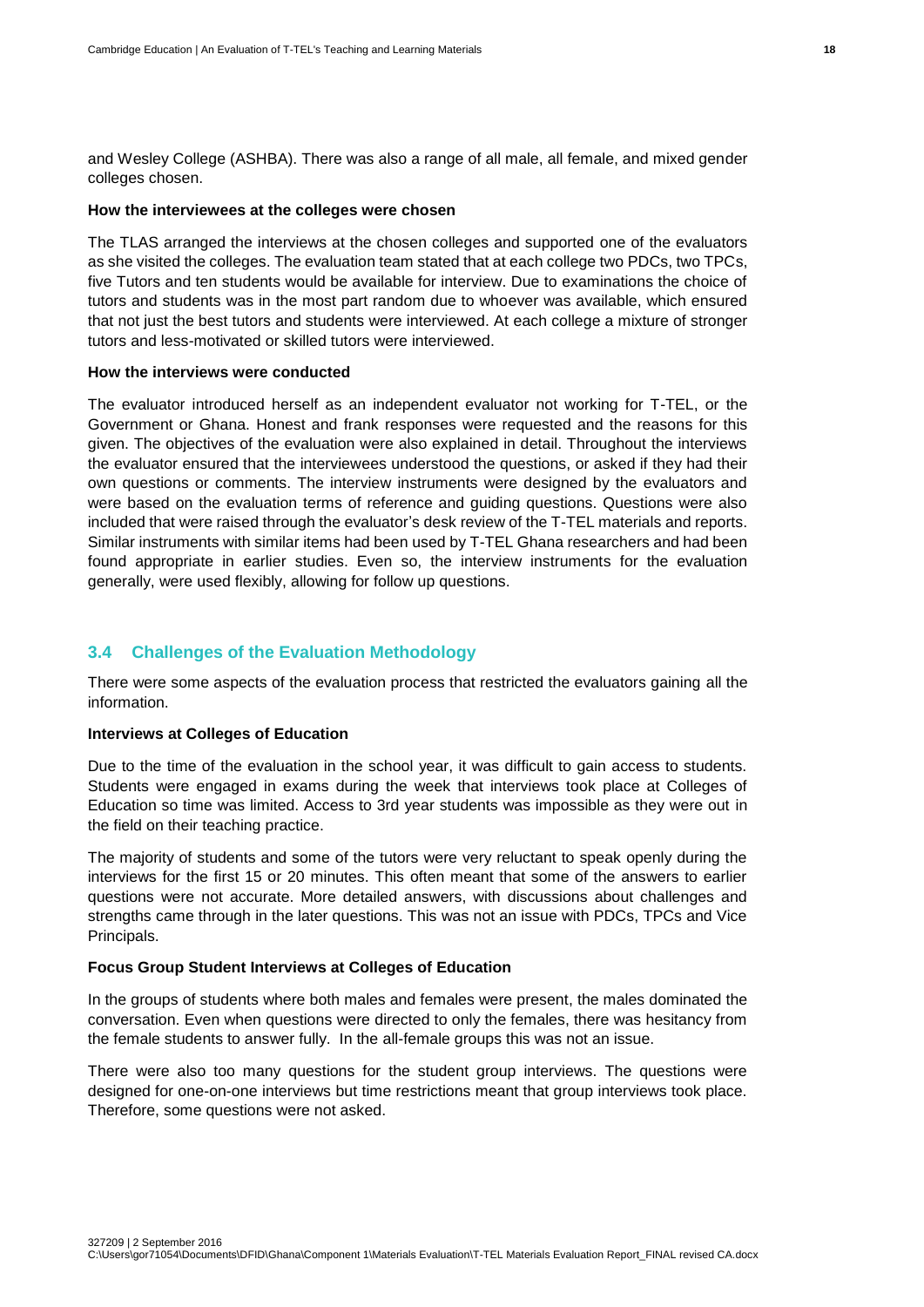and Wesley College (ASHBA). There was also a range of all male, all female, and mixed gender colleges chosen.

**How the interviewees at the colleges were chosen**

The TLAS arranged the interviews at the chosen colleges and supported one of the evaluators as she visited the colleges. The evaluation team stated that at each college two PDCs, two TPCs, five Tutors and ten students would be available for interview. Due to examinations the choice of tutors and students was in the most part random due to whoever was available, which ensured that not just the best tutors and students were interviewed. At each college a mixture of stronger tutors and less-motivated or skilled tutors were interviewed.

**How the interviews were conducted**

The evaluator introduced herself as an independent evaluator not working for T-TEL, or the Government or Ghana. Honest and frank responses were requested and the reasons for this given. The objectives of the evaluation were also explained in detail. Throughout the interviews the evaluator ensured that the interviewees understood the questions, or asked if they had their own questions or comments. The interview instruments were designed by the evaluators and were based on the evaluation terms of reference and guiding questions. Questions were also included that were raised through the evaluator's desk review of the T-TEL materials and reports. Similar instruments with similar items had been used by T-TEL Ghana researchers and had been found appropriate in earlier studies. Even so, the interview instruments for the evaluation generally, were used flexibly, allowing for follow up questions.

## 3.4 Challenges of the Evaluation Methodology

There were some aspects of the evaluation process that restricted the evaluators gaining all the information.

**Interviews at Colleges of Education**

Due to the time of the evaluation in the school year, it was difficult to gain access to students. Students were engaged in exams during the week that interviews took place at Colleges of Education so time was limited. Access to 3rd year students was impossible as they were out in the field on their teaching practice.

The majority of students and some of the tutors were very reluctant to speak openly during the interviews for the first 15 or 20 minutes. This often meant that some of the answers to earlier questions were not accurate. More detailed answers, with discussions about challenges and strengths came through in the later questions. This was not an issue with PDCs, TPCs and Vice Principals.

**Focus Group Student Interviews at Colleges of Education**

In the groups of students where both males and females were present, the males dominated the conversation. Even when questions were directed to only the females, there was hesitancy from the female students to answer fully. In the all-female groups this was not an issue.

There were also too many questions for the student group interviews. The questions were designed for one-on-one interviews but time restrictions meant that group interviews took place. Therefore, some questions were not asked.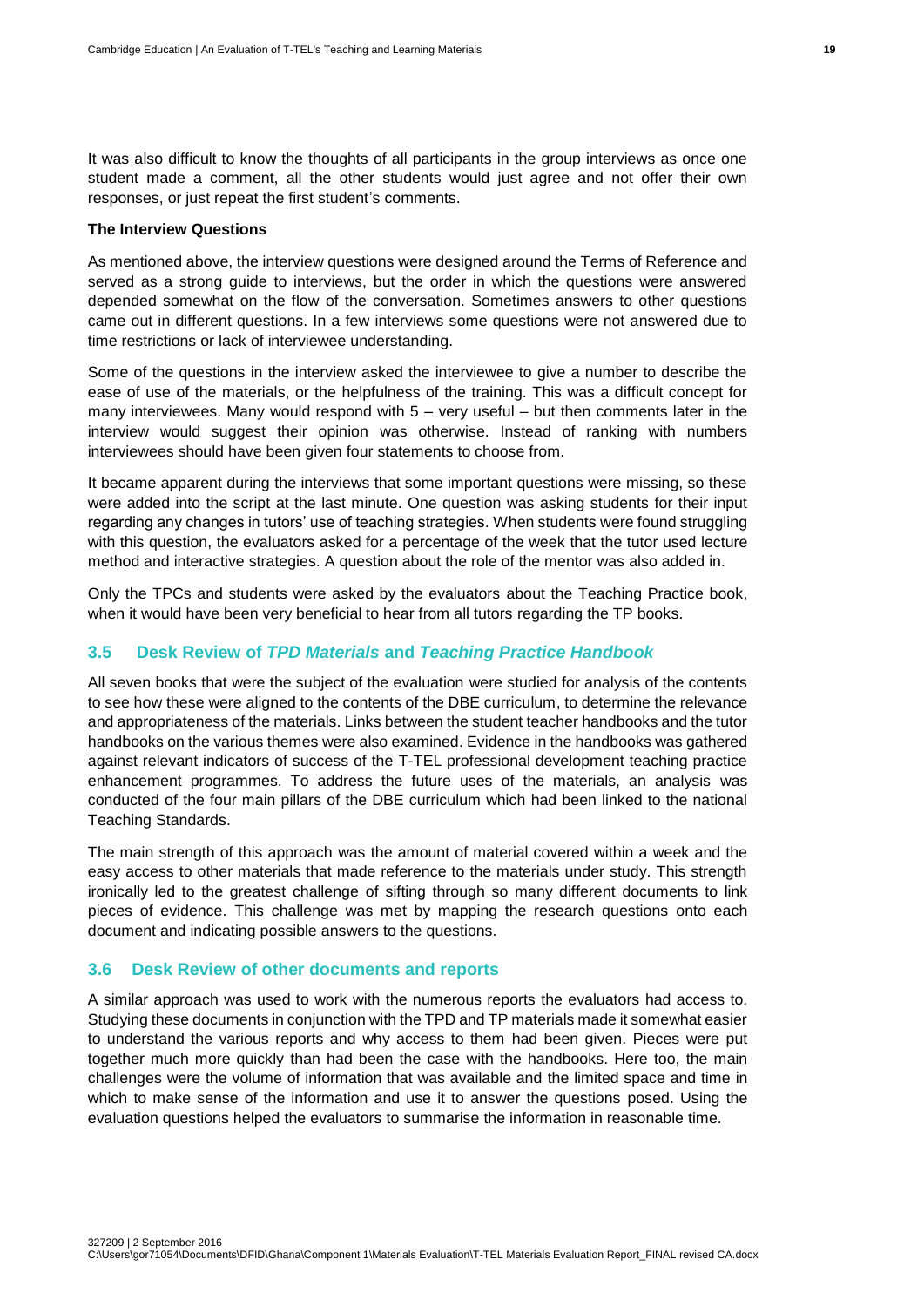It was also difficult to know the thoughts of all participants in the group interviews as once one student made a comment, all the other students would just agree and not offer their own responses, or just repeat the first student's comments.

**The Interview Questions**

As mentioned above, the interview questions were designed around the Terms of Reference and served as a strong guide to interviews, but the order in which the questions were answered depended somewhat on the flow of the conversation. Sometimes answers to other questions came out in different questions. In a few interviews some questions were not answered due to time restrictions or lack of interviewee understanding.

Some of the questions in the interview asked the interviewee to give a number to describe the ease of use of the materials, or the helpfulness of the training. This was a difficult concept for many interviewees. Many would respond with 5 – very useful – but then comments later in the interview would suggest their opinion was otherwise. Instead of ranking with numbers interviewees should have been given four statements to choose from.

It became apparent during the interviews that some important questions were missing, so these were added into the script at the last minute. One question was asking students for their input regarding any changes in tutors' use of teaching strategies. When students were found struggling with this question, the evaluators asked for a percentage of the week that the tutor used lecture method and interactive strategies. A question about the role of the mentor was also added in.

Only the TPCs and students were asked by the evaluators about the Teaching Practice book, when it would have been very beneficial to hear from all tutors regarding the TP books.

## 3.5 Desk Review of *TPD Materials* and *Teaching Practice Handbook*

All seven books that were the subject of the evaluation were studied for analysis of the contents to see how these were aligned to the contents of the DBE curriculum, to determine the relevance and appropriateness of the materials. Links between the student teacher handbooks and the tutor handbooks on the various themes were also examined. Evidence in the handbooks was gathered against relevant indicators of success of the T-TEL professional development teaching practice enhancement programmes. To address the future uses of the materials, an analysis was conducted of the four main pillars of the DBE curriculum which had been linked to the national Teaching Standards.

The main strength of this approach was the amount of material covered within a week and the easy access to other materials that made reference to the materials under study. This strength ironically led to the greatest challenge of sifting through so many different documents to link pieces of evidence. This challenge was met by mapping the research questions onto each document and indicating possible answers to the questions.

## 3.6 Desk Review of other documents and reports

A similar approach was used to work with the numerous reports the evaluators had access to. Studying these documents in conjunction with the TPD and TP materials made it somewhat easier to understand the various reports and why access to them had been given. Pieces were put together much more quickly than had been the case with the handbooks. Here too, the main challenges were the volume of information that was available and the limited space and time in which to make sense of the information and use it to answer the questions posed. Using the evaluation questions helped the evaluators to summarise the information in reasonable time.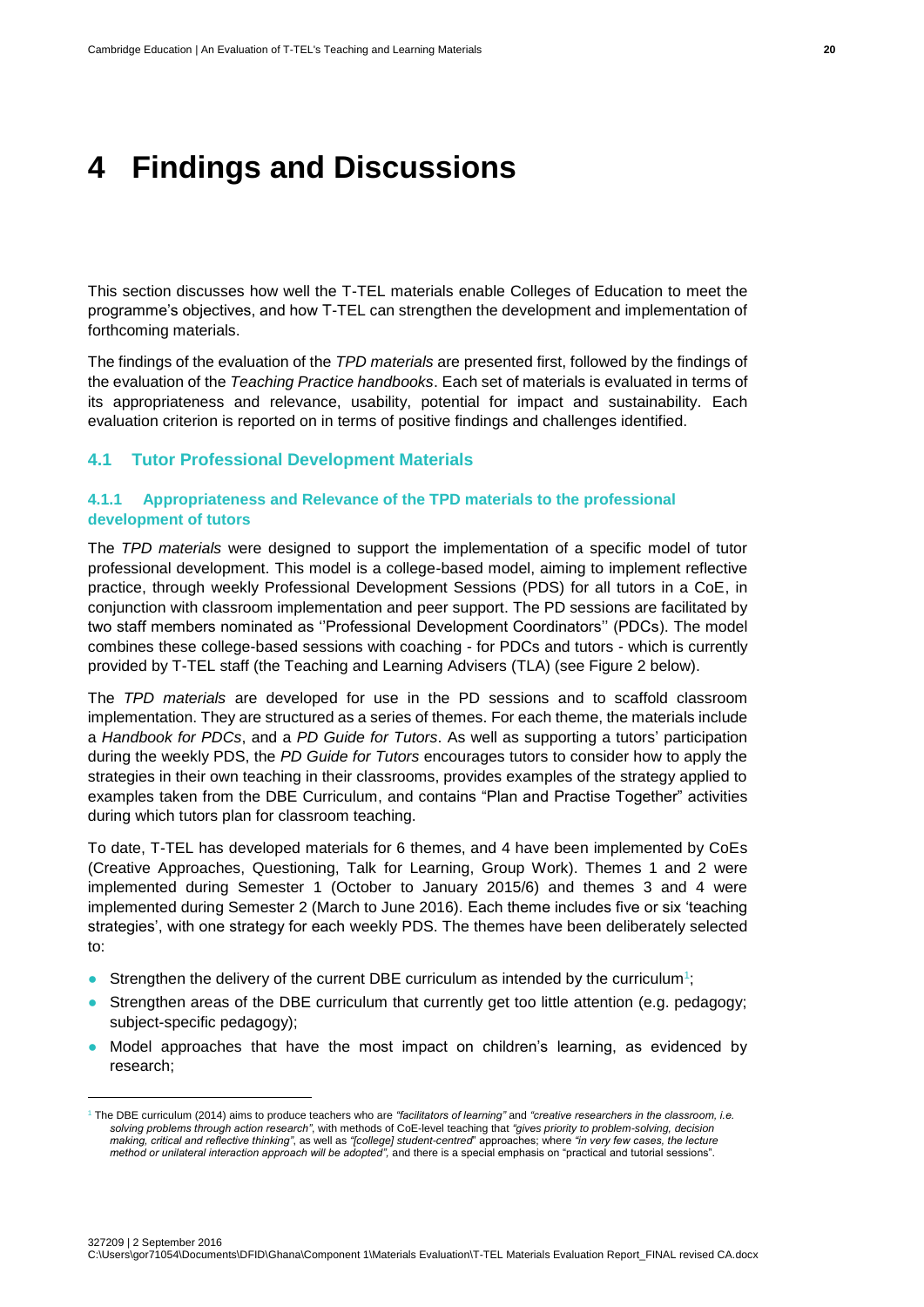# 4 Findings and Discussions

This section discusses how well the T-TEL materials enable Colleges of Education to meet the programme's objectives, and how T-TEL can strengthen the development and implementation of forthcoming materials.

The findings of the evaluation of the *TPD materials* are presented first, followed by the findings of the evaluation of the *Teaching Practice handbooks*. Each set of materials is evaluated in terms of its appropriateness and relevance, usability, potential for impact and sustainability. Each evaluation criterion is reported on in terms of positive findings and challenges identified.

## 4.1 Tutor Professional Development Materials

### 4.1.1 Appropriateness and Relevance of the TPD materials to the professional development of tutors

The *TPD materials* were designed to support the implementation of a specific model of tutor professional development. This model is a college-based model, aiming to implement reflective practice, through weekly Professional Development Sessions (PDS) for all tutors in a CoE, in conjunction with classroom implementation and peer support. The PD sessions are facilitated by two staff members nominated as ''Professional Development Coordinators'' (PDCs). The model combines these college-based sessions with coaching - for PDCs and tutors - which is currently provided by T-TEL staff (the Teaching and Learning Advisers (TLA) (see Figure 2 below).

The *TPD materials* are developed for use in the PD sessions and to scaffold classroom implementation. They are structured as a series of themes. For each theme, the materials include a *Handbook for PDCs*, and a *PD Guide for Tutors*. As well as supporting a tutors' participation during the weekly PDS, the *PD Guide for Tutors* encourages tutors to consider how to apply the strategies in their own teaching in their classrooms, provides examples of the strategy applied to examples taken from the DBE Curriculum, and contains "Plan and Practise Together" activities during which tutors plan for classroom teaching.

To date, T-TEL has developed materials for 6 themes, and 4 have been implemented by CoEs (Creative Approaches, Questioning, Talk for Learning, Group Work). Themes 1 and 2 were implemented during Semester 1 (October to January 2015/6) and themes 3 and 4 were implemented during Semester 2 (March to June 2016). Each theme includes five or six 'teaching strategies', with one strategy for each weekly PDS. The themes have been deliberately selected to:

- Strengthen the delivery of the current DBE curriculum as intended by the curriculum[1];
- Strengthen areas of the DBE curriculum that currently get too little attention (e.g. pedagogy; subject-specific pedagogy);
- Model approaches that have the most impact on children's learning, as evidenced by research;

[1] The DBE curriculum (2014) aims to produce teachers who are *"facilitators of learning"* and *"creative researchers in the classroom, i.e. solving problems through action research"*, with methods of CoE-level teaching that *"gives priority to problem-solving, decision making, critical and reflective thinking"*, as well as *"[college] student-centred*" approaches; where *"in very few cases, the lecture method or unilateral interaction approach will be adopted",* and there is a special emphasis on "practical and tutorial sessions".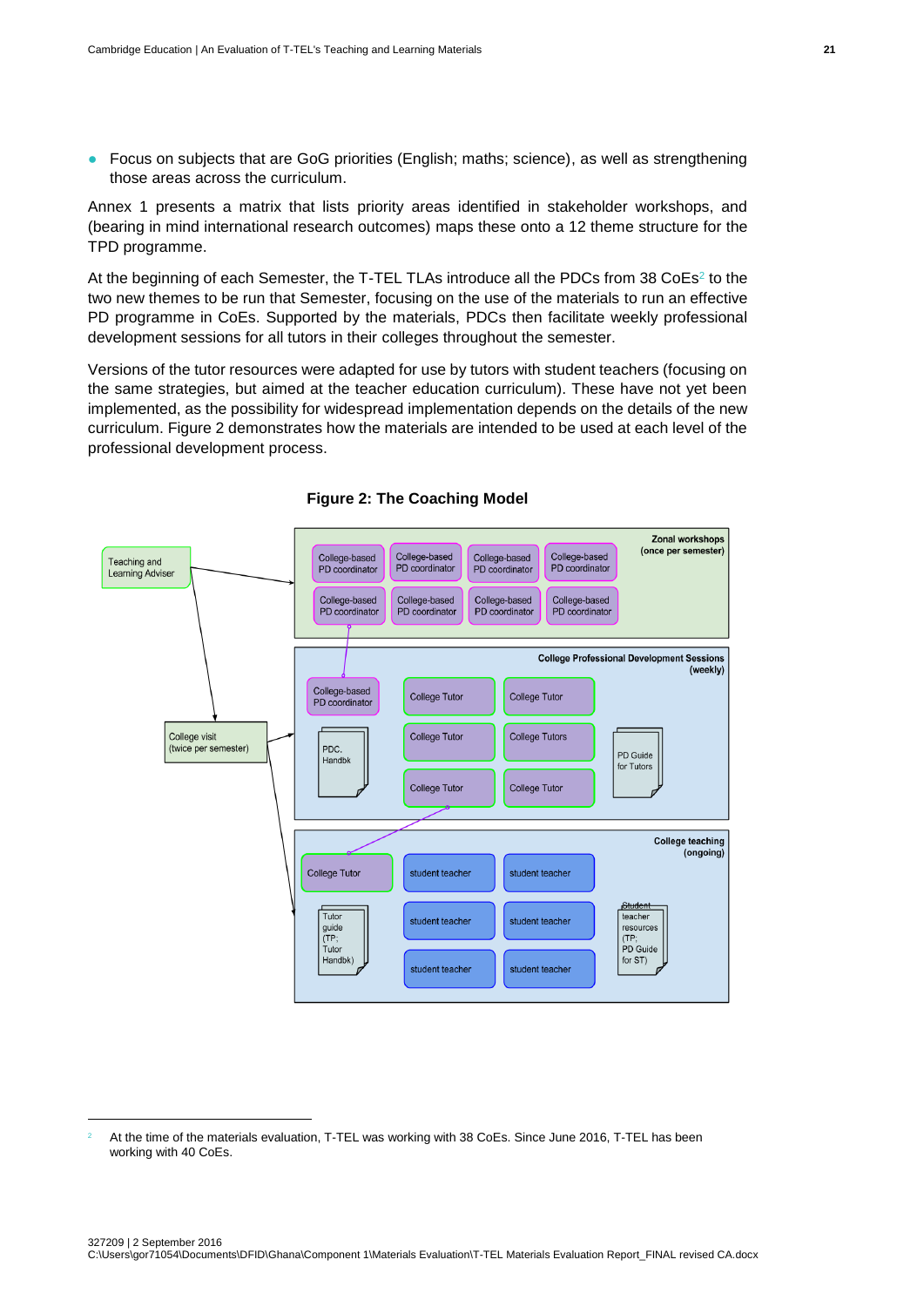- Focus on subjects that are GoG priorities (English; maths; science), as well as strengthening those areas across the curriculum.

Annex 1 presents a matrix that lists priority areas identified in stakeholder workshops, and (bearing in mind international research outcomes) maps these onto a 12 theme structure for the TPD programme.

At the beginning of each Semester, the T-TEL TLAs introduce all the PDCs from 38 CoEs[2] to the two new themes to be run that Semester, focusing on the use of the materials to run an effective PD programme in CoEs. Supported by the materials, PDCs then facilitate weekly professional development sessions for all tutors in their colleges throughout the semester.

Versions of the tutor resources were adapted for use by tutors with student teachers (focusing on the same strategies, but aimed at the teacher education curriculum). These have not yet been implemented, as the possibility for widespread implementation depends on the details of the new curriculum. Figure 2 demonstrates how the materials are intended to be used at each level of the professional development process.

**Figure 2: The Coaching Model**

Teaching and Learning Adviser

Zonal workshops (once per semester)

College-based PD coordinator | College-based PD coordinator | College-based PD coordinator | College-based PD coordinator
College-based PD coordinator | College-based PD coordinator | College-based PD coordinator | College-based PD coordinator

College visit (twice per semester)

College Professional Development Sessions (weekly)

College-based PD coordinator; PDC. Handbk; College Tutor; College Tutor; College Tutor; College Tutors; College Tutor; College Tutor; PD Guide for Tutors

College teaching (ongoing)

College Tutor; Tutor guide (TP; Tutor Handbk); student teacher; student teacher; student teacher; student teacher; student teacher; student teacher; Student teacher resources (TP; PD Guide for ST)

---

[2] At the time of the materials evaluation, T-TEL was working with 38 CoEs. Since June 2016, T-TEL has been working with 40 CoEs.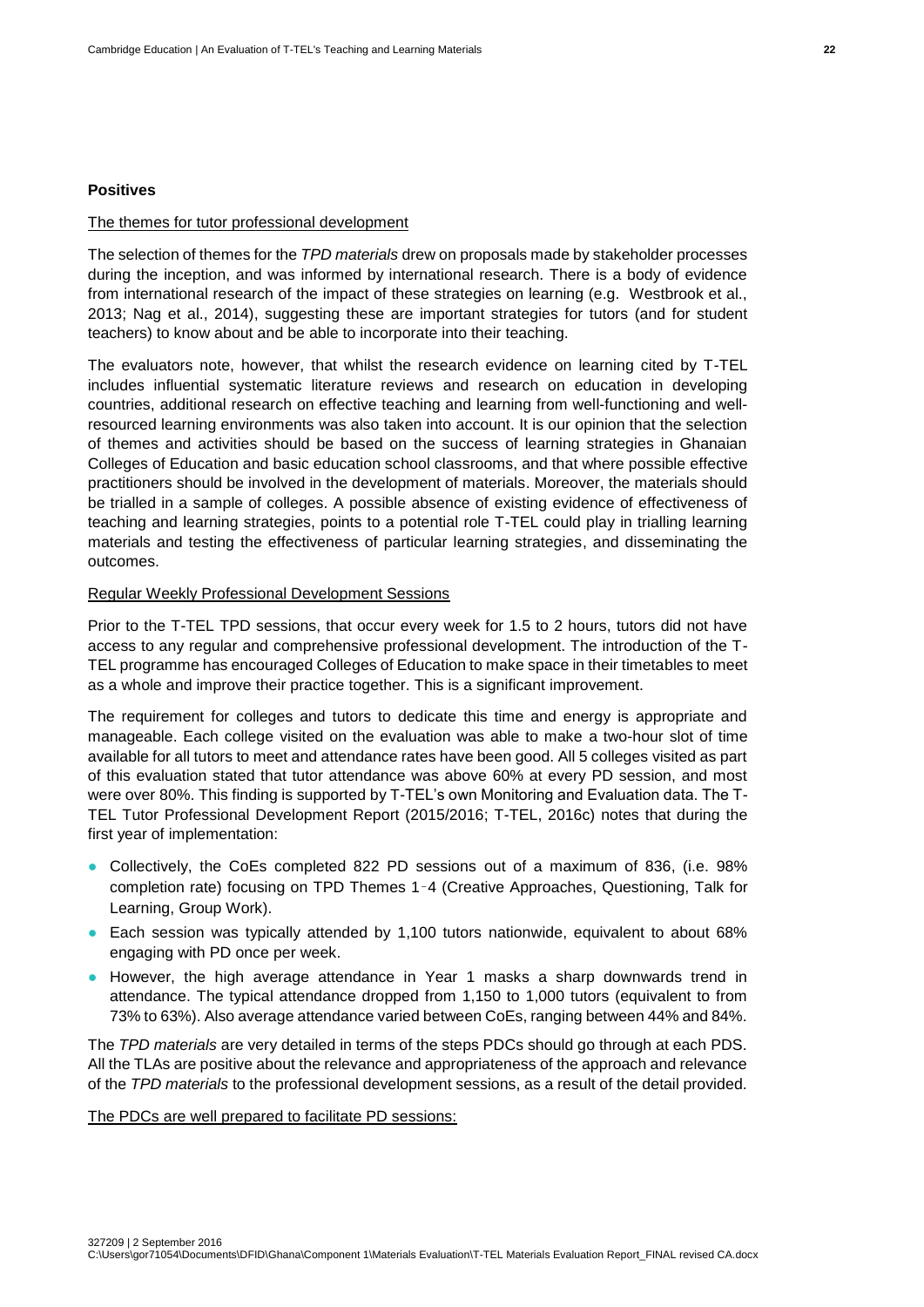**Positives**

The themes for tutor professional development

The selection of themes for the *TPD materials* drew on proposals made by stakeholder processes during the inception, and was informed by international research. There is a body of evidence from international research of the impact of these strategies on learning (e.g. Westbrook et al., 2013; Nag et al., 2014), suggesting these are important strategies for tutors (and for student teachers) to know about and be able to incorporate into their teaching.

The evaluators note, however, that whilst the research evidence on learning cited by T-TEL includes influential systematic literature reviews and research on education in developing countries, additional research on effective teaching and learning from well-functioning and well-resourced learning environments was also taken into account. It is our opinion that the selection of themes and activities should be based on the success of learning strategies in Ghanaian Colleges of Education and basic education school classrooms, and that where possible effective practitioners should be involved in the development of materials. Moreover, the materials should be trialled in a sample of colleges. A possible absence of existing evidence of effectiveness of teaching and learning strategies, points to a potential role T-TEL could play in trialling learning materials and testing the effectiveness of particular learning strategies, and disseminating the outcomes.

Regular Weekly Professional Development Sessions

Prior to the T-TEL TPD sessions, that occur every week for 1.5 to 2 hours, tutors did not have access to any regular and comprehensive professional development. The introduction of the T-TEL programme has encouraged Colleges of Education to make space in their timetables to meet as a whole and improve their practice together. This is a significant improvement.

The requirement for colleges and tutors to dedicate this time and energy is appropriate and manageable. Each college visited on the evaluation was able to make a two-hour slot of time available for all tutors to meet and attendance rates have been good. All 5 colleges visited as part of this evaluation stated that tutor attendance was above 60% at every PD session, and most were over 80%. This finding is supported by T-TEL's own Monitoring and Evaluation data. The T-TEL Tutor Professional Development Report (2015/2016; T-TEL, 2016c) notes that during the first year of implementation:

- Collectively, the CoEs completed 822 PD sessions out of a maximum of 836, (i.e. 98% completion rate) focusing on TPD Themes 1‑4 (Creative Approaches, Questioning, Talk for Learning, Group Work).
- Each session was typically attended by 1,100 tutors nationwide, equivalent to about 68% engaging with PD once per week.
- However, the high average attendance in Year 1 masks a sharp downwards trend in attendance. The typical attendance dropped from 1,150 to 1,000 tutors (equivalent to from 73% to 63%). Also average attendance varied between CoEs, ranging between 44% and 84%.

The *TPD materials* are very detailed in terms of the steps PDCs should go through at each PDS. All the TLAs are positive about the relevance and appropriateness of the approach and relevance of the *TPD materials* to the professional development sessions, as a result of the detail provided.

The PDCs are well prepared to facilitate PD sessions: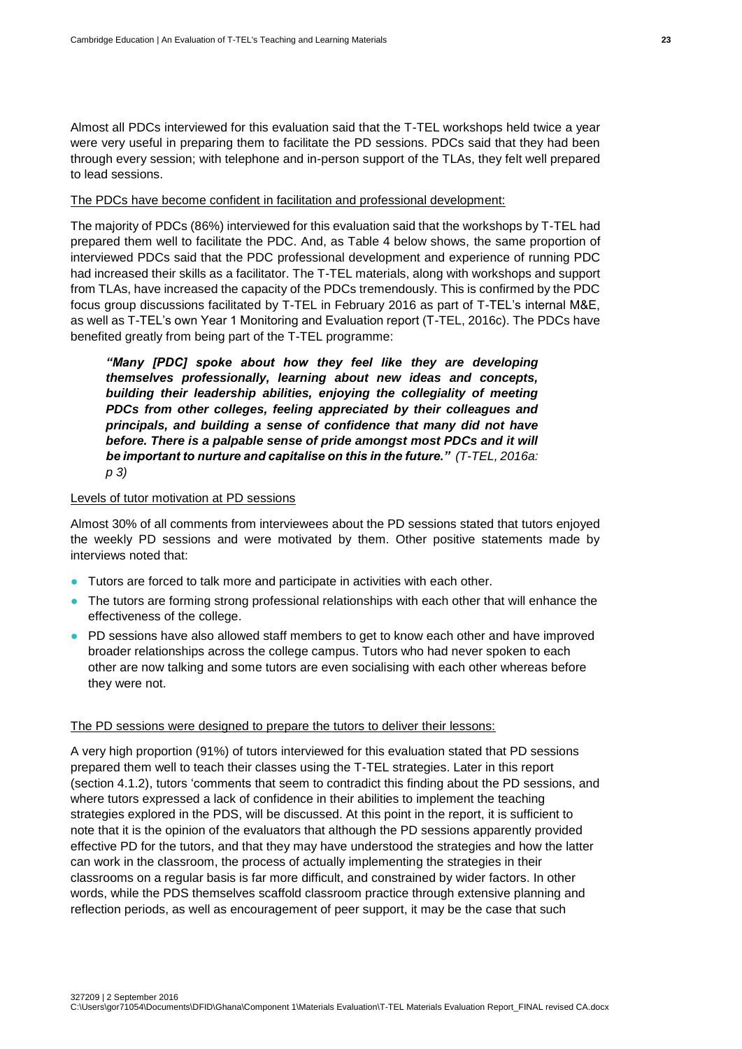Almost all PDCs interviewed for this evaluation said that the T-TEL workshops held twice a year were very useful in preparing them to facilitate the PD sessions. PDCs said that they had been through every session; with telephone and in-person support of the TLAs, they felt well prepared to lead sessions.

<u>The PDCs have become confident in facilitation and professional development:</u>

The majority of PDCs (86%) interviewed for this evaluation said that the workshops by T-TEL had prepared them well to facilitate the PDC. And, as Table 4 below shows, the same proportion of interviewed PDCs said that the PDC professional development and experience of running PDC had increased their skills as a facilitator. The T-TEL materials, along with workshops and support from TLAs, have increased the capacity of the PDCs tremendously. This is confirmed by the PDC focus group discussions facilitated by T-TEL in February 2016 as part of T-TEL's internal M&E, as well as T-TEL's own Year 1 Monitoring and Evaluation report (T-TEL, 2016c). The PDCs have benefited greatly from being part of the T-TEL programme:

> ***"Many [PDC] spoke about how they feel like they are developing themselves professionally, learning about new ideas and concepts, building their leadership abilities, enjoying the collegiality of meeting PDCs from other colleges, feeling appreciated by their colleagues and principals, and building a sense of confidence that many did not have before. There is a palpable sense of pride amongst most PDCs and it will be important to nurture and capitalise on this in the future."*** *(T-TEL, 2016a: p 3)*

<u>Levels of tutor motivation at PD sessions</u>

Almost 30% of all comments from interviewees about the PD sessions stated that tutors enjoyed the weekly PD sessions and were motivated by them. Other positive statements made by interviews noted that:

- Tutors are forced to talk more and participate in activities with each other.
- The tutors are forming strong professional relationships with each other that will enhance the effectiveness of the college.
- PD sessions have also allowed staff members to get to know each other and have improved broader relationships across the college campus. Tutors who had never spoken to each other are now talking and some tutors are even socialising with each other whereas before they were not.

<u>The PD sessions were designed to prepare the tutors to deliver their lessons:</u>

A very high proportion (91%) of tutors interviewed for this evaluation stated that PD sessions prepared them well to teach their classes using the T-TEL strategies. Later in this report (section 4.1.2), tutors 'comments that seem to contradict this finding about the PD sessions, and where tutors expressed a lack of confidence in their abilities to implement the teaching strategies explored in the PDS, will be discussed. At this point in the report, it is sufficient to note that it is the opinion of the evaluators that although the PD sessions apparently provided effective PD for the tutors, and that they may have understood the strategies and how the latter can work in the classroom, the process of actually implementing the strategies in their classrooms on a regular basis is far more difficult, and constrained by wider factors. In other words, while the PDS themselves scaffold classroom practice through extensive planning and reflection periods, as well as encouragement of peer support, it may be the case that such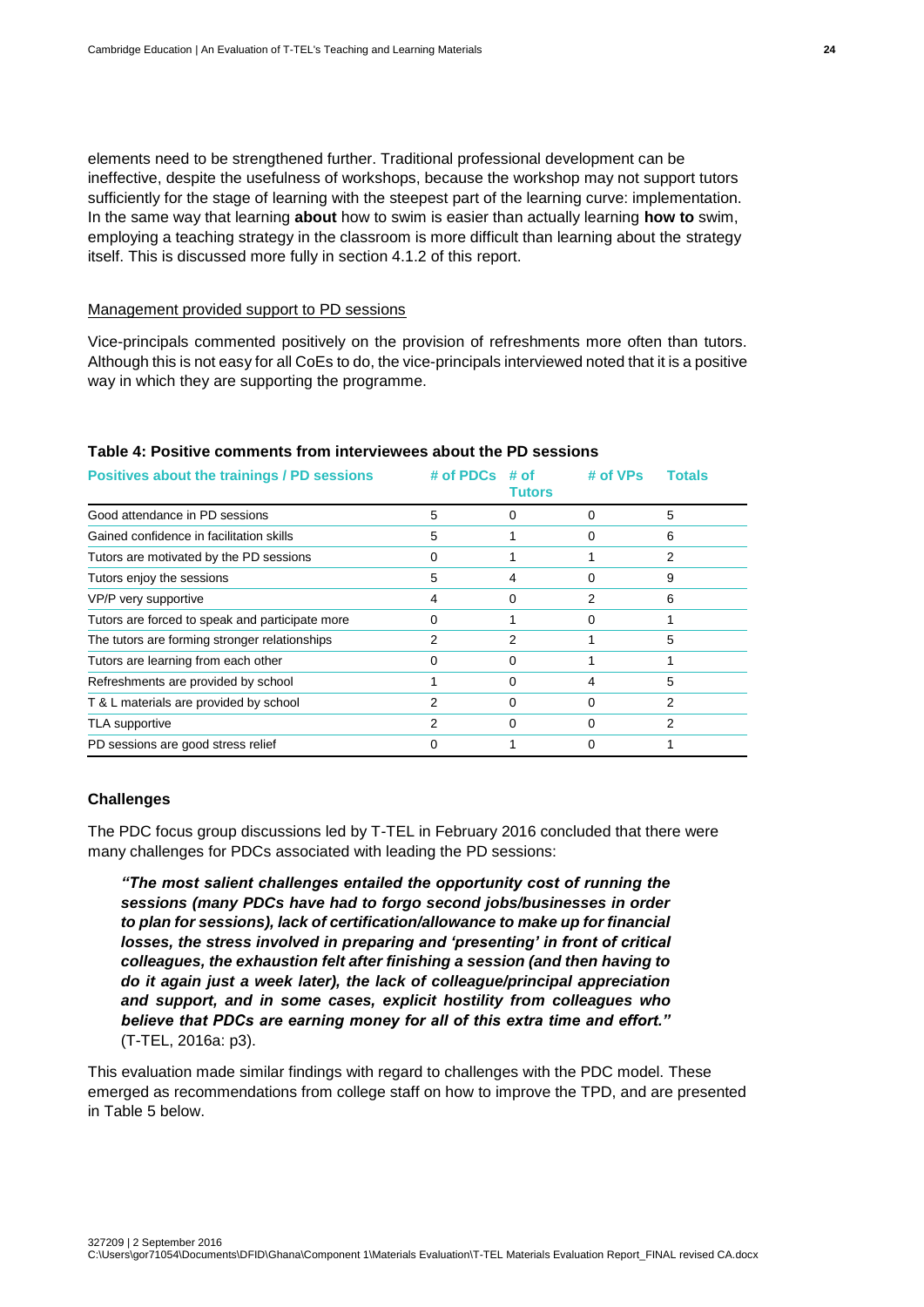elements need to be strengthened further. Traditional professional development can be ineffective, despite the usefulness of workshops, because the workshop may not support tutors sufficiently for the stage of learning with the steepest part of the learning curve: implementation. In the same way that learning **about** how to swim is easier than actually learning **how to** swim, employing a teaching strategy in the classroom is more difficult than learning about the strategy itself. This is discussed more fully in section 4.1.2 of this report.

Management provided support to PD sessions

Vice-principals commented positively on the provision of refreshments more often than tutors. Although this is not easy for all CoEs to do, the vice-principals interviewed noted that it is a positive way in which they are supporting the programme.

**Table 4: Positive comments from interviewees about the PD sessions**

| Positives about the trainings / PD sessions | # of PDCs | # of Tutors | # of VPs | Totals |
|---|---|---|---|---|
| Good attendance in PD sessions | 5 | 0 | 0 | 5 |
| Gained confidence in facilitation skills | 5 | 1 | 0 | 6 |
| Tutors are motivated by the PD sessions | 0 | 1 | 1 | 2 |
| Tutors enjoy the sessions | 5 | 4 | 0 | 9 |
| VP/P very supportive | 4 | 0 | 2 | 6 |
| Tutors are forced to speak and participate more | 0 | 1 | 0 | 1 |
| The tutors are forming stronger relationships | 2 | 2 | 1 | 5 |
| Tutors are learning from each other | 0 | 0 | 1 | 1 |
| Refreshments are provided by school | 1 | 0 | 4 | 5 |
| T & L materials are provided by school | 2 | 0 | 0 | 2 |
| TLA supportive | 2 | 0 | 0 | 2 |
| PD sessions are good stress relief | 0 | 1 | 0 | 1 |

**Challenges**

The PDC focus group discussions led by T-TEL in February 2016 concluded that there were many challenges for PDCs associated with leading the PD sessions:

> ***"The most salient challenges entailed the opportunity cost of running the sessions (many PDCs have had to forgo second jobs/businesses in order to plan for sessions), lack of certification/allowance to make up for financial losses, the stress involved in preparing and 'presenting' in front of critical colleagues, the exhaustion felt after finishing a session (and then having to do it again just a week later), the lack of colleague/principal appreciation and support, and in some cases, explicit hostility from colleagues who believe that PDCs are earning money for all of this extra time and effort."*** (T-TEL, 2016a: p3).

This evaluation made similar findings with regard to challenges with the PDC model. These emerged as recommendations from college staff on how to improve the TPD, and are presented in Table 5 below.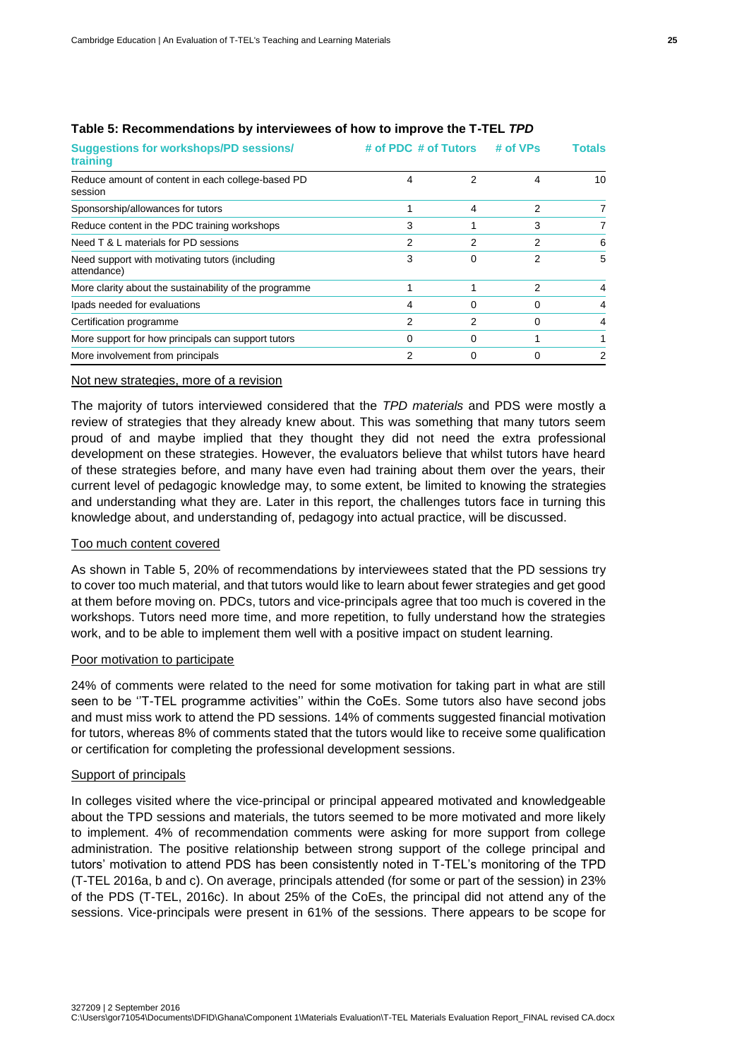**Table 5: Recommendations by interviewees of how to improve the T-TEL *TPD***

| Suggestions for workshops/PD sessions/ training | # of PDC | # of Tutors | # of VPs | Totals |
|---|---|---|---|---|
| Reduce amount of content in each college-based PD session | 4 | 2 | 4 | 10 |
| Sponsorship/allowances for tutors | 1 | 4 | 2 | 7 |
| Reduce content in the PDC training workshops | 3 | 1 | 3 | 7 |
| Need T & L materials for PD sessions | 2 | 2 | 2 | 6 |
| Need support with motivating tutors (including attendance) | 3 | 0 | 2 | 5 |
| More clarity about the sustainability of the programme | 1 | 1 | 2 | 4 |
| Ipads needed for evaluations | 4 | 0 | 0 | 4 |
| Certification programme | 2 | 2 | 0 | 4 |
| More support for how principals can support tutors | 0 | 0 | 1 | 1 |
| More involvement from principals | 2 | 0 | 0 | 2 |

Not new strategies, more of a revision

The majority of tutors interviewed considered that the *TPD materials* and PDS were mostly a review of strategies that they already knew about. This was something that many tutors seem proud of and maybe implied that they thought they did not need the extra professional development on these strategies. However, the evaluators believe that whilst tutors have heard of these strategies before, and many have even had training about them over the years, their current level of pedagogic knowledge may, to some extent, be limited to knowing the strategies and understanding what they are. Later in this report, the challenges tutors face in turning this knowledge about, and understanding of, pedagogy into actual practice, will be discussed.

Too much content covered

As shown in Table 5, 20% of recommendations by interviewees stated that the PD sessions try to cover too much material, and that tutors would like to learn about fewer strategies and get good at them before moving on. PDCs, tutors and vice-principals agree that too much is covered in the workshops. Tutors need more time, and more repetition, to fully understand how the strategies work, and to be able to implement them well with a positive impact on student learning.

Poor motivation to participate

24% of comments were related to the need for some motivation for taking part in what are still seen to be ''T-TEL programme activities'' within the CoEs. Some tutors also have second jobs and must miss work to attend the PD sessions. 14% of comments suggested financial motivation for tutors, whereas 8% of comments stated that the tutors would like to receive some qualification or certification for completing the professional development sessions.

Support of principals

In colleges visited where the vice-principal or principal appeared motivated and knowledgeable about the TPD sessions and materials, the tutors seemed to be more motivated and more likely to implement. 4% of recommendation comments were asking for more support from college administration. The positive relationship between strong support of the college principal and tutors' motivation to attend PDS has been consistently noted in T-TEL's monitoring of the TPD (T-TEL 2016a, b and c). On average, principals attended (for some or part of the session) in 23% of the PDS (T-TEL, 2016c). In about 25% of the CoEs, the principal did not attend any of the sessions. Vice-principals were present in 61% of the sessions. There appears to be scope for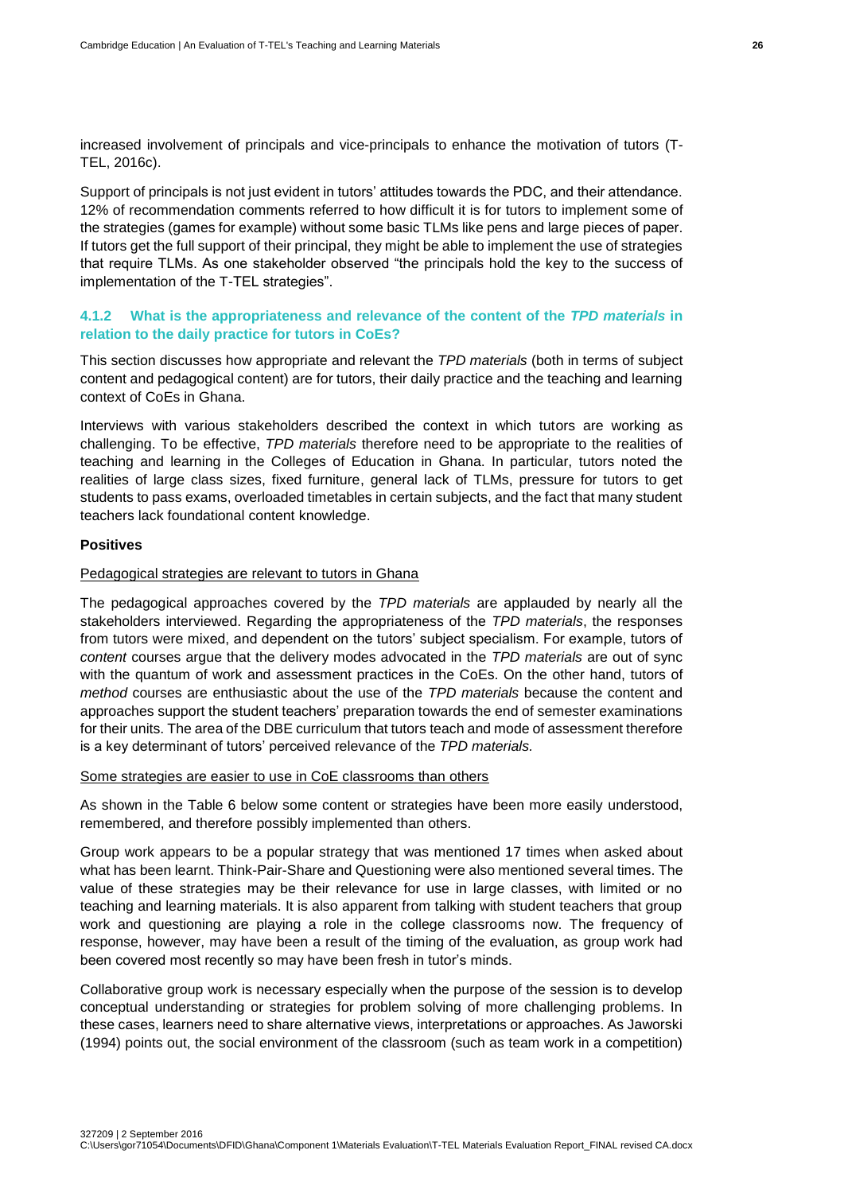increased involvement of principals and vice-principals to enhance the motivation of tutors (T-TEL, 2016c).

Support of principals is not just evident in tutors' attitudes towards the PDC, and their attendance. 12% of recommendation comments referred to how difficult it is for tutors to implement some of the strategies (games for example) without some basic TLMs like pens and large pieces of paper. If tutors get the full support of their principal, they might be able to implement the use of strategies that require TLMs. As one stakeholder observed "the principals hold the key to the success of implementation of the T-TEL strategies".

### 4.1.2 What is the appropriateness and relevance of the content of the *TPD materials* in relation to the daily practice for tutors in CoEs?

This section discusses how appropriate and relevant the *TPD materials* (both in terms of subject content and pedagogical content) are for tutors, their daily practice and the teaching and learning context of CoEs in Ghana.

Interviews with various stakeholders described the context in which tutors are working as challenging. To be effective, *TPD materials* therefore need to be appropriate to the realities of teaching and learning in the Colleges of Education in Ghana. In particular, tutors noted the realities of large class sizes, fixed furniture, general lack of TLMs, pressure for tutors to get students to pass exams, overloaded timetables in certain subjects, and the fact that many student teachers lack foundational content knowledge.

**Positives**

Pedagogical strategies are relevant to tutors in Ghana

The pedagogical approaches covered by the *TPD materials* are applauded by nearly all the stakeholders interviewed. Regarding the appropriateness of the *TPD materials*, the responses from tutors were mixed, and dependent on the tutors' subject specialism. For example, tutors of *content* courses argue that the delivery modes advocated in the *TPD materials* are out of sync with the quantum of work and assessment practices in the CoEs. On the other hand, tutors of *method* courses are enthusiastic about the use of the *TPD materials* because the content and approaches support the student teachers' preparation towards the end of semester examinations for their units. The area of the DBE curriculum that tutors teach and mode of assessment therefore is a key determinant of tutors' perceived relevance of the *TPD materials.*

Some strategies are easier to use in CoE classrooms than others

As shown in the Table 6 below some content or strategies have been more easily understood, remembered, and therefore possibly implemented than others.

Group work appears to be a popular strategy that was mentioned 17 times when asked about what has been learnt. Think-Pair-Share and Questioning were also mentioned several times. The value of these strategies may be their relevance for use in large classes, with limited or no teaching and learning materials. It is also apparent from talking with student teachers that group work and questioning are playing a role in the college classrooms now. The frequency of response, however, may have been a result of the timing of the evaluation, as group work had been covered most recently so may have been fresh in tutor's minds.

Collaborative group work is necessary especially when the purpose of the session is to develop conceptual understanding or strategies for problem solving of more challenging problems. In these cases, learners need to share alternative views, interpretations or approaches. As Jaworski (1994) points out, the social environment of the classroom (such as team work in a competition)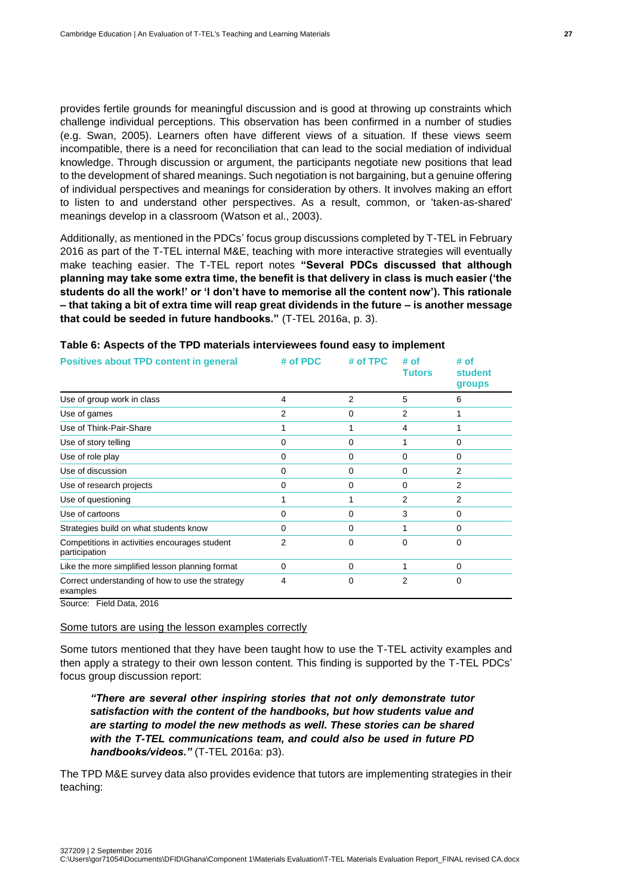provides fertile grounds for meaningful discussion and is good at throwing up constraints which challenge individual perceptions. This observation has been confirmed in a number of studies (e.g. Swan, 2005). Learners often have different views of a situation. If these views seem incompatible, there is a need for reconciliation that can lead to the social mediation of individual knowledge. Through discussion or argument, the participants negotiate new positions that lead to the development of shared meanings. Such negotiation is not bargaining, but a genuine offering of individual perspectives and meanings for consideration by others. It involves making an effort to listen to and understand other perspectives. As a result, common, or 'taken-as-shared' meanings develop in a classroom (Watson et al., 2003).

Additionally, as mentioned in the PDCs' focus group discussions completed by T-TEL in February 2016 as part of the T-TEL internal M&E, teaching with more interactive strategies will eventually make teaching easier. The T-TEL report notes **"Several PDCs discussed that although planning may take some extra time, the benefit is that delivery in class is much easier ('the students do all the work!' or 'I don't have to memorise all the content now'). This rationale – that taking a bit of extra time will reap great dividends in the future – is another message that could be seeded in future handbooks."** (T-TEL 2016a, p. 3).

**Table 6: Aspects of the TPD materials interviewees found easy to implement**

| Positives about TPD content in general | # of PDC | # of TPC | # of Tutors | # of student groups |
|---|---|---|---|---|
| Use of group work in class | 4 | 2 | 5 | 6 |
| Use of games | 2 | 0 | 2 | 1 |
| Use of Think-Pair-Share | 1 | 1 | 4 | 1 |
| Use of story telling | 0 | 0 | 1 | 0 |
| Use of role play | 0 | 0 | 0 | 0 |
| Use of discussion | 0 | 0 | 0 | 2 |
| Use of research projects | 0 | 0 | 0 | 2 |
| Use of questioning | 1 | 1 | 2 | 2 |
| Use of cartoons | 0 | 0 | 3 | 0 |
| Strategies build on what students know | 0 | 0 | 1 | 0 |
| Competitions in activities encourages student participation | 2 | 0 | 0 | 0 |
| Like the more simplified lesson planning format | 0 | 0 | 1 | 0 |
| Correct understanding of how to use the strategy examples | 4 | 0 | 2 | 0 |

Source: Field Data, 2016

<u>Some tutors are using the lesson examples correctly</u>

Some tutors mentioned that they have been taught how to use the T-TEL activity examples and then apply a strategy to their own lesson content. This finding is supported by the T-TEL PDCs' focus group discussion report:

> ***"There are several other inspiring stories that not only demonstrate tutor satisfaction with the content of the handbooks, but how students value and are starting to model the new methods as well. These stories can be shared with the T-TEL communications team, and could also be used in future PD handbooks/videos."*** (T-TEL 2016a: p3).

The TPD M&E survey data also provides evidence that tutors are implementing strategies in their teaching: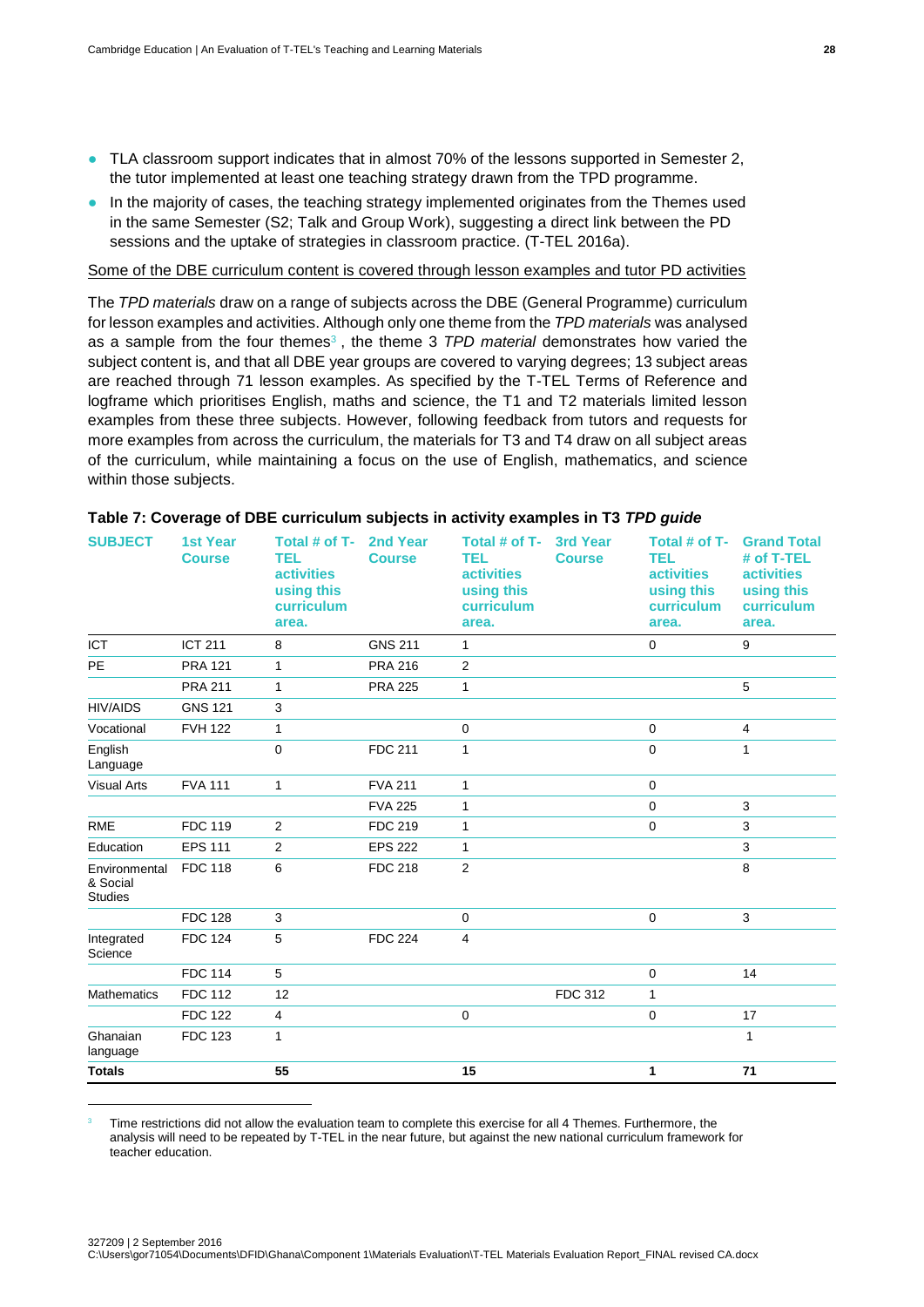- TLA classroom support indicates that in almost 70% of the lessons supported in Semester 2, the tutor implemented at least one teaching strategy drawn from the TPD programme.
- In the majority of cases, the teaching strategy implemented originates from the Themes used in the same Semester (S2; Talk and Group Work), suggesting a direct link between the PD sessions and the uptake of strategies in classroom practice. (T-TEL 2016a).

Some of the DBE curriculum content is covered through lesson examples and tutor PD activities

The *TPD materials* draw on a range of subjects across the DBE (General Programme) curriculum for lesson examples and activities. Although only one theme from the *TPD materials* was analysed as a sample from the four themes[3], the theme 3 *TPD material* demonstrates how varied the subject content is, and that all DBE year groups are covered to varying degrees; 13 subject areas are reached through 71 lesson examples. As specified by the T-TEL Terms of Reference and logframe which prioritises English, maths and science, the T1 and T2 materials limited lesson examples from these three subjects. However, following feedback from tutors and requests for more examples from across the curriculum, the materials for T3 and T4 draw on all subject areas of the curriculum, while maintaining a focus on the use of English, mathematics, and science within those subjects.

**Table 7: Coverage of DBE curriculum subjects in activity examples in T3 *TPD guide***

| SUBJECT | 1st Year Course | Total # of T-TEL activities using this curriculum area. | 2nd Year Course | Total # of T-TEL activities using this curriculum area. | 3rd Year Course | Total # of T-TEL activities using this curriculum area. | Grand Total # of T-TEL activities using this curriculum area. |
|---|---|---|---|---|---|---|---|
| ICT | ICT 211 | 8 | GNS 211 | 1 | | 0 | 9 |
| PE | PRA 121 | 1 | PRA 216 | 2 | | | |
| | PRA 211 | 1 | PRA 225 | 1 | | | 5 |
| HIV/AIDS | GNS 121 | 3 | | | | | |
| Vocational | FVH 122 | 1 | | 0 | | 0 | 4 |
| English Language | | 0 | FDC 211 | 1 | | 0 | 1 |
| Visual Arts | FVA 111 | 1 | FVA 211 | 1 | | 0 | |
| | | | FVA 225 | 1 | | 0 | 3 |
| RME | FDC 119 | 2 | FDC 219 | 1 | | 0 | 3 |
| Education | EPS 111 | 2 | EPS 222 | 1 | | | 3 |
| Environmental & Social Studies | FDC 118 | 6 | FDC 218 | 2 | | | 8 |
| | FDC 128 | 3 | | 0 | | 0 | 3 |
| Integrated Science | FDC 124 | 5 | FDC 224 | 4 | | | |
| | FDC 114 | 5 | | | | 0 | 14 |
| Mathematics | FDC 112 | 12 | | | FDC 312 | 1 | |
| | FDC 122 | 4 | | 0 | | 0 | 17 |
| Ghanaian language | FDC 123 | 1 | | | | | 1 |
| **Totals** | | **55** | | **15** | | **1** | **71** |

[3] Time restrictions did not allow the evaluation team to complete this exercise for all 4 Themes. Furthermore, the analysis will need to be repeated by T-TEL in the near future, but against the new national curriculum framework for teacher education.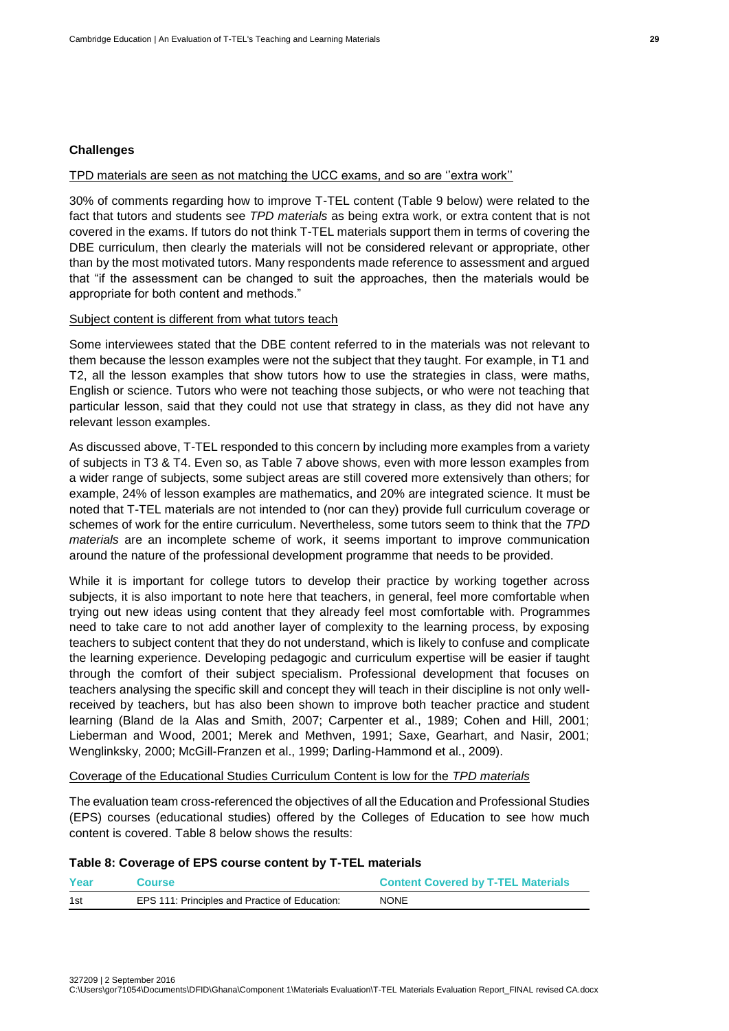### Challenges

TPD materials are seen as not matching the UCC exams, and so are ''extra work''

30% of comments regarding how to improve T-TEL content (Table 9 below) were related to the fact that tutors and students see *TPD materials* as being extra work, or extra content that is not covered in the exams. If tutors do not think T-TEL materials support them in terms of covering the DBE curriculum, then clearly the materials will not be considered relevant or appropriate, other than by the most motivated tutors. Many respondents made reference to assessment and argued that "if the assessment can be changed to suit the approaches, then the materials would be appropriate for both content and methods."

Subject content is different from what tutors teach

Some interviewees stated that the DBE content referred to in the materials was not relevant to them because the lesson examples were not the subject that they taught. For example, in T1 and T2, all the lesson examples that show tutors how to use the strategies in class, were maths, English or science. Tutors who were not teaching those subjects, or who were not teaching that particular lesson, said that they could not use that strategy in class, as they did not have any relevant lesson examples.

As discussed above, T-TEL responded to this concern by including more examples from a variety of subjects in T3 & T4. Even so, as Table 7 above shows, even with more lesson examples from a wider range of subjects, some subject areas are still covered more extensively than others; for example, 24% of lesson examples are mathematics, and 20% are integrated science. It must be noted that T-TEL materials are not intended to (nor can they) provide full curriculum coverage or schemes of work for the entire curriculum. Nevertheless, some tutors seem to think that the *TPD materials* are an incomplete scheme of work, it seems important to improve communication around the nature of the professional development programme that needs to be provided.

While it is important for college tutors to develop their practice by working together across subjects, it is also important to note here that teachers, in general, feel more comfortable when trying out new ideas using content that they already feel most comfortable with. Programmes need to take care to not add another layer of complexity to the learning process, by exposing teachers to subject content that they do not understand, which is likely to confuse and complicate the learning experience. Developing pedagogic and curriculum expertise will be easier if taught through the comfort of their subject specialism. Professional development that focuses on teachers analysing the specific skill and concept they will teach in their discipline is not only well-received by teachers, but has also been shown to improve both teacher practice and student learning (Bland de la Alas and Smith, 2007; Carpenter et al., 1989; Cohen and Hill, 2001; Lieberman and Wood, 2001; Merek and Methven, 1991; Saxe, Gearhart, and Nasir, 2001; Wenglinksky, 2000; McGill-Franzen et al., 1999; Darling-Hammond et al., 2009).

Coverage of the Educational Studies Curriculum Content is low for the *TPD materials*

The evaluation team cross-referenced the objectives of all the Education and Professional Studies (EPS) courses (educational studies) offered by the Colleges of Education to see how much content is covered. Table 8 below shows the results:

**Table 8: Coverage of EPS course content by T-TEL materials**

| Year | Course | Content Covered by T-TEL Materials |
|---|---|---|
| 1st | EPS 111: Principles and Practice of Education: | NONE |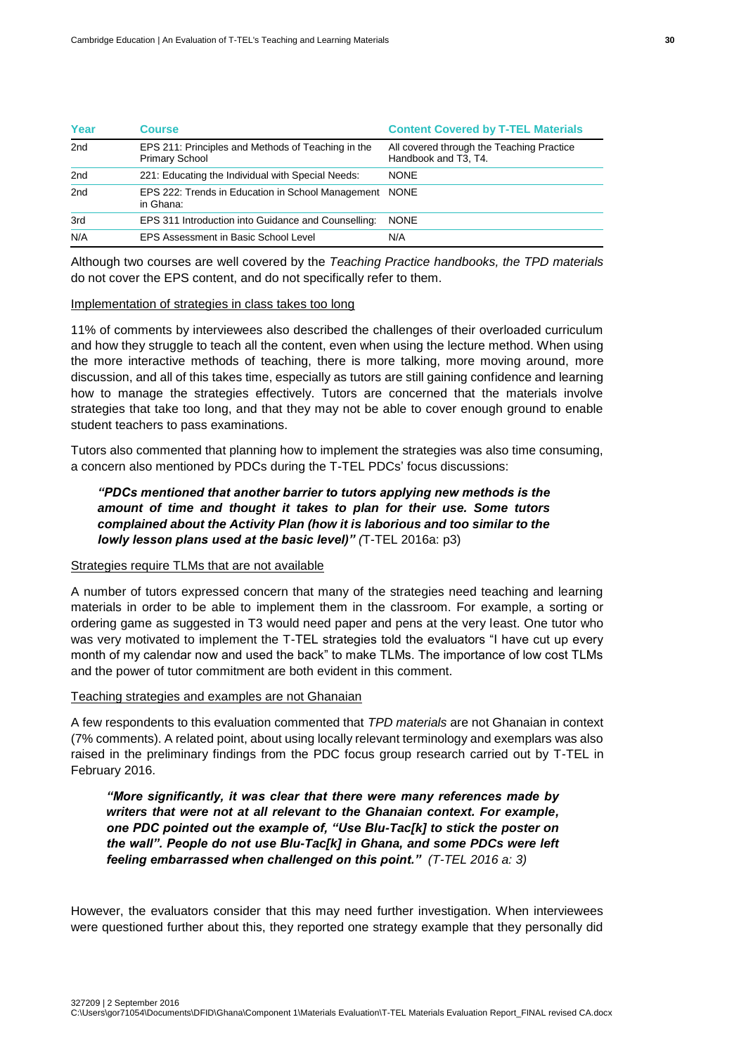| Year | Course | Content Covered by T-TEL Materials |
| --- | --- | --- |
| 2nd | EPS 211: Principles and Methods of Teaching in the Primary School | All covered through the Teaching Practice Handbook and T3, T4. |
| 2nd | 221: Educating the Individual with Special Needs: | NONE |
| 2nd | EPS 222: Trends in Education in School Management in Ghana: | NONE |
| 3rd | EPS 311 Introduction into Guidance and Counselling: | NONE |
| N/A | EPS Assessment in Basic School Level | N/A |

Although two courses are well covered by the *Teaching Practice handbooks, the TPD materials* do not cover the EPS content, and do not specifically refer to them.

Implementation of strategies in class takes too long

11% of comments by interviewees also described the challenges of their overloaded curriculum and how they struggle to teach all the content, even when using the lecture method. When using the more interactive methods of teaching, there is more talking, more moving around, more discussion, and all of this takes time, especially as tutors are still gaining confidence and learning how to manage the strategies effectively. Tutors are concerned that the materials involve strategies that take too long, and that they may not be able to cover enough ground to enable student teachers to pass examinations.

Tutors also commented that planning how to implement the strategies was also time consuming, a concern also mentioned by PDCs during the T-TEL PDCs' focus discussions:

> ***"PDCs mentioned that another barrier to tutors applying new methods is the amount of time and thought it takes to plan for their use. Some tutors complained about the Activity Plan (how it is laborious and too similar to the lowly lesson plans used at the basic level)" (***T-TEL 2016a: p3)

Strategies require TLMs that are not available

A number of tutors expressed concern that many of the strategies need teaching and learning materials in order to be able to implement them in the classroom. For example, a sorting or ordering game as suggested in T3 would need paper and pens at the very least. One tutor who was very motivated to implement the T-TEL strategies told the evaluators "I have cut up every month of my calendar now and used the back" to make TLMs. The importance of low cost TLMs and the power of tutor commitment are both evident in this comment.

Teaching strategies and examples are not Ghanaian

A few respondents to this evaluation commented that *TPD materials* are not Ghanaian in context (7% comments). A related point, about using locally relevant terminology and exemplars was also raised in the preliminary findings from the PDC focus group research carried out by T-TEL in February 2016.

> ***"More significantly, it was clear that there were many references made by writers that were not at all relevant to the Ghanaian context. For example, one PDC pointed out the example of, "Use Blu-Tac[k] to stick the poster on the wall". People do not use Blu-Tac[k] in Ghana, and some PDCs were left feeling embarrassed when challenged on this point."*** *(T-TEL 2016 a: 3)*

However, the evaluators consider that this may need further investigation. When interviewees were questioned further about this, they reported one strategy example that they personally did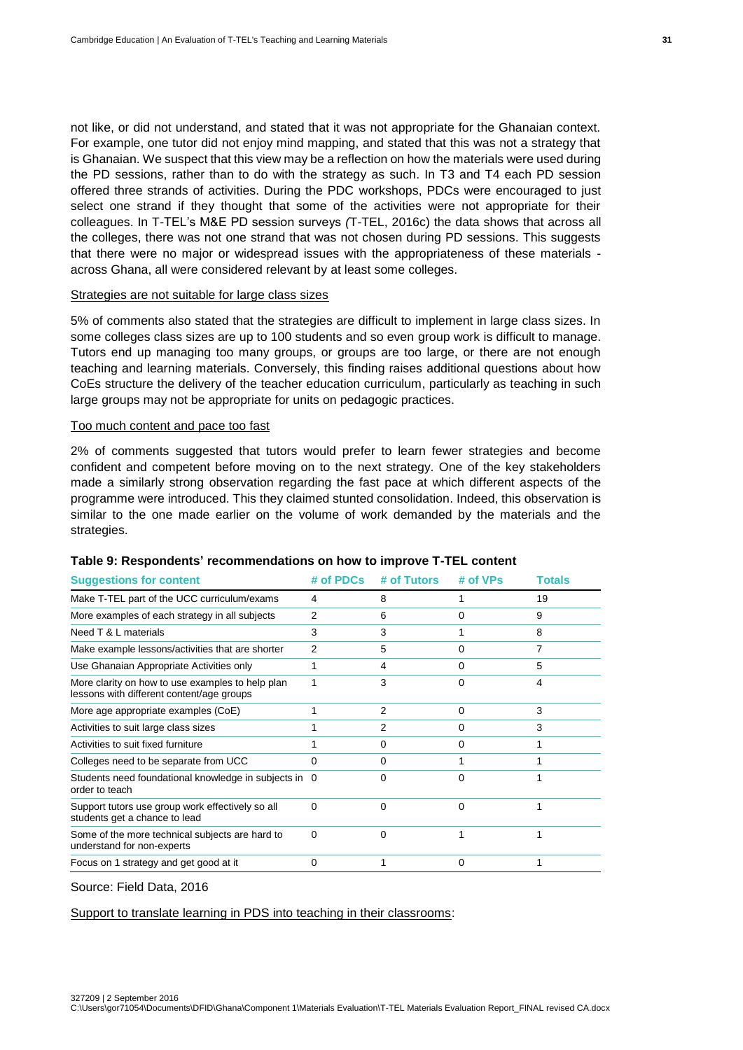not like, or did not understand, and stated that it was not appropriate for the Ghanaian context. For example, one tutor did not enjoy mind mapping, and stated that this was not a strategy that is Ghanaian. We suspect that this view may be a reflection on how the materials were used during the PD sessions, rather than to do with the strategy as such. In T3 and T4 each PD session offered three strands of activities. During the PDC workshops, PDCs were encouraged to just select one strand if they thought that some of the activities were not appropriate for their colleagues. In T-TEL's M&E PD session surveys *(*T-TEL, 2016c) the data shows that across all the colleges, there was not one strand that was not chosen during PD sessions. This suggests that there were no major or widespread issues with the appropriateness of these materials - across Ghana, all were considered relevant by at least some colleges.

<u>Strategies are not suitable for large class sizes</u>

5% of comments also stated that the strategies are difficult to implement in large class sizes. In some colleges class sizes are up to 100 students and so even group work is difficult to manage. Tutors end up managing too many groups, or groups are too large, or there are not enough teaching and learning materials. Conversely, this finding raises additional questions about how CoEs structure the delivery of the teacher education curriculum, particularly as teaching in such large groups may not be appropriate for units on pedagogic practices.

<u>Too much content and pace too fast</u>

2% of comments suggested that tutors would prefer to learn fewer strategies and become confident and competent before moving on to the next strategy. One of the key stakeholders made a similarly strong observation regarding the fast pace at which different aspects of the programme were introduced. This they claimed stunted consolidation. Indeed, this observation is similar to the one made earlier on the volume of work demanded by the materials and the strategies.

**Table 9: Respondents' recommendations on how to improve T-TEL content**

| Suggestions for content | # of PDCs | # of Tutors | # of VPs | Totals |
|---|---|---|---|---|
| Make T-TEL part of the UCC curriculum/exams | 4 | 8 | 1 | 19 |
| More examples of each strategy in all subjects | 2 | 6 | 0 | 9 |
| Need T & L materials | 3 | 3 | 1 | 8 |
| Make example lessons/activities that are shorter | 2 | 5 | 0 | 7 |
| Use Ghanaian Appropriate Activities only | 1 | 4 | 0 | 5 |
| More clarity on how to use examples to help plan lessons with different content/age groups | 1 | 3 | 0 | 4 |
| More age appropriate examples (CoE) | 1 | 2 | 0 | 3 |
| Activities to suit large class sizes | 1 | 2 | 0 | 3 |
| Activities to suit fixed furniture | 1 | 0 | 0 | 1 |
| Colleges need to be separate from UCC | 0 | 0 | 1 | 1 |
| Students need foundational knowledge in subjects in order to teach | 0 | 0 | 0 | 1 |
| Support tutors use group work effectively so all students get a chance to lead | 0 | 0 | 0 | 1 |
| Some of the more technical subjects are hard to understand for non-experts | 0 | 0 | 1 | 1 |
| Focus on 1 strategy and get good at it | 0 | 1 | 0 | 1 |

Source: Field Data, 2016

<u>Support to translate learning in PDS into teaching in their classrooms</u>: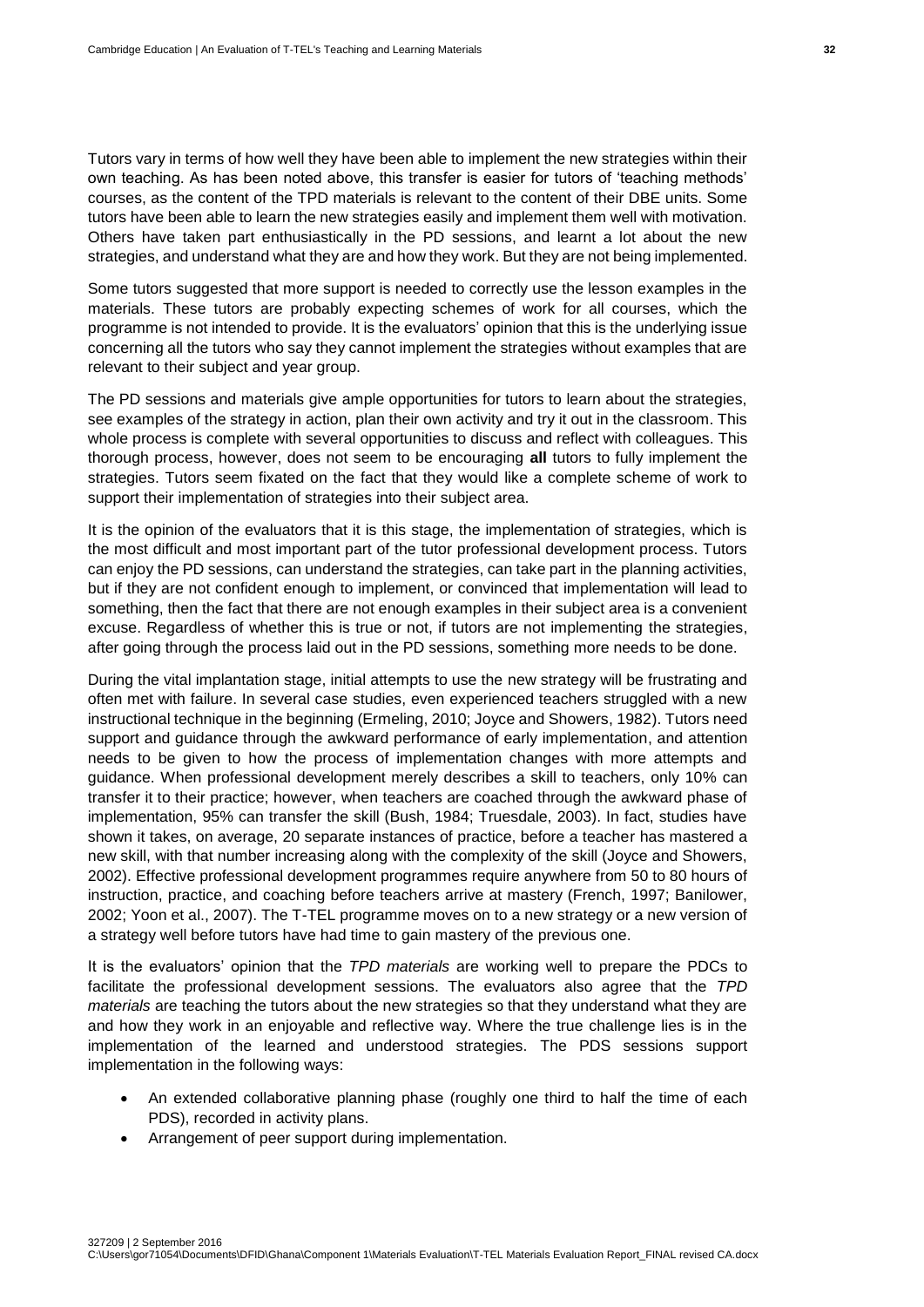Tutors vary in terms of how well they have been able to implement the new strategies within their own teaching. As has been noted above, this transfer is easier for tutors of 'teaching methods' courses, as the content of the TPD materials is relevant to the content of their DBE units. Some tutors have been able to learn the new strategies easily and implement them well with motivation. Others have taken part enthusiastically in the PD sessions, and learnt a lot about the new strategies, and understand what they are and how they work. But they are not being implemented.

Some tutors suggested that more support is needed to correctly use the lesson examples in the materials. These tutors are probably expecting schemes of work for all courses, which the programme is not intended to provide. It is the evaluators' opinion that this is the underlying issue concerning all the tutors who say they cannot implement the strategies without examples that are relevant to their subject and year group.

The PD sessions and materials give ample opportunities for tutors to learn about the strategies, see examples of the strategy in action, plan their own activity and try it out in the classroom. This whole process is complete with several opportunities to discuss and reflect with colleagues. This thorough process, however, does not seem to be encouraging **all** tutors to fully implement the strategies. Tutors seem fixated on the fact that they would like a complete scheme of work to support their implementation of strategies into their subject area.

It is the opinion of the evaluators that it is this stage, the implementation of strategies, which is the most difficult and most important part of the tutor professional development process. Tutors can enjoy the PD sessions, can understand the strategies, can take part in the planning activities, but if they are not confident enough to implement, or convinced that implementation will lead to something, then the fact that there are not enough examples in their subject area is a convenient excuse. Regardless of whether this is true or not, if tutors are not implementing the strategies, after going through the process laid out in the PD sessions, something more needs to be done.

During the vital implantation stage, initial attempts to use the new strategy will be frustrating and often met with failure. In several case studies, even experienced teachers struggled with a new instructional technique in the beginning (Ermeling, 2010; Joyce and Showers, 1982). Tutors need support and guidance through the awkward performance of early implementation, and attention needs to be given to how the process of implementation changes with more attempts and guidance. When professional development merely describes a skill to teachers, only 10% can transfer it to their practice; however, when teachers are coached through the awkward phase of implementation, 95% can transfer the skill (Bush, 1984; Truesdale, 2003). In fact, studies have shown it takes, on average, 20 separate instances of practice, before a teacher has mastered a new skill, with that number increasing along with the complexity of the skill (Joyce and Showers, 2002). Effective professional development programmes require anywhere from 50 to 80 hours of instruction, practice, and coaching before teachers arrive at mastery (French, 1997; Banilower, 2002; Yoon et al., 2007). The T-TEL programme moves on to a new strategy or a new version of a strategy well before tutors have had time to gain mastery of the previous one.

It is the evaluators' opinion that the *TPD materials* are working well to prepare the PDCs to facilitate the professional development sessions. The evaluators also agree that the *TPD materials* are teaching the tutors about the new strategies so that they understand what they are and how they work in an enjoyable and reflective way. Where the true challenge lies is in the implementation of the learned and understood strategies. The PDS sessions support implementation in the following ways:

- An extended collaborative planning phase (roughly one third to half the time of each PDS), recorded in activity plans.
- Arrangement of peer support during implementation.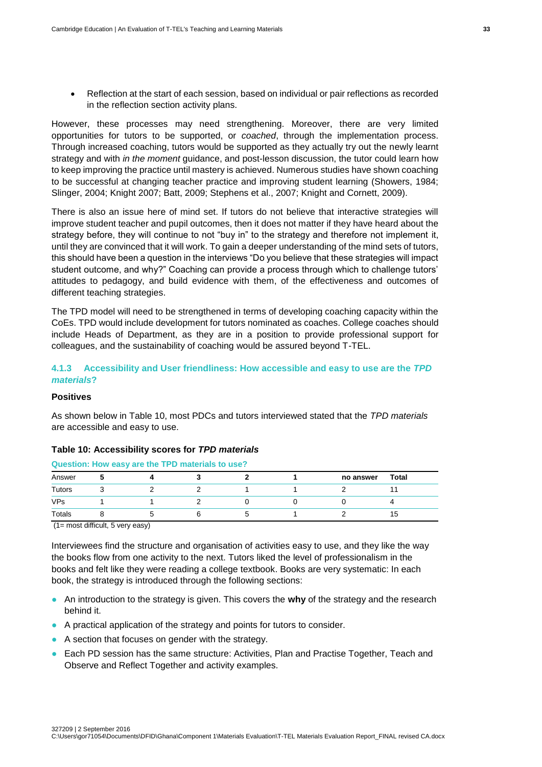- Reflection at the start of each session, based on individual or pair reflections as recorded in the reflection section activity plans.

However, these processes may need strengthening. Moreover, there are very limited opportunities for tutors to be supported, or *coached*, through the implementation process. Through increased coaching, tutors would be supported as they actually try out the newly learnt strategy and with *in the moment* guidance, and post-lesson discussion, the tutor could learn how to keep improving the practice until mastery is achieved. Numerous studies have shown coaching to be successful at changing teacher practice and improving student learning (Showers, 1984; Slinger, 2004; Knight 2007; Batt, 2009; Stephens et al., 2007; Knight and Cornett, 2009).

There is also an issue here of mind set. If tutors do not believe that interactive strategies will improve student teacher and pupil outcomes, then it does not matter if they have heard about the strategy before, they will continue to not "buy in" to the strategy and therefore not implement it, until they are convinced that it will work. To gain a deeper understanding of the mind sets of tutors, this should have been a question in the interviews "Do you believe that these strategies will impact student outcome, and why?" Coaching can provide a process through which to challenge tutors' attitudes to pedagogy, and build evidence with them, of the effectiveness and outcomes of different teaching strategies.

The TPD model will need to be strengthened in terms of developing coaching capacity within the CoEs. TPD would include development for tutors nominated as coaches. College coaches should include Heads of Department, as they are in a position to provide professional support for colleagues, and the sustainability of coaching would be assured beyond T-TEL.

### 4.1.3 Accessibility and User friendliness: How accessible and easy to use are the *TPD materials*?

**Positives**

As shown below in Table 10, most PDCs and tutors interviewed stated that the *TPD materials* are accessible and easy to use.

**Table 10: Accessibility scores for *TPD materials***

**Question: How easy are the TPD materials to use?**

| Answer | 5 | 4 | 3 | 2 | 1 | no answer | Total |
|---|---|---|---|---|---|---|---|
| Tutors | 3 | 2 | 2 | 1 | 1 | 2 | 11 |
| VPs | 1 | 1 | 2 | 0 | 0 | 0 | 4 |
| Totals | 8 | 5 | 6 | 5 | 1 | 2 | 15 |

(1= most difficult, 5 very easy)

Interviewees find the structure and organisation of activities easy to use, and they like the way the books flow from one activity to the next. Tutors liked the level of professionalism in the books and felt like they were reading a college textbook. Books are very systematic: In each book, the strategy is introduced through the following sections:

- An introduction to the strategy is given. This covers the **why** of the strategy and the research behind it.
- A practical application of the strategy and points for tutors to consider.
- A section that focuses on gender with the strategy.
- Each PD session has the same structure: Activities, Plan and Practise Together, Teach and Observe and Reflect Together and activity examples.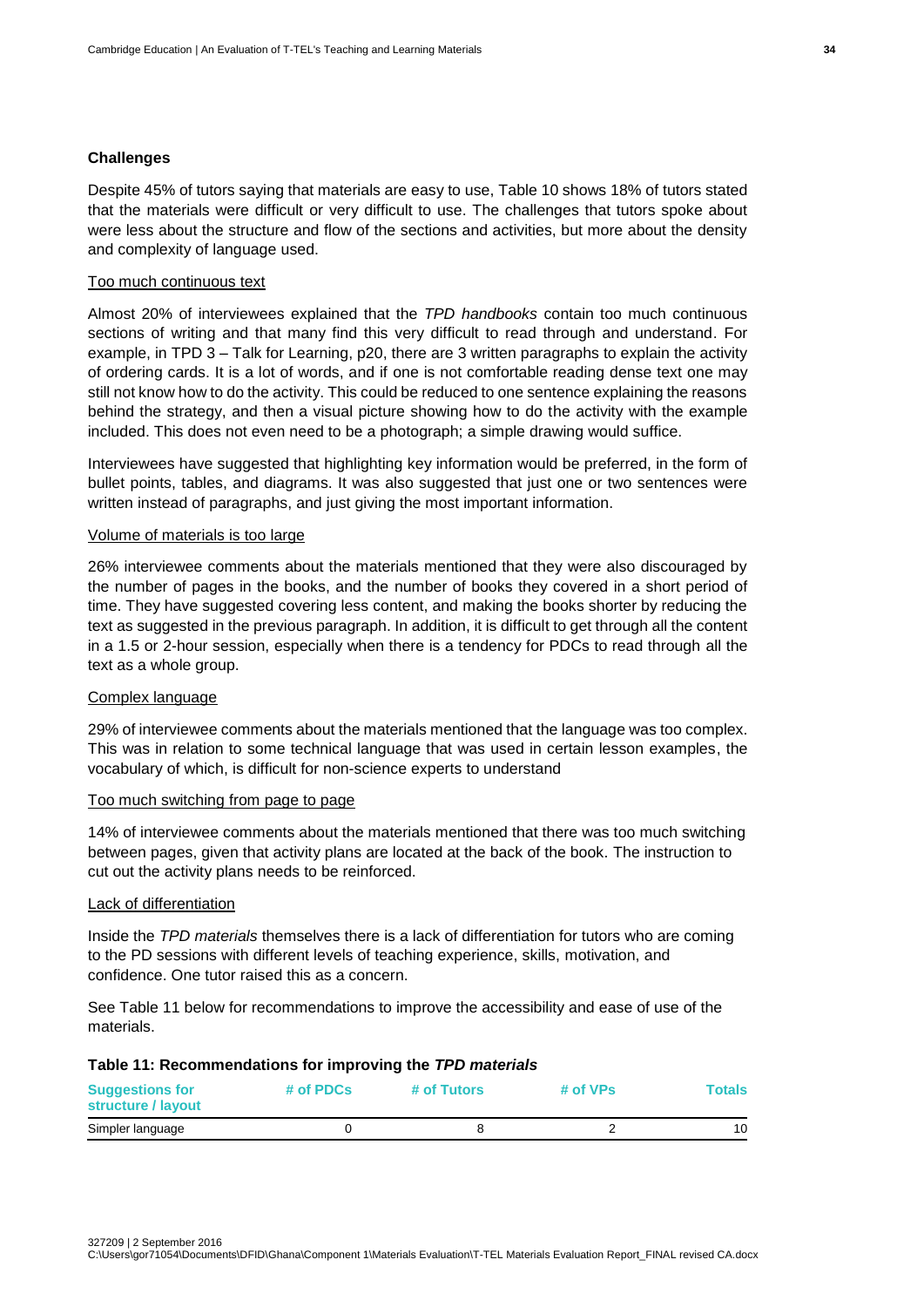### Challenges

Despite 45% of tutors saying that materials are easy to use, Table 10 shows 18% of tutors stated that the materials were difficult or very difficult to use. The challenges that tutors spoke about were less about the structure and flow of the sections and activities, but more about the density and complexity of language used.

Too much continuous text

Almost 20% of interviewees explained that the *TPD handbooks* contain too much continuous sections of writing and that many find this very difficult to read through and understand. For example, in TPD 3 – Talk for Learning, p20, there are 3 written paragraphs to explain the activity of ordering cards. It is a lot of words, and if one is not comfortable reading dense text one may still not know how to do the activity. This could be reduced to one sentence explaining the reasons behind the strategy, and then a visual picture showing how to do the activity with the example included. This does not even need to be a photograph; a simple drawing would suffice.

Interviewees have suggested that highlighting key information would be preferred, in the form of bullet points, tables, and diagrams. It was also suggested that just one or two sentences were written instead of paragraphs, and just giving the most important information.

Volume of materials is too large

26% interviewee comments about the materials mentioned that they were also discouraged by the number of pages in the books, and the number of books they covered in a short period of time. They have suggested covering less content, and making the books shorter by reducing the text as suggested in the previous paragraph. In addition, it is difficult to get through all the content in a 1.5 or 2-hour session, especially when there is a tendency for PDCs to read through all the text as a whole group.

Complex language

29% of interviewee comments about the materials mentioned that the language was too complex. This was in relation to some technical language that was used in certain lesson examples, the vocabulary of which, is difficult for non-science experts to understand

Too much switching from page to page

14% of interviewee comments about the materials mentioned that there was too much switching between pages, given that activity plans are located at the back of the book. The instruction to cut out the activity plans needs to be reinforced.

Lack of differentiation

Inside the *TPD materials* themselves there is a lack of differentiation for tutors who are coming to the PD sessions with different levels of teaching experience, skills, motivation, and confidence. One tutor raised this as a concern.

See Table 11 below for recommendations to improve the accessibility and ease of use of the materials.

**Table 11: Recommendations for improving the *TPD materials***

| Suggestions for structure / layout | # of PDCs | # of Tutors | # of VPs | Totals |
|---|---|---|---|---|
| Simpler language | 0 | 8 | 2 | 10 |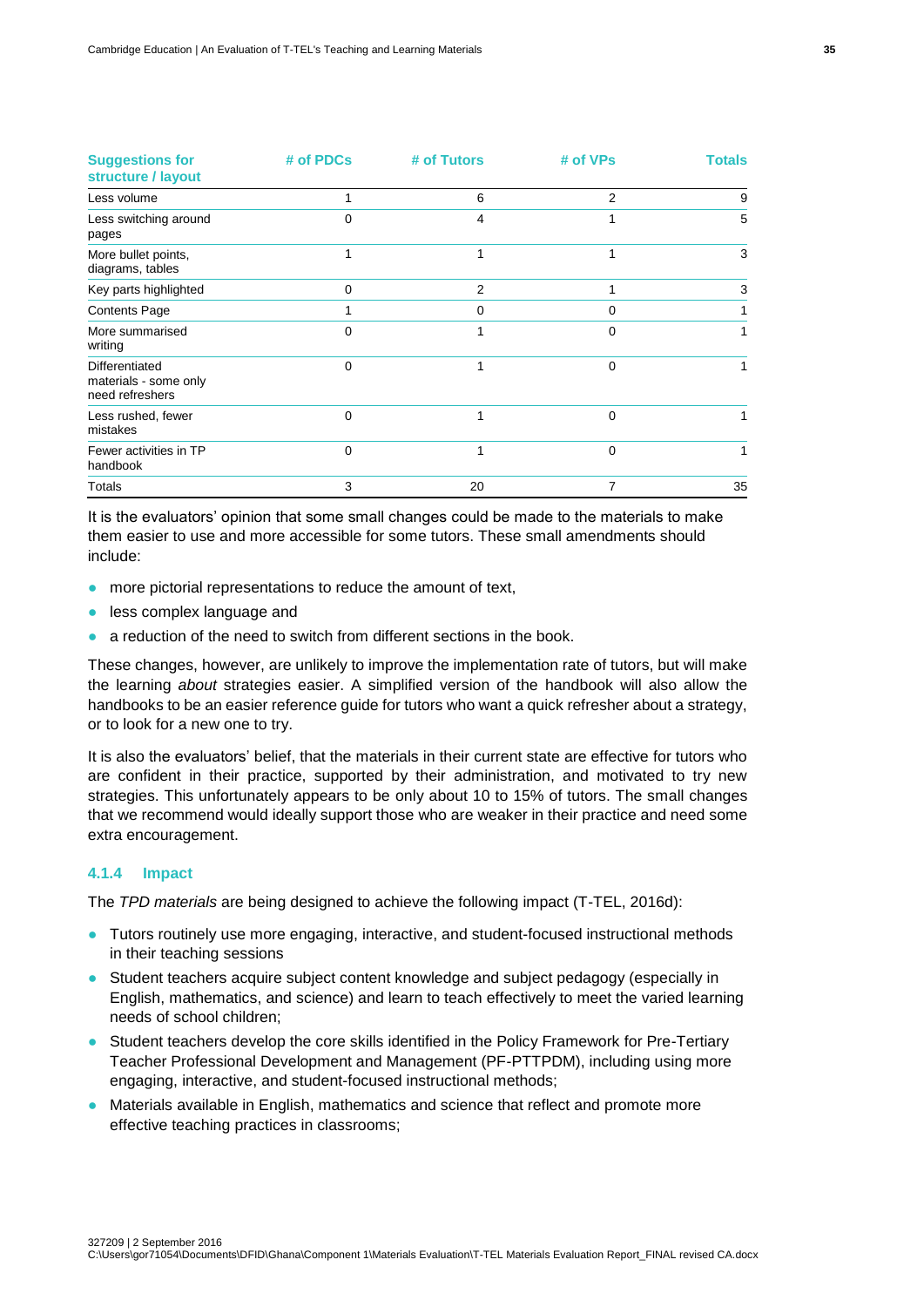| Suggestions for structure / layout | # of PDCs | # of Tutors | # of VPs | Totals |
|---|---|---|---|---|
| Less volume | 1 | 6 | 2 | 9 |
| Less switching around pages | 0 | 4 | 1 | 5 |
| More bullet points, diagrams, tables | 1 | 1 | 1 | 3 |
| Key parts highlighted | 0 | 2 | 1 | 3 |
| Contents Page | 1 | 0 | 0 | 1 |
| More summarised writing | 0 | 1 | 0 | 1 |
| Differentiated materials - some only need refreshers | 0 | 1 | 0 | 1 |
| Less rushed, fewer mistakes | 0 | 1 | 0 | 1 |
| Fewer activities in TP handbook | 0 | 1 | 0 | 1 |
| Totals | 3 | 20 | 7 | 35 |

It is the evaluators' opinion that some small changes could be made to the materials to make them easier to use and more accessible for some tutors. These small amendments should include:

- more pictorial representations to reduce the amount of text,
- less complex language and
- a reduction of the need to switch from different sections in the book.

These changes, however, are unlikely to improve the implementation rate of tutors, but will make the learning *about* strategies easier. A simplified version of the handbook will also allow the handbooks to be an easier reference guide for tutors who want a quick refresher about a strategy, or to look for a new one to try.

It is also the evaluators' belief, that the materials in their current state are effective for tutors who are confident in their practice, supported by their administration, and motivated to try new strategies. This unfortunately appears to be only about 10 to 15% of tutors. The small changes that we recommend would ideally support those who are weaker in their practice and need some extra encouragement.

### 4.1.4 Impact

The *TPD materials* are being designed to achieve the following impact (T-TEL, 2016d):

- Tutors routinely use more engaging, interactive, and student-focused instructional methods in their teaching sessions
- Student teachers acquire subject content knowledge and subject pedagogy (especially in English, mathematics, and science) and learn to teach effectively to meet the varied learning needs of school children;
- Student teachers develop the core skills identified in the Policy Framework for Pre-Tertiary Teacher Professional Development and Management (PF-PTTPDM), including using more engaging, interactive, and student-focused instructional methods;
- Materials available in English, mathematics and science that reflect and promote more effective teaching practices in classrooms;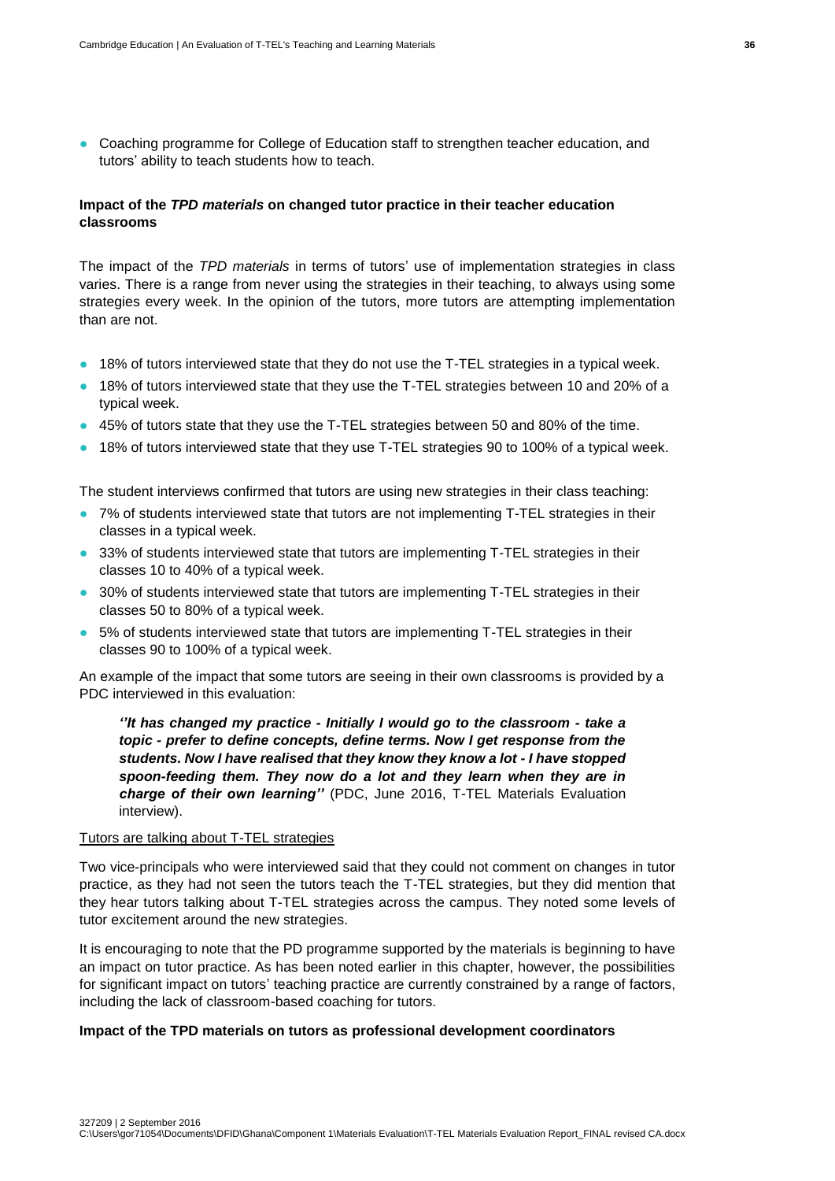- Coaching programme for College of Education staff to strengthen teacher education, and tutors' ability to teach students how to teach.

**Impact of the *TPD materials* on changed tutor practice in their teacher education classrooms**

The impact of the *TPD materials* in terms of tutors' use of implementation strategies in class varies. There is a range from never using the strategies in their teaching, to always using some strategies every week. In the opinion of the tutors, more tutors are attempting implementation than are not.

- 18% of tutors interviewed state that they do not use the T-TEL strategies in a typical week.
- 18% of tutors interviewed state that they use the T-TEL strategies between 10 and 20% of a typical week.
- 45% of tutors state that they use the T-TEL strategies between 50 and 80% of the time.
- 18% of tutors interviewed state that they use T-TEL strategies 90 to 100% of a typical week.

The student interviews confirmed that tutors are using new strategies in their class teaching:

- 7% of students interviewed state that tutors are not implementing T-TEL strategies in their classes in a typical week.
- 33% of students interviewed state that tutors are implementing T-TEL strategies in their classes 10 to 40% of a typical week.
- 30% of students interviewed state that tutors are implementing T-TEL strategies in their classes 50 to 80% of a typical week.
- 5% of students interviewed state that tutors are implementing T-TEL strategies in their classes 90 to 100% of a typical week.

An example of the impact that some tutors are seeing in their own classrooms is provided by a PDC interviewed in this evaluation:

> ***''It has changed my practice - Initially I would go to the classroom - take a topic - prefer to define concepts, define terms. Now I get response from the students. Now I have realised that they know they know a lot - I have stopped spoon-feeding them. They now do a lot and they learn when they are in charge of their own learning''*** (PDC, June 2016, T-TEL Materials Evaluation interview).

Tutors are talking about T-TEL strategies

Two vice-principals who were interviewed said that they could not comment on changes in tutor practice, as they had not seen the tutors teach the T-TEL strategies, but they did mention that they hear tutors talking about T-TEL strategies across the campus. They noted some levels of tutor excitement around the new strategies.

It is encouraging to note that the PD programme supported by the materials is beginning to have an impact on tutor practice. As has been noted earlier in this chapter, however, the possibilities for significant impact on tutors' teaching practice are currently constrained by a range of factors, including the lack of classroom-based coaching for tutors.

**Impact of the TPD materials on tutors as professional development coordinators**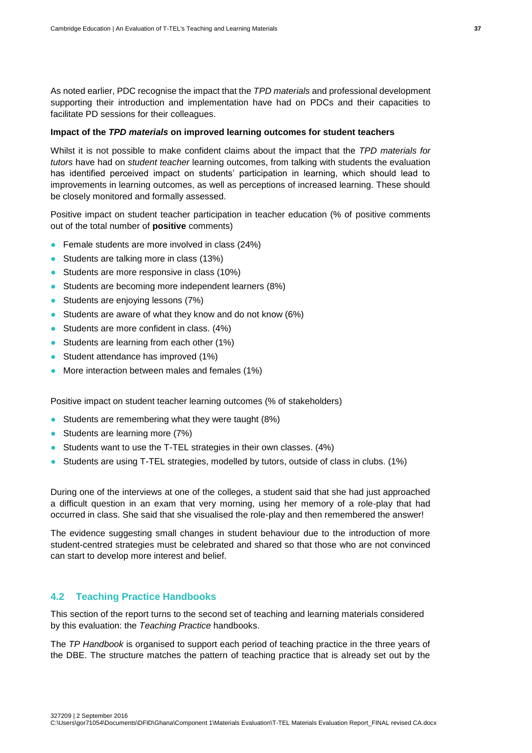As noted earlier, PDC recognise the impact that the *TPD materials* and professional development supporting their introduction and implementation have had on PDCs and their capacities to facilitate PD sessions for their colleagues.

**Impact of the *TPD materials* on improved learning outcomes for student teachers**

Whilst it is not possible to make confident claims about the impact that the *TPD materials for tutors* have had on *student teacher* learning outcomes, from talking with students the evaluation has identified perceived impact on students' participation in learning, which should lead to improvements in learning outcomes, as well as perceptions of increased learning. These should be closely monitored and formally assessed.

Positive impact on student teacher participation in teacher education (% of positive comments out of the total number of **positive** comments)

- Female students are more involved in class (24%)
- Students are talking more in class (13%)
- Students are more responsive in class (10%)
- Students are becoming more independent learners (8%)
- Students are enjoying lessons (7%)
- Students are aware of what they know and do not know (6%)
- Students are more confident in class. (4%)
- Students are learning from each other (1%)
- Student attendance has improved (1%)
- More interaction between males and females (1%)

Positive impact on student teacher learning outcomes (% of stakeholders)

- Students are remembering what they were taught (8%)
- Students are learning more (7%)
- Students want to use the T-TEL strategies in their own classes. (4%)
- Students are using T-TEL strategies, modelled by tutors, outside of class in clubs. (1%)

During one of the interviews at one of the colleges, a student said that she had just approached a difficult question in an exam that very morning, using her memory of a role-play that had occurred in class. She said that she visualised the role-play and then remembered the answer!

The evidence suggesting small changes in student behaviour due to the introduction of more student-centred strategies must be celebrated and shared so that those who are not convinced can start to develop more interest and belief.

## 4.2 Teaching Practice Handbooks

This section of the report turns to the second set of teaching and learning materials considered by this evaluation: the *Teaching Practice* handbooks.

The *TP Handbook* is organised to support each period of teaching practice in the three years of the DBE. The structure matches the pattern of teaching practice that is already set out by the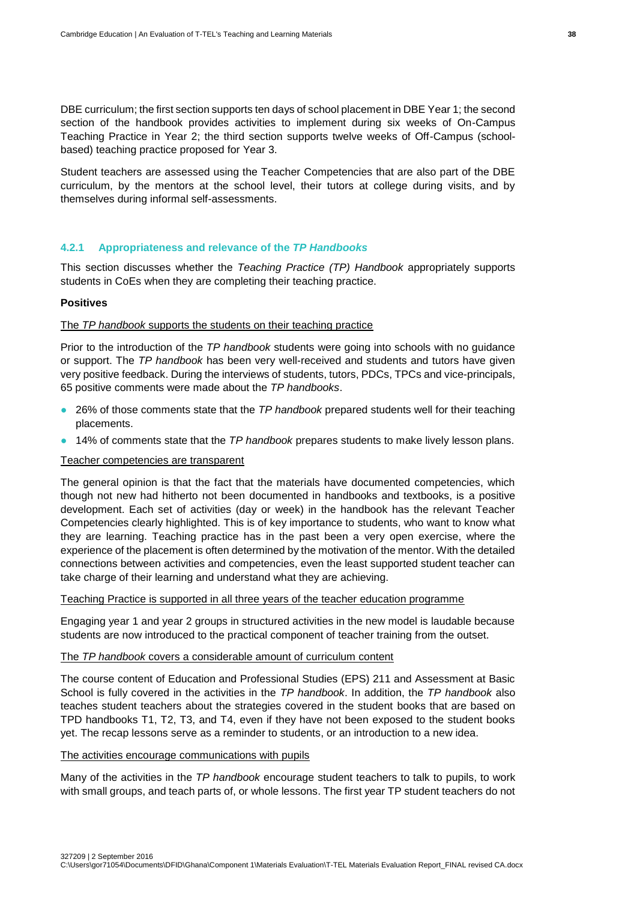DBE curriculum; the first section supports ten days of school placement in DBE Year 1; the second section of the handbook provides activities to implement during six weeks of On-Campus Teaching Practice in Year 2; the third section supports twelve weeks of Off-Campus (school-based) teaching practice proposed for Year 3.

Student teachers are assessed using the Teacher Competencies that are also part of the DBE curriculum, by the mentors at the school level, their tutors at college during visits, and by themselves during informal self-assessments.

### 4.2.1 Appropriateness and relevance of the *TP Handbooks*

This section discusses whether the *Teaching Practice (TP) Handbook* appropriately supports students in CoEs when they are completing their teaching practice.

**Positives**

The *TP handbook* supports the students on their teaching practice

Prior to the introduction of the *TP handbook* students were going into schools with no guidance or support. The *TP handbook* has been very well-received and students and tutors have given very positive feedback. During the interviews of students, tutors, PDCs, TPCs and vice-principals, 65 positive comments were made about the *TP handbooks*.

- 26% of those comments state that the *TP handbook* prepared students well for their teaching placements.
- 14% of comments state that the *TP handbook* prepares students to make lively lesson plans.

Teacher competencies are transparent

The general opinion is that the fact that the materials have documented competencies, which though not new had hitherto not been documented in handbooks and textbooks, is a positive development. Each set of activities (day or week) in the handbook has the relevant Teacher Competencies clearly highlighted. This is of key importance to students, who want to know what they are learning. Teaching practice has in the past been a very open exercise, where the experience of the placement is often determined by the motivation of the mentor. With the detailed connections between activities and competencies, even the least supported student teacher can take charge of their learning and understand what they are achieving.

Teaching Practice is supported in all three years of the teacher education programme

Engaging year 1 and year 2 groups in structured activities in the new model is laudable because students are now introduced to the practical component of teacher training from the outset.

The *TP handbook* covers a considerable amount of curriculum content

The course content of Education and Professional Studies (EPS) 211 and Assessment at Basic School is fully covered in the activities in the *TP handbook*. In addition, the *TP handbook* also teaches student teachers about the strategies covered in the student books that are based on TPD handbooks T1, T2, T3, and T4, even if they have not been exposed to the student books yet. The recap lessons serve as a reminder to students, or an introduction to a new idea.

The activities encourage communications with pupils

Many of the activities in the *TP handbook* encourage student teachers to talk to pupils, to work with small groups, and teach parts of, or whole lessons. The first year TP student teachers do not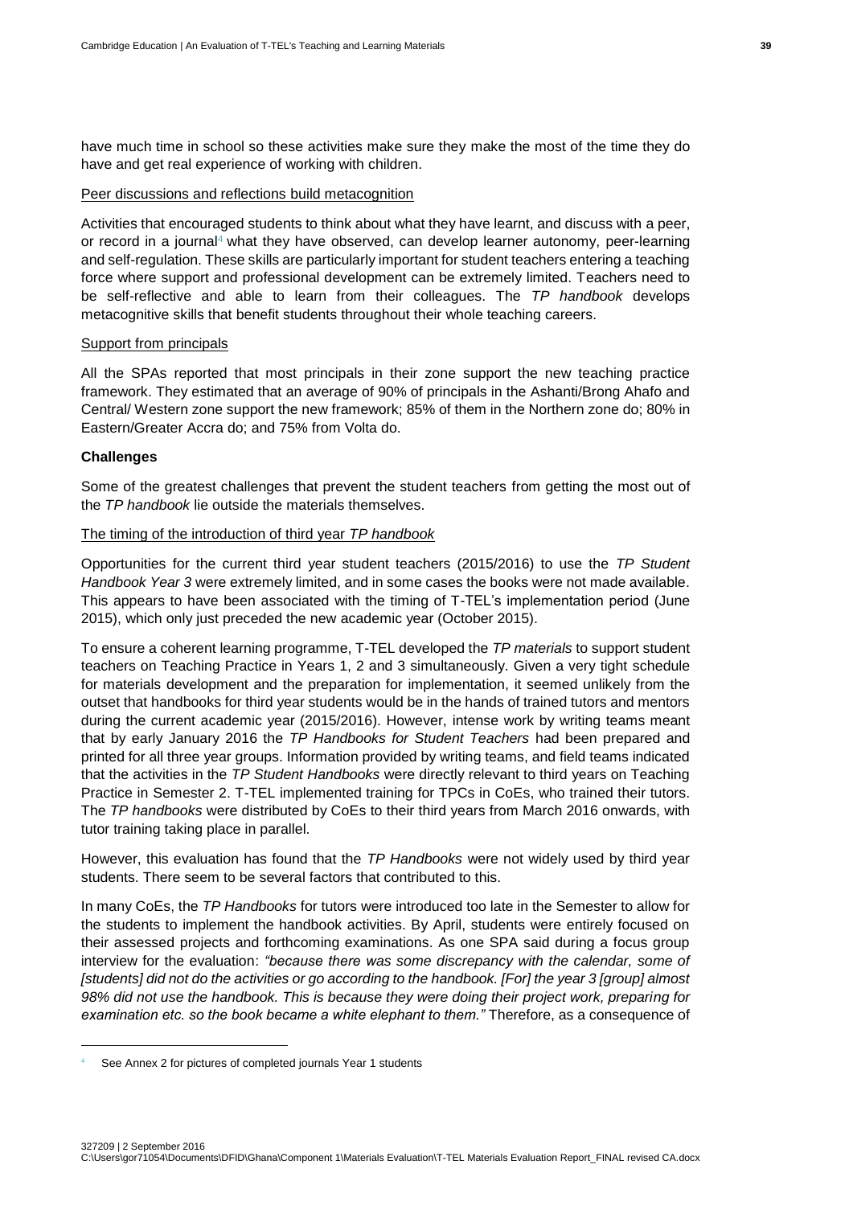have much time in school so these activities make sure they make the most of the time they do have and get real experience of working with children.

Peer discussions and reflections build metacognition

Activities that encouraged students to think about what they have learnt, and discuss with a peer, or record in a journal[4] what they have observed, can develop learner autonomy, peer-learning and self-regulation. These skills are particularly important for student teachers entering a teaching force where support and professional development can be extremely limited. Teachers need to be self-reflective and able to learn from their colleagues. The *TP handbook* develops metacognitive skills that benefit students throughout their whole teaching careers.

Support from principals

All the SPAs reported that most principals in their zone support the new teaching practice framework. They estimated that an average of 90% of principals in the Ashanti/Brong Ahafo and Central/ Western zone support the new framework; 85% of them in the Northern zone do; 80% in Eastern/Greater Accra do; and 75% from Volta do.

**Challenges**

Some of the greatest challenges that prevent the student teachers from getting the most out of the *TP handbook* lie outside the materials themselves.

The timing of the introduction of third year *TP handbook*

Opportunities for the current third year student teachers (2015/2016) to use the *TP Student Handbook Year 3* were extremely limited, and in some cases the books were not made available. This appears to have been associated with the timing of T-TEL's implementation period (June 2015), which only just preceded the new academic year (October 2015).

To ensure a coherent learning programme, T-TEL developed the *TP materials* to support student teachers on Teaching Practice in Years 1, 2 and 3 simultaneously. Given a very tight schedule for materials development and the preparation for implementation, it seemed unlikely from the outset that handbooks for third year students would be in the hands of trained tutors and mentors during the current academic year (2015/2016). However, intense work by writing teams meant that by early January 2016 the *TP Handbooks for Student Teachers* had been prepared and printed for all three year groups. Information provided by writing teams, and field teams indicated that the activities in the *TP Student Handbooks* were directly relevant to third years on Teaching Practice in Semester 2. T-TEL implemented training for TPCs in CoEs, who trained their tutors. The *TP handbooks* were distributed by CoEs to their third years from March 2016 onwards, with tutor training taking place in parallel.

However, this evaluation has found that the *TP Handbooks* were not widely used by third year students. There seem to be several factors that contributed to this.

In many CoEs, the *TP Handbooks* for tutors were introduced too late in the Semester to allow for the students to implement the handbook activities. By April, students were entirely focused on their assessed projects and forthcoming examinations. As one SPA said during a focus group interview for the evaluation: *"because there was some discrepancy with the calendar, some of [students] did not do the activities or go according to the handbook. [For] the year 3 [group] almost 98% did not use the handbook. This is because they were doing their project work, preparing for examination etc. so the book became a white elephant to them."* Therefore, as a consequence of

[4] See Annex 2 for pictures of completed journals Year 1 students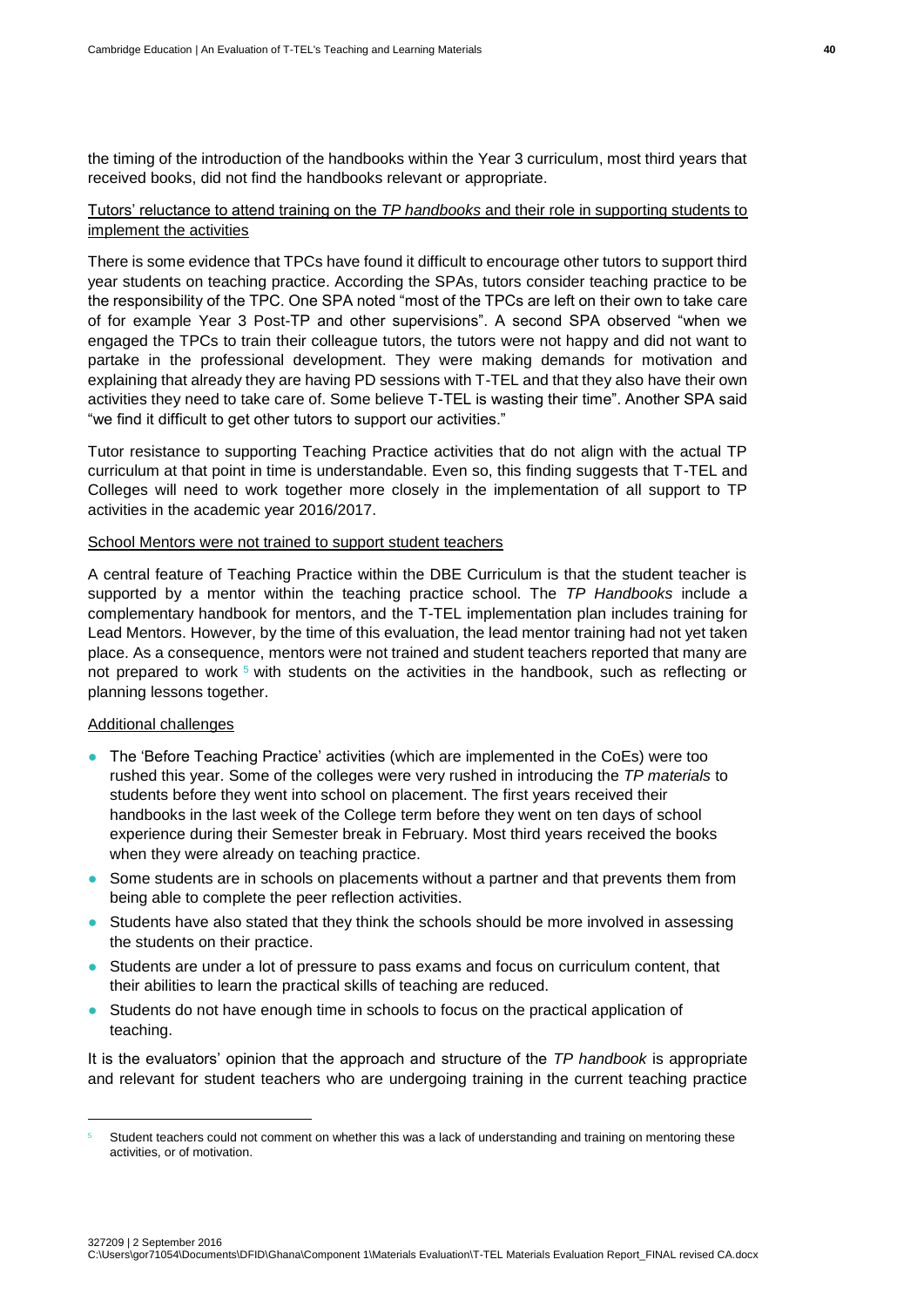the timing of the introduction of the handbooks within the Year 3 curriculum, most third years that received books, did not find the handbooks relevant or appropriate.

Tutors' reluctance to attend training on the *TP handbooks* and their role in supporting students to implement the activities

There is some evidence that TPCs have found it difficult to encourage other tutors to support third year students on teaching practice. According the SPAs, tutors consider teaching practice to be the responsibility of the TPC. One SPA noted "most of the TPCs are left on their own to take care of for example Year 3 Post-TP and other supervisions". A second SPA observed "when we engaged the TPCs to train their colleague tutors, the tutors were not happy and did not want to partake in the professional development. They were making demands for motivation and explaining that already they are having PD sessions with T-TEL and that they also have their own activities they need to take care of. Some believe T-TEL is wasting their time". Another SPA said "we find it difficult to get other tutors to support our activities."

Tutor resistance to supporting Teaching Practice activities that do not align with the actual TP curriculum at that point in time is understandable. Even so, this finding suggests that T-TEL and Colleges will need to work together more closely in the implementation of all support to TP activities in the academic year 2016/2017.

School Mentors were not trained to support student teachers

A central feature of Teaching Practice within the DBE Curriculum is that the student teacher is supported by a mentor within the teaching practice school. The *TP Handbooks* include a complementary handbook for mentors, and the T-TEL implementation plan includes training for Lead Mentors. However, by the time of this evaluation, the lead mentor training had not yet taken place. As a consequence, mentors were not trained and student teachers reported that many are not prepared to work [5] with students on the activities in the handbook, such as reflecting or planning lessons together.

Additional challenges

- The 'Before Teaching Practice' activities (which are implemented in the CoEs) were too rushed this year. Some of the colleges were very rushed in introducing the *TP materials* to students before they went into school on placement. The first years received their handbooks in the last week of the College term before they went on ten days of school experience during their Semester break in February. Most third years received the books when they were already on teaching practice.
- Some students are in schools on placements without a partner and that prevents them from being able to complete the peer reflection activities.
- Students have also stated that they think the schools should be more involved in assessing the students on their practice.
- Students are under a lot of pressure to pass exams and focus on curriculum content, that their abilities to learn the practical skills of teaching are reduced.
- Students do not have enough time in schools to focus on the practical application of teaching.

It is the evaluators' opinion that the approach and structure of the *TP handbook* is appropriate and relevant for student teachers who are undergoing training in the current teaching practice

[5] Student teachers could not comment on whether this was a lack of understanding and training on mentoring these activities, or of motivation.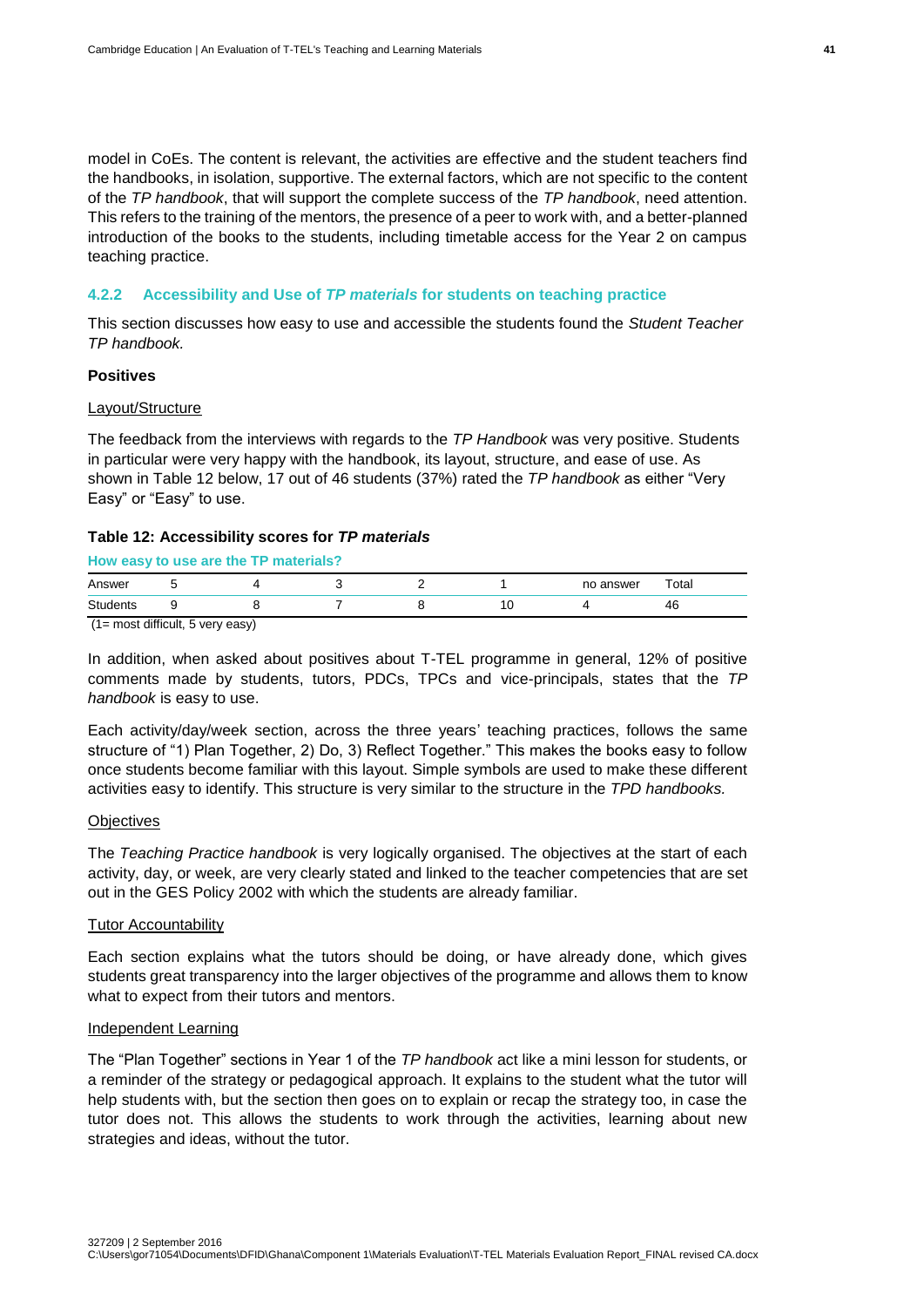model in CoEs. The content is relevant, the activities are effective and the student teachers find the handbooks, in isolation, supportive. The external factors, which are not specific to the content of the *TP handbook*, that will support the complete success of the *TP handbook*, need attention. This refers to the training of the mentors, the presence of a peer to work with, and a better-planned introduction of the books to the students, including timetable access for the Year 2 on campus teaching practice.

### 4.2.2 Accessibility and Use of *TP materials* for students on teaching practice

This section discusses how easy to use and accessible the students found the *Student Teacher TP handbook.*

**Positives**

Layout/Structure

The feedback from the interviews with regards to the *TP Handbook* was very positive. Students in particular were very happy with the handbook, its layout, structure, and ease of use. As shown in Table 12 below, 17 out of 46 students (37%) rated the *TP handbook* as either "Very Easy" or "Easy" to use.

**Table 12: Accessibility scores for *TP materials***

**How easy to use are the TP materials?**

| Answer | 5 | 4 | 3 | 2 | 1 | no answer | Total |
|---|---|---|---|---|---|---|---|
| Students | 9 | 8 | 7 | 8 | 10 | 4 | 46 |

(1= most difficult, 5 very easy)

In addition, when asked about positives about T-TEL programme in general, 12% of positive comments made by students, tutors, PDCs, TPCs and vice-principals, states that the *TP handbook* is easy to use.

Each activity/day/week section, across the three years' teaching practices, follows the same structure of "1) Plan Together, 2) Do, 3) Reflect Together." This makes the books easy to follow once students become familiar with this layout. Simple symbols are used to make these different activities easy to identify. This structure is very similar to the structure in the *TPD handbooks.*

Objectives

The *Teaching Practice handbook* is very logically organised. The objectives at the start of each activity, day, or week, are very clearly stated and linked to the teacher competencies that are set out in the GES Policy 2002 with which the students are already familiar.

Tutor Accountability

Each section explains what the tutors should be doing, or have already done, which gives students great transparency into the larger objectives of the programme and allows them to know what to expect from their tutors and mentors.

Independent Learning

The "Plan Together" sections in Year 1 of the *TP handbook* act like a mini lesson for students, or a reminder of the strategy or pedagogical approach. It explains to the student what the tutor will help students with, but the section then goes on to explain or recap the strategy too, in case the tutor does not. This allows the students to work through the activities, learning about new strategies and ideas, without the tutor.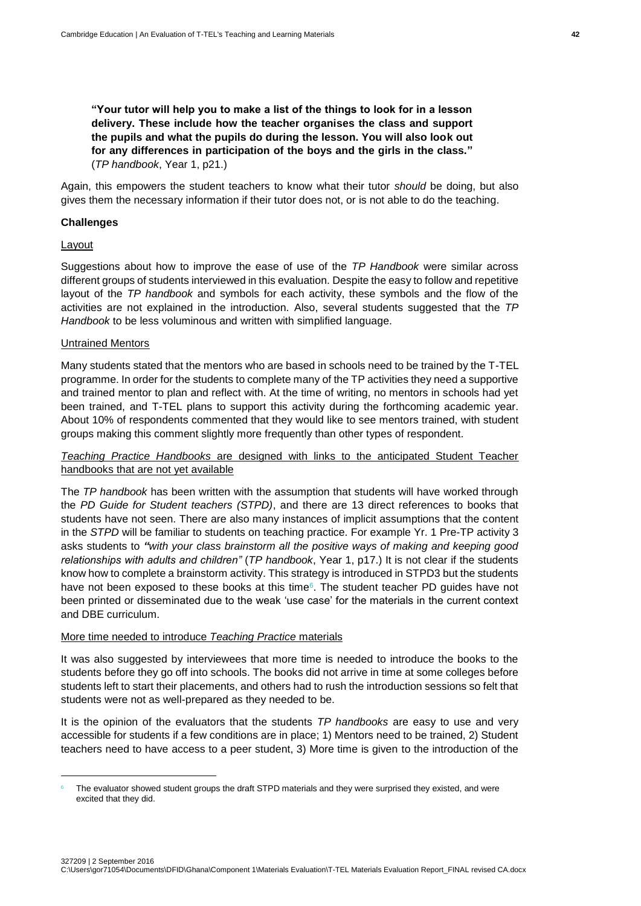**"Your tutor will help you to make a list of the things to look for in a lesson delivery. These include how the teacher organises the class and support the pupils and what the pupils do during the lesson. You will also look out for any differences in participation of the boys and the girls in the class."** (*TP handbook*, Year 1, p21.)

Again, this empowers the student teachers to know what their tutor *should* be doing, but also gives them the necessary information if their tutor does not, or is not able to do the teaching.

**Challenges**

Layout

Suggestions about how to improve the ease of use of the *TP Handbook* were similar across different groups of students interviewed in this evaluation. Despite the easy to follow and repetitive layout of the *TP handbook* and symbols for each activity, these symbols and the flow of the activities are not explained in the introduction. Also, several students suggested that the *TP Handbook* to be less voluminous and written with simplified language.

Untrained Mentors

Many students stated that the mentors who are based in schools need to be trained by the T-TEL programme. In order for the students to complete many of the TP activities they need a supportive and trained mentor to plan and reflect with. At the time of writing, no mentors in schools had yet been trained, and T-TEL plans to support this activity during the forthcoming academic year. About 10% of respondents commented that they would like to see mentors trained, with student groups making this comment slightly more frequently than other types of respondent.

*Teaching Practice Handbooks* are designed with links to the anticipated Student Teacher handbooks that are not yet available

The *TP handbook* has been written with the assumption that students will have worked through the *PD Guide for Student teachers (STPD)*, and there are 13 direct references to books that students have not seen. There are also many instances of implicit assumptions that the content in the *STPD* will be familiar to students on teaching practice. For example Yr. 1 Pre-TP activity 3 asks students to ***"****with your class brainstorm all the positive ways of making and keeping good relationships with adults and children"* (*TP handbook*, Year 1, p17.) It is not clear if the students know how to complete a brainstorm activity. This strategy is introduced in STPD3 but the students have not been exposed to these books at this time[6]. The student teacher PD guides have not been printed or disseminated due to the weak 'use case' for the materials in the current context and DBE curriculum.

More time needed to introduce *Teaching Practice* materials

It was also suggested by interviewees that more time is needed to introduce the books to the students before they go off into schools. The books did not arrive in time at some colleges before students left to start their placements, and others had to rush the introduction sessions so felt that students were not as well-prepared as they needed to be.

It is the opinion of the evaluators that the students *TP handbooks* are easy to use and very accessible for students if a few conditions are in place; 1) Mentors need to be trained, 2) Student teachers need to have access to a peer student, 3) More time is given to the introduction of the

[6] The evaluator showed student groups the draft STPD materials and they were surprised they existed, and were excited that they did.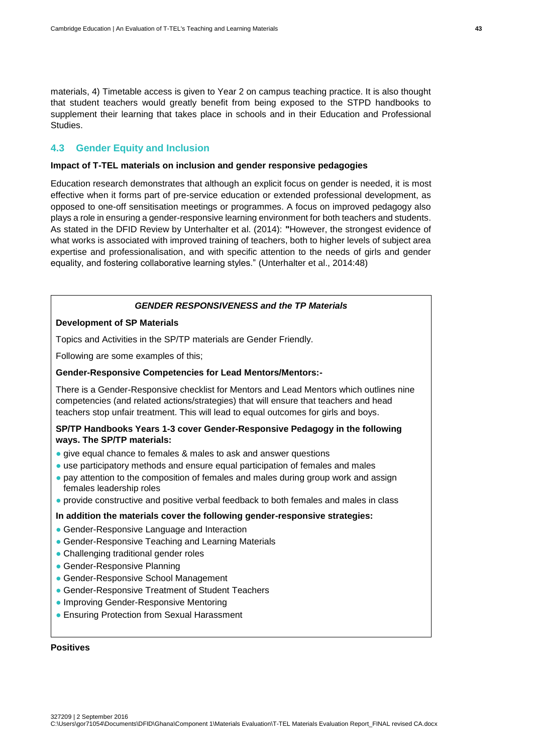materials, 4) Timetable access is given to Year 2 on campus teaching practice. It is also thought that student teachers would greatly benefit from being exposed to the STPD handbooks to supplement their learning that takes place in schools and in their Education and Professional Studies.

## 4.3 Gender Equity and Inclusion

**Impact of T-TEL materials on inclusion and gender responsive pedagogies**

Education research demonstrates that although an explicit focus on gender is needed, it is most effective when it forms part of pre-service education or extended professional development, as opposed to one-off sensitisation meetings or programmes. A focus on improved pedagogy also plays a role in ensuring a gender-responsive learning environment for both teachers and students. As stated in the DFID Review by Unterhalter et al. (2014): **"**However, the strongest evidence of what works is associated with improved training of teachers, both to higher levels of subject area expertise and professionalisation, and with specific attention to the needs of girls and gender equality, and fostering collaborative learning styles." (Unterhalter et al., 2014:48)

***GENDER RESPONSIVENESS and the TP Materials***

**Development of SP Materials**

Topics and Activities in the SP/TP materials are Gender Friendly.

Following are some examples of this;

**Gender-Responsive Competencies for Lead Mentors/Mentors:-**

There is a Gender-Responsive checklist for Mentors and Lead Mentors which outlines nine competencies (and related actions/strategies) that will ensure that teachers and head teachers stop unfair treatment. This will lead to equal outcomes for girls and boys.

**SP/TP Handbooks Years 1-3 cover Gender-Responsive Pedagogy in the following ways. The SP/TP materials:**

- give equal chance to females & males to ask and answer questions
- use participatory methods and ensure equal participation of females and males
- pay attention to the composition of females and males during group work and assign females leadership roles
- provide constructive and positive verbal feedback to both females and males in class

**In addition the materials cover the following gender-responsive strategies:**

- Gender-Responsive Language and Interaction
- Gender-Responsive Teaching and Learning Materials
- Challenging traditional gender roles
- Gender-Responsive Planning
- Gender-Responsive School Management
- Gender-Responsive Treatment of Student Teachers
- Improving Gender-Responsive Mentoring
- Ensuring Protection from Sexual Harassment

**Positives**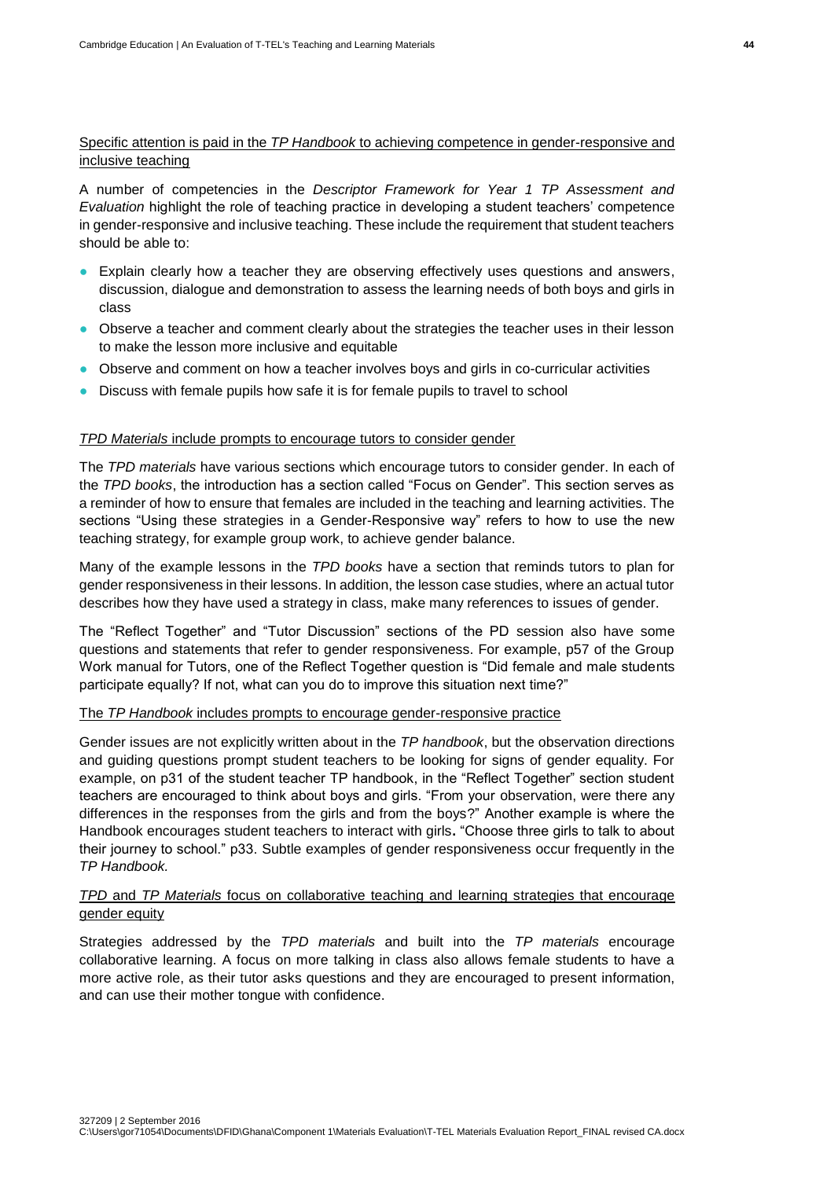<u>Specific attention is paid in the *TP Handbook* to achieving competence in gender-responsive and inclusive teaching</u>

A number of competencies in the *Descriptor Framework for Year 1 TP Assessment and Evaluation* highlight the role of teaching practice in developing a student teachers' competence in gender-responsive and inclusive teaching. These include the requirement that student teachers should be able to:

- Explain clearly how a teacher they are observing effectively uses questions and answers, discussion, dialogue and demonstration to assess the learning needs of both boys and girls in class
- Observe a teacher and comment clearly about the strategies the teacher uses in their lesson to make the lesson more inclusive and equitable
- Observe and comment on how a teacher involves boys and girls in co-curricular activities
- Discuss with female pupils how safe it is for female pupils to travel to school

<u>*TPD Materials* include prompts to encourage tutors to consider gender</u>

The *TPD materials* have various sections which encourage tutors to consider gender. In each of the *TPD books*, the introduction has a section called "Focus on Gender". This section serves as a reminder of how to ensure that females are included in the teaching and learning activities. The sections "Using these strategies in a Gender-Responsive way" refers to how to use the new teaching strategy, for example group work, to achieve gender balance.

Many of the example lessons in the *TPD books* have a section that reminds tutors to plan for gender responsiveness in their lessons. In addition, the lesson case studies, where an actual tutor describes how they have used a strategy in class, make many references to issues of gender.

The "Reflect Together" and "Tutor Discussion" sections of the PD session also have some questions and statements that refer to gender responsiveness. For example, p57 of the Group Work manual for Tutors, one of the Reflect Together question is "Did female and male students participate equally? If not, what can you do to improve this situation next time?"

<u>The *TP Handbook* includes prompts to encourage gender-responsive practice</u>

Gender issues are not explicitly written about in the *TP handbook*, but the observation directions and guiding questions prompt student teachers to be looking for signs of gender equality. For example, on p31 of the student teacher TP handbook, in the "Reflect Together" section student teachers are encouraged to think about boys and girls. "From your observation, were there any differences in the responses from the girls and from the boys?" Another example is where the Handbook encourages student teachers to interact with girls**.** "Choose three girls to talk to about their journey to school." p33. Subtle examples of gender responsiveness occur frequently in the *TP Handbook.*

<u>*TPD* and *TP Materials* focus on collaborative teaching and learning strategies that encourage gender equity</u>

Strategies addressed by the *TPD materials* and built into the *TP materials* encourage collaborative learning. A focus on more talking in class also allows female students to have a more active role, as their tutor asks questions and they are encouraged to present information, and can use their mother tongue with confidence.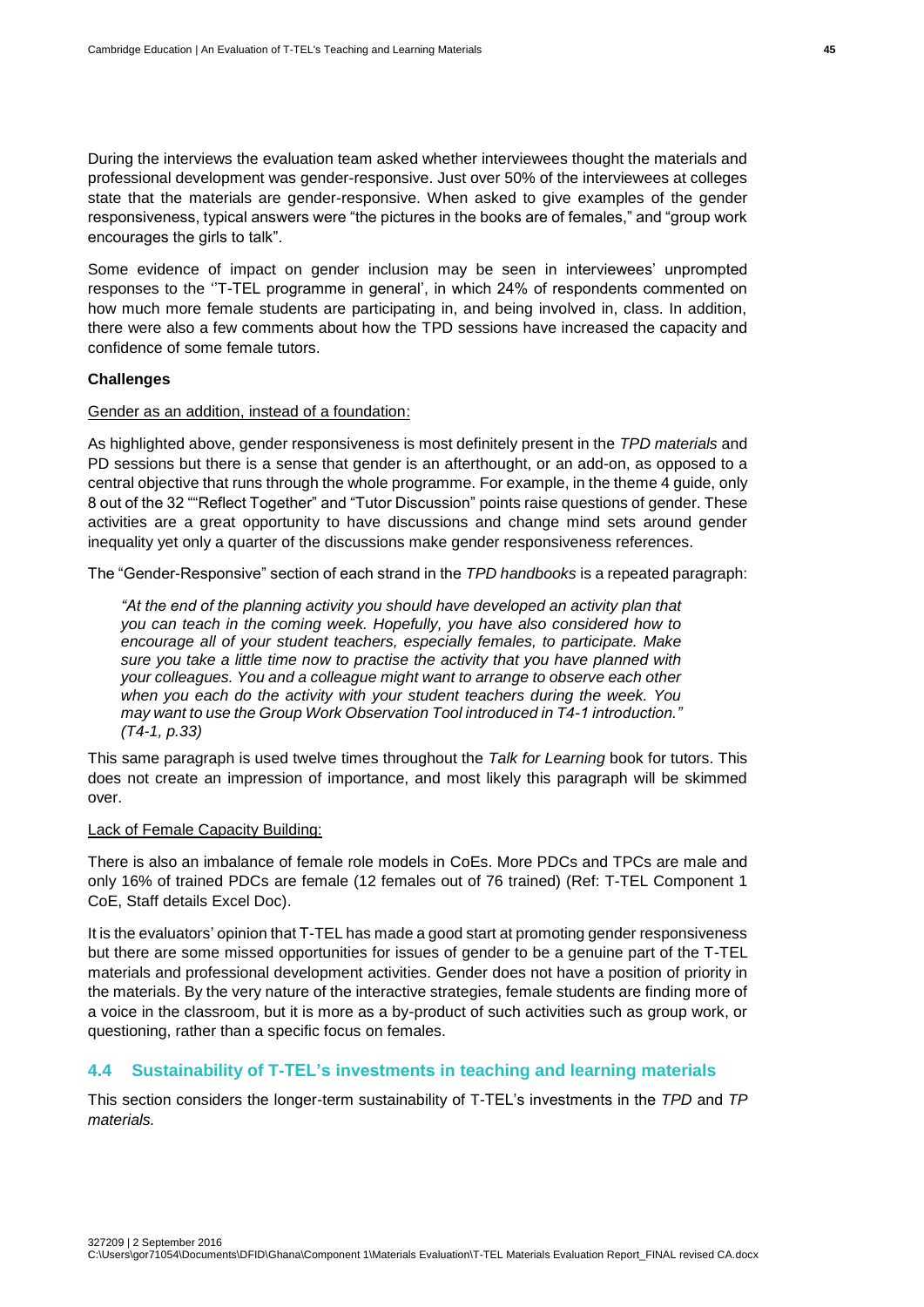During the interviews the evaluation team asked whether interviewees thought the materials and professional development was gender-responsive. Just over 50% of the interviewees at colleges state that the materials are gender-responsive. When asked to give examples of the gender responsiveness, typical answers were "the pictures in the books are of females," and "group work encourages the girls to talk".

Some evidence of impact on gender inclusion may be seen in interviewees' unprompted responses to the ''T-TEL programme in general', in which 24% of respondents commented on how much more female students are participating in, and being involved in, class. In addition, there were also a few comments about how the TPD sessions have increased the capacity and confidence of some female tutors.

**Challenges**

Gender as an addition, instead of a foundation:

As highlighted above, gender responsiveness is most definitely present in the *TPD materials* and PD sessions but there is a sense that gender is an afterthought, or an add-on, as opposed to a central objective that runs through the whole programme. For example, in the theme 4 guide, only 8 out of the 32 ""Reflect Together" and "Tutor Discussion" points raise questions of gender. These activities are a great opportunity to have discussions and change mind sets around gender inequality yet only a quarter of the discussions make gender responsiveness references.

The "Gender-Responsive" section of each strand in the *TPD handbooks* is a repeated paragraph:

> *"At the end of the planning activity you should have developed an activity plan that you can teach in the coming week. Hopefully, you have also considered how to encourage all of your student teachers, especially females, to participate. Make sure you take a little time now to practise the activity that you have planned with your colleagues. You and a colleague might want to arrange to observe each other when you each do the activity with your student teachers during the week. You may want to use the Group Work Observation Tool introduced in T4-1 introduction." (T4-1, p.33)*

This same paragraph is used twelve times throughout the *Talk for Learning* book for tutors. This does not create an impression of importance, and most likely this paragraph will be skimmed over.

Lack of Female Capacity Building:

There is also an imbalance of female role models in CoEs. More PDCs and TPCs are male and only 16% of trained PDCs are female (12 females out of 76 trained) (Ref: T-TEL Component 1 CoE, Staff details Excel Doc).

It is the evaluators' opinion that T-TEL has made a good start at promoting gender responsiveness but there are some missed opportunities for issues of gender to be a genuine part of the T-TEL materials and professional development activities. Gender does not have a position of priority in the materials. By the very nature of the interactive strategies, female students are finding more of a voice in the classroom, but it is more as a by-product of such activities such as group work, or questioning, rather than a specific focus on females.

## 4.4 Sustainability of T-TEL's investments in teaching and learning materials

This section considers the longer-term sustainability of T-TEL's investments in the *TPD* and *TP materials.*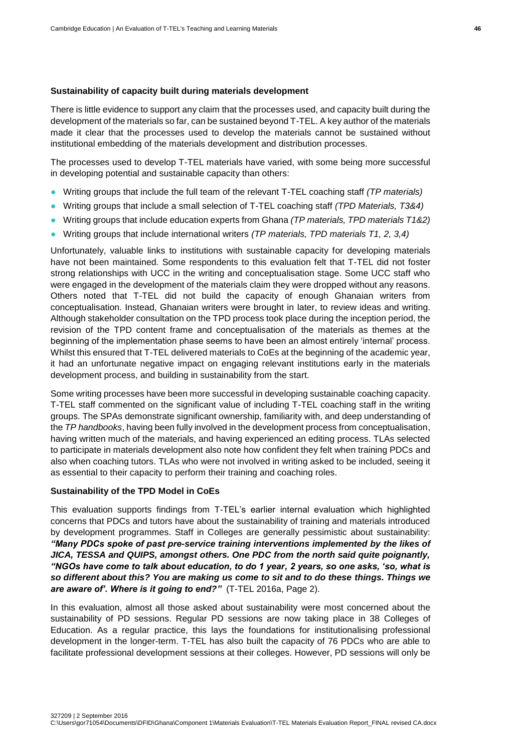**Sustainability of capacity built during materials development**

There is little evidence to support any claim that the processes used, and capacity built during the development of the materials so far, can be sustained beyond T-TEL. A key author of the materials made it clear that the processes used to develop the materials cannot be sustained without institutional embedding of the materials development and distribution processes.

The processes used to develop T-TEL materials have varied, with some being more successful in developing potential and sustainable capacity than others:

- Writing groups that include the full team of the relevant T-TEL coaching staff *(TP materials)*
- Writing groups that include a small selection of T-TEL coaching staff *(TPD Materials, T3&4)*
- Writing groups that include education experts from Ghana *(TP materials, TPD materials T1&2)*
- Writing groups that include international writers *(TP materials, TPD materials T1, 2, 3,4)*

Unfortunately, valuable links to institutions with sustainable capacity for developing materials have not been maintained. Some respondents to this evaluation felt that T-TEL did not foster strong relationships with UCC in the writing and conceptualisation stage. Some UCC staff who were engaged in the development of the materials claim they were dropped without any reasons. Others noted that T-TEL did not build the capacity of enough Ghanaian writers from conceptualisation. Instead, Ghanaian writers were brought in later, to review ideas and writing. Although stakeholder consultation on the TPD process took place during the inception period, the revision of the TPD content frame and conceptualisation of the materials as themes at the beginning of the implementation phase seems to have been an almost entirely 'internal' process. Whilst this ensured that T-TEL delivered materials to CoEs at the beginning of the academic year, it had an unfortunate negative impact on engaging relevant institutions early in the materials development process, and building in sustainability from the start.

Some writing processes have been more successful in developing sustainable coaching capacity. T-TEL staff commented on the significant value of including T-TEL coaching staff in the writing groups. The SPAs demonstrate significant ownership, familiarity with, and deep understanding of the *TP handbooks*, having been fully involved in the development process from conceptualisation, having written much of the materials, and having experienced an editing process. TLAs selected to participate in materials development also note how confident they felt when training PDCs and also when coaching tutors. TLAs who were not involved in writing asked to be included, seeing it as essential to their capacity to perform their training and coaching roles.

**Sustainability of the TPD Model in CoEs**

This evaluation supports findings from T-TEL's earlier internal evaluation which highlighted concerns that PDCs and tutors have about the sustainability of training and materials introduced by development programmes. Staff in Colleges are generally pessimistic about sustainability: ***"Many PDCs spoke of past pre-service training interventions implemented by the likes of JICA, TESSA and QUIPS, amongst others. One PDC from the north said quite poignantly, "NGOs have come to talk about education, to do 1 year, 2 years, so one asks, 'so, what is so different about this? You are making us come to sit and to do these things. Things we are aware of'. Where is it going to end?"*** (T-TEL 2016a, Page 2).

In this evaluation, almost all those asked about sustainability were most concerned about the sustainability of PD sessions. Regular PD sessions are now taking place in 38 Colleges of Education. As a regular practice, this lays the foundations for institutionalising professional development in the longer-term. T-TEL has also built the capacity of 76 PDCs who are able to facilitate professional development sessions at their colleges. However, PD sessions will only be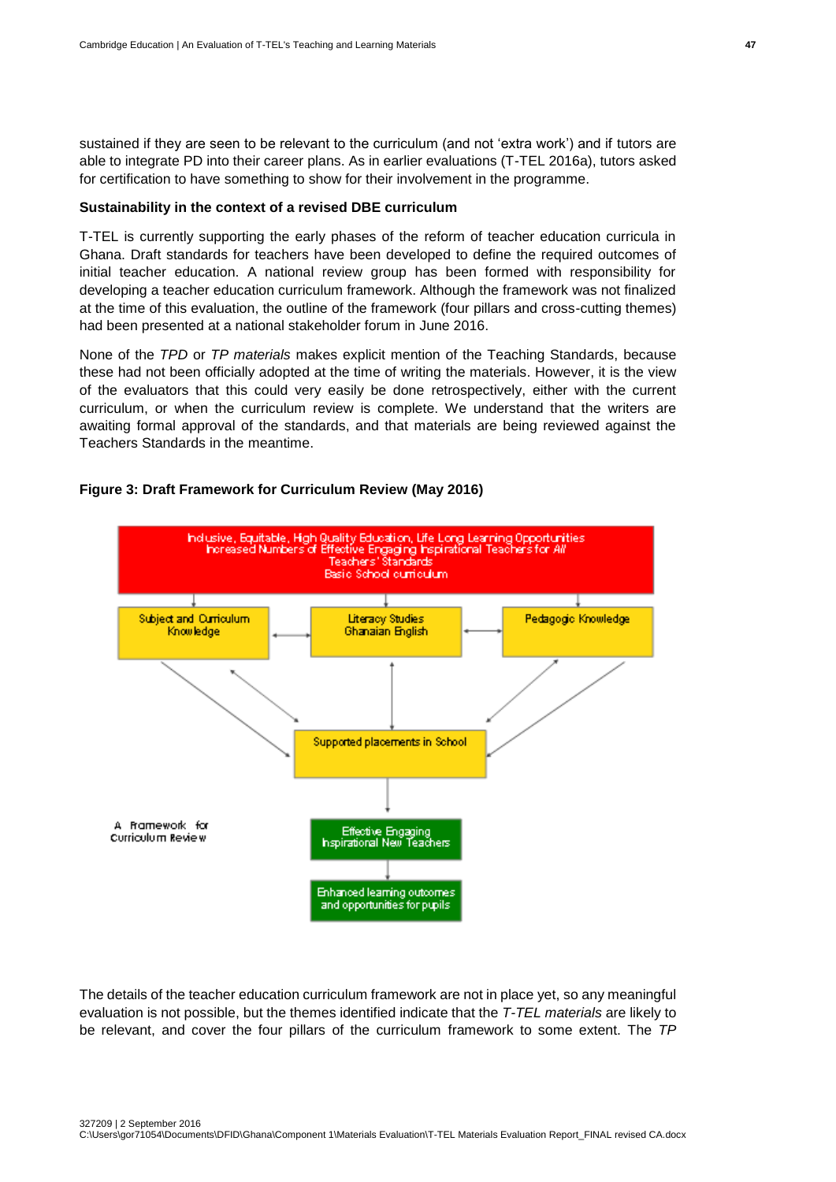sustained if they are seen to be relevant to the curriculum (and not 'extra work') and if tutors are able to integrate PD into their career plans. As in earlier evaluations (T-TEL 2016a), tutors asked for certification to have something to show for their involvement in the programme.

**Sustainability in the context of a revised DBE curriculum**

T-TEL is currently supporting the early phases of the reform of teacher education curricula in Ghana. Draft standards for teachers have been developed to define the required outcomes of initial teacher education. A national review group has been formed with responsibility for developing a teacher education curriculum framework. Although the framework was not finalized at the time of this evaluation, the outline of the framework (four pillars and cross-cutting themes) had been presented at a national stakeholder forum in June 2016.

None of the *TPD* or *TP materials* makes explicit mention of the Teaching Standards, because these had not been officially adopted at the time of writing the materials. However, it is the view of the evaluators that this could very easily be done retrospectively, either with the current curriculum, or when the curriculum review is complete. We understand that the writers are awaiting formal approval of the standards, and that materials are being reviewed against the Teachers Standards in the meantime.

**Figure 3: Draft Framework for Curriculum Review (May 2016)**

Inclusive, Equitable, High Quality Education, Life Long Learning Opportunities
Increased Numbers of Effective Engaging Inspirational Teachers for All
Teachers' Standards
Basic School curriculum

Subject and Curriculum Knowledge

Literacy Studies
Ghanaian English

Pedagogic Knowledge

Supported placements in School

Effective Engaging Inspirational New Teachers

Enhanced learning outcomes and opportunities for pupils

A Framework for Curriculum Review

The details of the teacher education curriculum framework are not in place yet, so any meaningful evaluation is not possible, but the themes identified indicate that the *T-TEL materials* are likely to be relevant, and cover the four pillars of the curriculum framework to some extent. The *TP*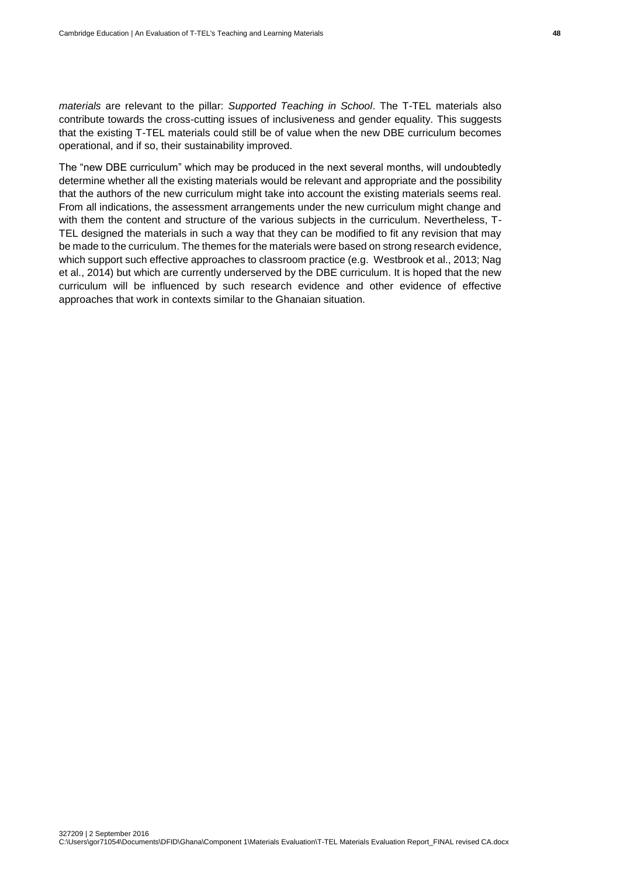*materials* are relevant to the pillar: *Supported Teaching in School*. The T-TEL materials also contribute towards the cross-cutting issues of inclusiveness and gender equality. This suggests that the existing T-TEL materials could still be of value when the new DBE curriculum becomes operational, and if so, their sustainability improved.

The "new DBE curriculum" which may be produced in the next several months, will undoubtedly determine whether all the existing materials would be relevant and appropriate and the possibility that the authors of the new curriculum might take into account the existing materials seems real. From all indications, the assessment arrangements under the new curriculum might change and with them the content and structure of the various subjects in the curriculum. Nevertheless, T-TEL designed the materials in such a way that they can be modified to fit any revision that may be made to the curriculum. The themes for the materials were based on strong research evidence, which support such effective approaches to classroom practice (e.g. Westbrook et al., 2013; Nag et al., 2014) but which are currently underserved by the DBE curriculum. It is hoped that the new curriculum will be influenced by such research evidence and other evidence of effective approaches that work in contexts similar to the Ghanaian situation.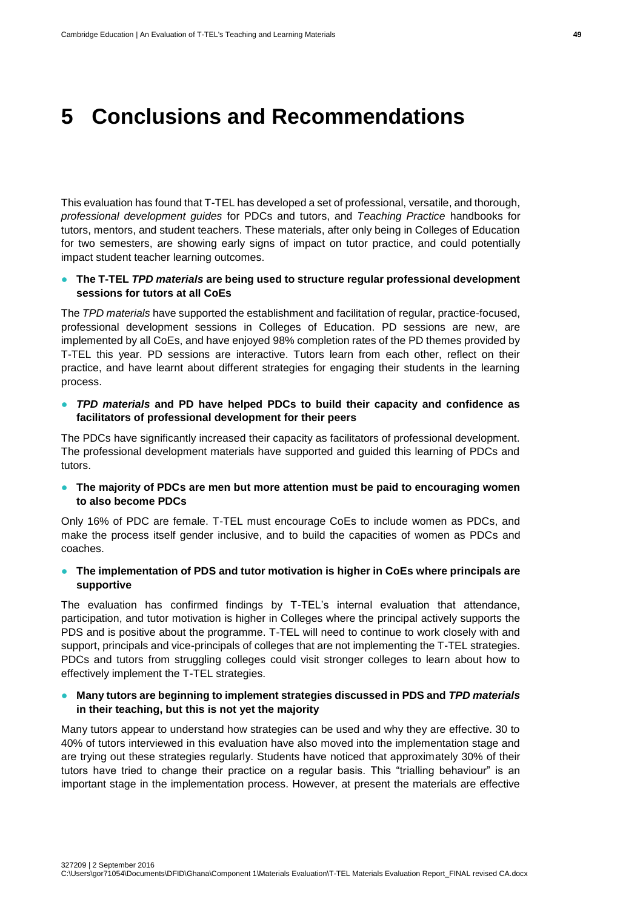# 5 Conclusions and Recommendations

This evaluation has found that T-TEL has developed a set of professional, versatile, and thorough, *professional development guides* for PDCs and tutors, and *Teaching Practice* handbooks for tutors, mentors, and student teachers. These materials, after only being in Colleges of Education for two semesters, are showing early signs of impact on tutor practice, and could potentially impact student teacher learning outcomes.

- **The T-TEL *TPD materials* are being used to structure regular professional development sessions for tutors at all CoEs**

The *TPD materials* have supported the establishment and facilitation of regular, practice-focused, professional development sessions in Colleges of Education. PD sessions are new, are implemented by all CoEs, and have enjoyed 98% completion rates of the PD themes provided by T-TEL this year. PD sessions are interactive. Tutors learn from each other, reflect on their practice, and have learnt about different strategies for engaging their students in the learning process.

- ***TPD materials* and PD have helped PDCs to build their capacity and confidence as facilitators of professional development for their peers**

The PDCs have significantly increased their capacity as facilitators of professional development. The professional development materials have supported and guided this learning of PDCs and tutors.

- **The majority of PDCs are men but more attention must be paid to encouraging women to also become PDCs**

Only 16% of PDC are female. T-TEL must encourage CoEs to include women as PDCs, and make the process itself gender inclusive, and to build the capacities of women as PDCs and coaches.

- **The implementation of PDS and tutor motivation is higher in CoEs where principals are supportive**

The evaluation has confirmed findings by T-TEL's internal evaluation that attendance, participation, and tutor motivation is higher in Colleges where the principal actively supports the PDS and is positive about the programme. T-TEL will need to continue to work closely with and support, principals and vice-principals of colleges that are not implementing the T-TEL strategies. PDCs and tutors from struggling colleges could visit stronger colleges to learn about how to effectively implement the T-TEL strategies.

- **Many tutors are beginning to implement strategies discussed in PDS and *TPD materials* in their teaching, but this is not yet the majority**

Many tutors appear to understand how strategies can be used and why they are effective. 30 to 40% of tutors interviewed in this evaluation have also moved into the implementation stage and are trying out these strategies regularly. Students have noticed that approximately 30% of their tutors have tried to change their practice on a regular basis. This "trialling behaviour" is an important stage in the implementation process. However, at present the materials are effective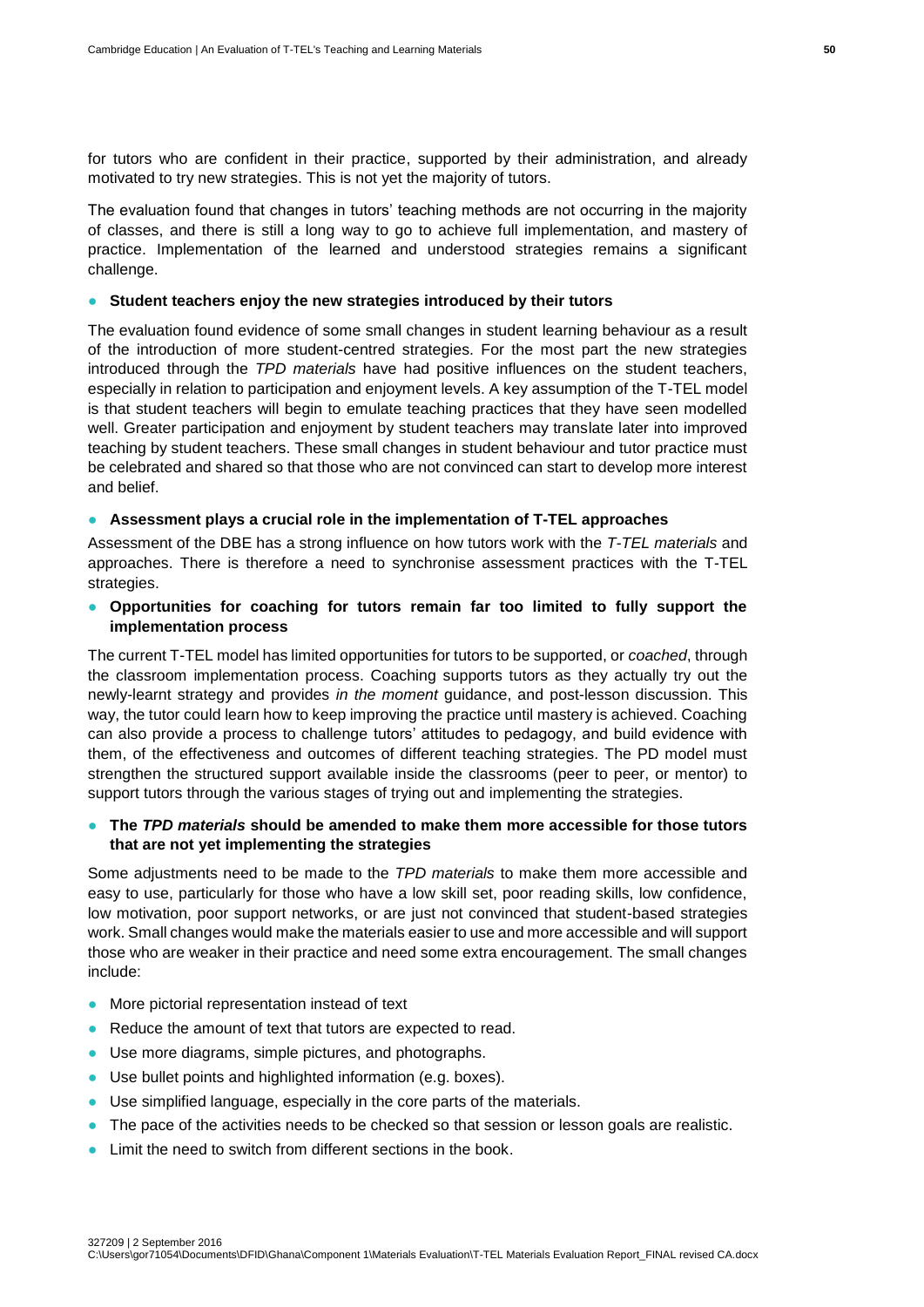for tutors who are confident in their practice, supported by their administration, and already motivated to try new strategies. This is not yet the majority of tutors.

The evaluation found that changes in tutors' teaching methods are not occurring in the majority of classes, and there is still a long way to go to achieve full implementation, and mastery of practice. Implementation of the learned and understood strategies remains a significant challenge.

- **Student teachers enjoy the new strategies introduced by their tutors**

The evaluation found evidence of some small changes in student learning behaviour as a result of the introduction of more student-centred strategies. For the most part the new strategies introduced through the *TPD materials* have had positive influences on the student teachers, especially in relation to participation and enjoyment levels. A key assumption of the T-TEL model is that student teachers will begin to emulate teaching practices that they have seen modelled well. Greater participation and enjoyment by student teachers may translate later into improved teaching by student teachers. These small changes in student behaviour and tutor practice must be celebrated and shared so that those who are not convinced can start to develop more interest and belief.

- **Assessment plays a crucial role in the implementation of T-TEL approaches**

Assessment of the DBE has a strong influence on how tutors work with the *T-TEL materials* and approaches. There is therefore a need to synchronise assessment practices with the T-TEL strategies.

- **Opportunities for coaching for tutors remain far too limited to fully support the implementation process**

The current T-TEL model has limited opportunities for tutors to be supported, or *coached*, through the classroom implementation process. Coaching supports tutors as they actually try out the newly-learnt strategy and provides *in the moment* guidance, and post-lesson discussion. This way, the tutor could learn how to keep improving the practice until mastery is achieved. Coaching can also provide a process to challenge tutors' attitudes to pedagogy, and build evidence with them, of the effectiveness and outcomes of different teaching strategies. The PD model must strengthen the structured support available inside the classrooms (peer to peer, or mentor) to support tutors through the various stages of trying out and implementing the strategies.

- **The *TPD materials* should be amended to make them more accessible for those tutors that are not yet implementing the strategies**

Some adjustments need to be made to the *TPD materials* to make them more accessible and easy to use, particularly for those who have a low skill set, poor reading skills, low confidence, low motivation, poor support networks, or are just not convinced that student-based strategies work. Small changes would make the materials easier to use and more accessible and will support those who are weaker in their practice and need some extra encouragement. The small changes include:

- More pictorial representation instead of text
- Reduce the amount of text that tutors are expected to read.
- Use more diagrams, simple pictures, and photographs.
- Use bullet points and highlighted information (e.g. boxes).
- Use simplified language, especially in the core parts of the materials.
- The pace of the activities needs to be checked so that session or lesson goals are realistic.
- Limit the need to switch from different sections in the book.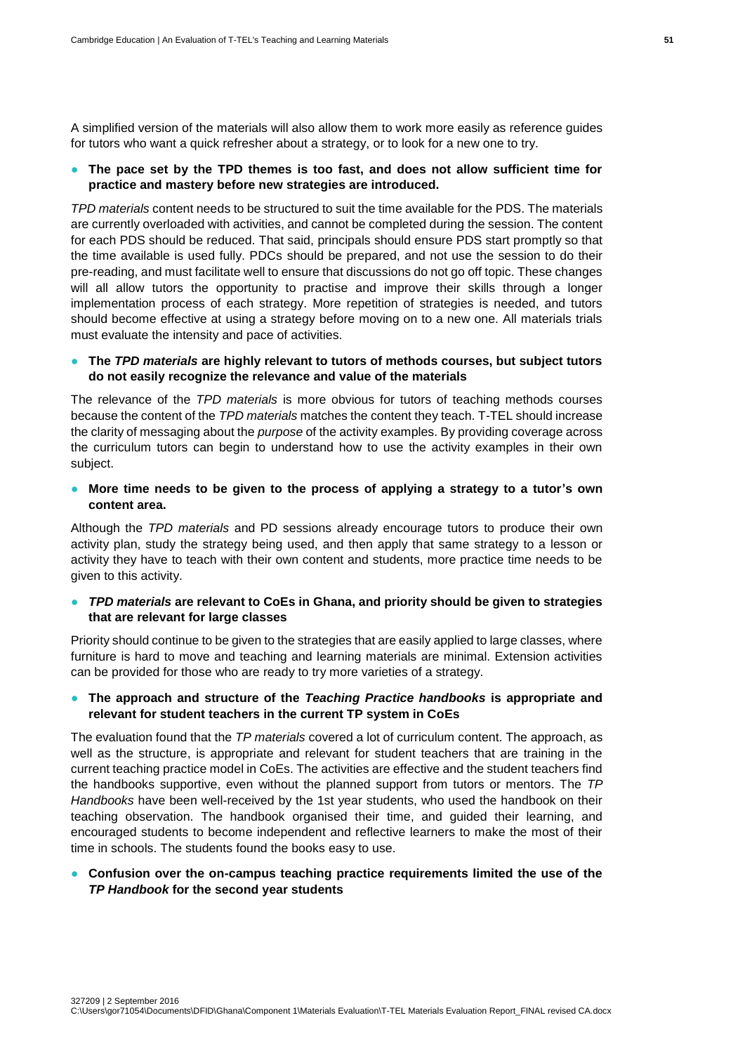A simplified version of the materials will also allow them to work more easily as reference guides for tutors who want a quick refresher about a strategy, or to look for a new one to try.

- **The pace set by the TPD themes is too fast, and does not allow sufficient time for practice and mastery before new strategies are introduced.**

*TPD materials* content needs to be structured to suit the time available for the PDS. The materials are currently overloaded with activities, and cannot be completed during the session. The content for each PDS should be reduced. That said, principals should ensure PDS start promptly so that the time available is used fully. PDCs should be prepared, and not use the session to do their pre-reading, and must facilitate well to ensure that discussions do not go off topic. These changes will all allow tutors the opportunity to practise and improve their skills through a longer implementation process of each strategy. More repetition of strategies is needed, and tutors should become effective at using a strategy before moving on to a new one. All materials trials must evaluate the intensity and pace of activities.

- **The *TPD materials* are highly relevant to tutors of methods courses, but subject tutors do not easily recognize the relevance and value of the materials**

The relevance of the *TPD materials* is more obvious for tutors of teaching methods courses because the content of the *TPD materials* matches the content they teach. T-TEL should increase the clarity of messaging about the *purpose* of the activity examples. By providing coverage across the curriculum tutors can begin to understand how to use the activity examples in their own subject.

- **More time needs to be given to the process of applying a strategy to a tutor's own content area.**

Although the *TPD materials* and PD sessions already encourage tutors to produce their own activity plan, study the strategy being used, and then apply that same strategy to a lesson or activity they have to teach with their own content and students, more practice time needs to be given to this activity.

- ***TPD materials* are relevant to CoEs in Ghana, and priority should be given to strategies that are relevant for large classes**

Priority should continue to be given to the strategies that are easily applied to large classes, where furniture is hard to move and teaching and learning materials are minimal. Extension activities can be provided for those who are ready to try more varieties of a strategy.

- **The approach and structure of the *Teaching Practice handbooks* is appropriate and relevant for student teachers in the current TP system in CoEs**

The evaluation found that the *TP materials* covered a lot of curriculum content. The approach, as well as the structure, is appropriate and relevant for student teachers that are training in the current teaching practice model in CoEs. The activities are effective and the student teachers find the handbooks supportive, even without the planned support from tutors or mentors. The *TP Handbooks* have been well-received by the 1st year students, who used the handbook on their teaching observation. The handbook organised their time, and guided their learning, and encouraged students to become independent and reflective learners to make the most of their time in schools. The students found the books easy to use.

- **Confusion over the on-campus teaching practice requirements limited the use of the *TP Handbook* for the second year students**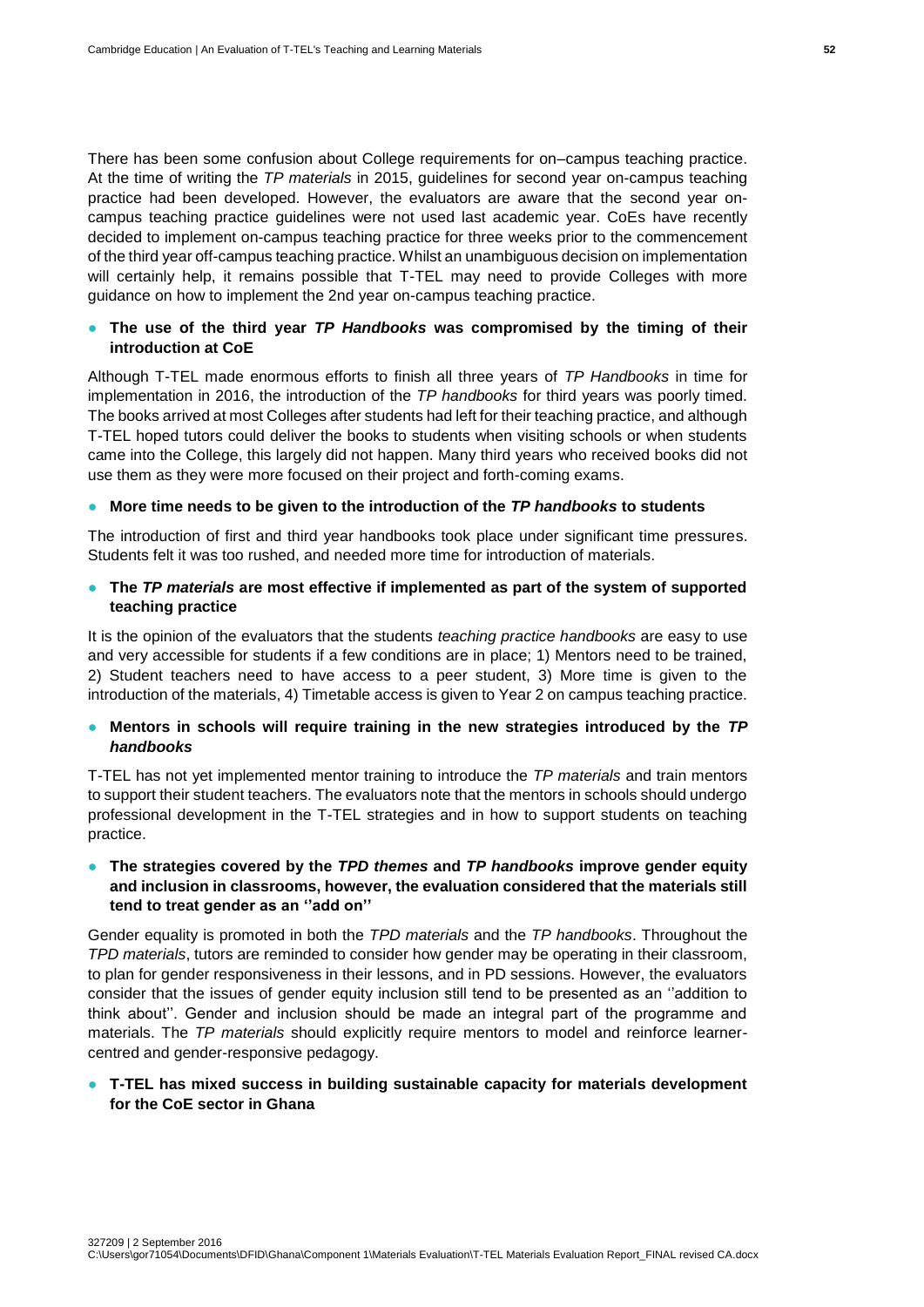There has been some confusion about College requirements for on–campus teaching practice. At the time of writing the *TP materials* in 2015, guidelines for second year on-campus teaching practice had been developed. However, the evaluators are aware that the second year on-campus teaching practice guidelines were not used last academic year. CoEs have recently decided to implement on-campus teaching practice for three weeks prior to the commencement of the third year off-campus teaching practice. Whilst an unambiguous decision on implementation will certainly help, it remains possible that T-TEL may need to provide Colleges with more guidance on how to implement the 2nd year on-campus teaching practice.

- **The use of the third year *TP Handbooks* was compromised by the timing of their introduction at CoE**

Although T-TEL made enormous efforts to finish all three years of *TP Handbooks* in time for implementation in 2016, the introduction of the *TP handbooks* for third years was poorly timed. The books arrived at most Colleges after students had left for their teaching practice, and although T-TEL hoped tutors could deliver the books to students when visiting schools or when students came into the College, this largely did not happen. Many third years who received books did not use them as they were more focused on their project and forth-coming exams.

- **More time needs to be given to the introduction of the *TP handbooks* to students**

The introduction of first and third year handbooks took place under significant time pressures. Students felt it was too rushed, and needed more time for introduction of materials.

- **The *TP materials* are most effective if implemented as part of the system of supported teaching practice**

It is the opinion of the evaluators that the students *teaching practice handbooks* are easy to use and very accessible for students if a few conditions are in place; 1) Mentors need to be trained, 2) Student teachers need to have access to a peer student, 3) More time is given to the introduction of the materials, 4) Timetable access is given to Year 2 on campus teaching practice.

- **Mentors in schools will require training in the new strategies introduced by the *TP handbooks***

T-TEL has not yet implemented mentor training to introduce the *TP materials* and train mentors to support their student teachers. The evaluators note that the mentors in schools should undergo professional development in the T-TEL strategies and in how to support students on teaching practice.

- **The strategies covered by the *TPD themes* and *TP handbooks* improve gender equity and inclusion in classrooms, however, the evaluation considered that the materials still tend to treat gender as an ''add on''**

Gender equality is promoted in both the *TPD materials* and the *TP handbooks*. Throughout the *TPD materials*, tutors are reminded to consider how gender may be operating in their classroom, to plan for gender responsiveness in their lessons, and in PD sessions. However, the evaluators consider that the issues of gender equity inclusion still tend to be presented as an ''addition to think about''. Gender and inclusion should be made an integral part of the programme and materials. The *TP materials* should explicitly require mentors to model and reinforce learner-centred and gender-responsive pedagogy.

- **T-TEL has mixed success in building sustainable capacity for materials development for the CoE sector in Ghana**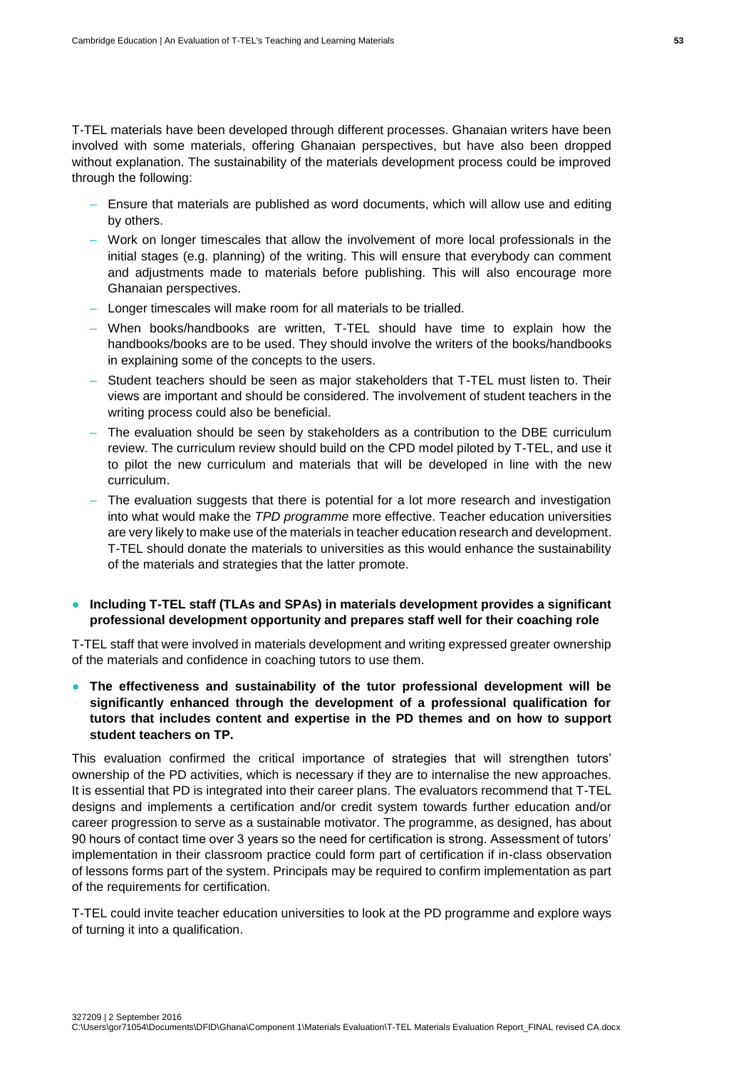T-TEL materials have been developed through different processes. Ghanaian writers have been involved with some materials, offering Ghanaian perspectives, but have also been dropped without explanation. The sustainability of the materials development process could be improved through the following:

- Ensure that materials are published as word documents, which will allow use and editing by others.
- Work on longer timescales that allow the involvement of more local professionals in the initial stages (e.g. planning) of the writing. This will ensure that everybody can comment and adjustments made to materials before publishing. This will also encourage more Ghanaian perspectives.
- Longer timescales will make room for all materials to be trialled.
- When books/handbooks are written, T-TEL should have time to explain how the handbooks/books are to be used. They should involve the writers of the books/handbooks in explaining some of the concepts to the users.
- Student teachers should be seen as major stakeholders that T-TEL must listen to. Their views are important and should be considered. The involvement of student teachers in the writing process could also be beneficial.
- The evaluation should be seen by stakeholders as a contribution to the DBE curriculum review. The curriculum review should build on the CPD model piloted by T-TEL, and use it to pilot the new curriculum and materials that will be developed in line with the new curriculum.
- The evaluation suggests that there is potential for a lot more research and investigation into what would make the *TPD programme* more effective. Teacher education universities are very likely to make use of the materials in teacher education research and development. T-TEL should donate the materials to universities as this would enhance the sustainability of the materials and strategies that the latter promote.

- **Including T-TEL staff (TLAs and SPAs) in materials development provides a significant professional development opportunity and prepares staff well for their coaching role**

T-TEL staff that were involved in materials development and writing expressed greater ownership of the materials and confidence in coaching tutors to use them.

- **The effectiveness and sustainability of the tutor professional development will be significantly enhanced through the development of a professional qualification for tutors that includes content and expertise in the PD themes and on how to support student teachers on TP.**

This evaluation confirmed the critical importance of strategies that will strengthen tutors' ownership of the PD activities, which is necessary if they are to internalise the new approaches. It is essential that PD is integrated into their career plans. The evaluators recommend that T-TEL designs and implements a certification and/or credit system towards further education and/or career progression to serve as a sustainable motivator. The programme, as designed, has about 90 hours of contact time over 3 years so the need for certification is strong. Assessment of tutors' implementation in their classroom practice could form part of certification if in-class observation of lessons forms part of the system. Principals may be required to confirm implementation as part of the requirements for certification.

T-TEL could invite teacher education universities to look at the PD programme and explore ways of turning it into a qualification.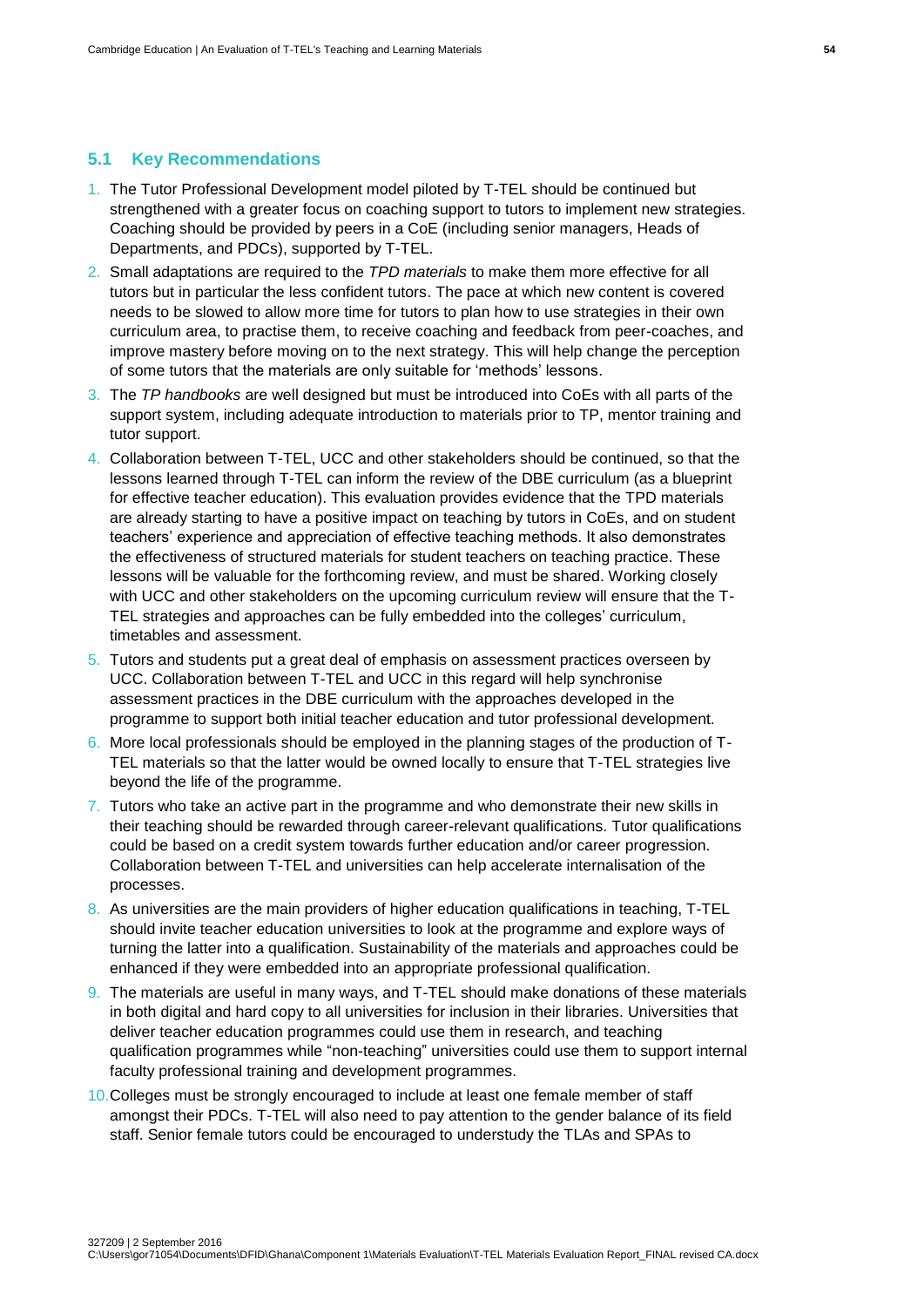## 5.1 Key Recommendations

1. The Tutor Professional Development model piloted by T-TEL should be continued but strengthened with a greater focus on coaching support to tutors to implement new strategies. Coaching should be provided by peers in a CoE (including senior managers, Heads of Departments, and PDCs), supported by T-TEL.
2. Small adaptations are required to the *TPD materials* to make them more effective for all tutors but in particular the less confident tutors. The pace at which new content is covered needs to be slowed to allow more time for tutors to plan how to use strategies in their own curriculum area, to practise them, to receive coaching and feedback from peer-coaches, and improve mastery before moving on to the next strategy. This will help change the perception of some tutors that the materials are only suitable for 'methods' lessons.
3. The *TP handbooks* are well designed but must be introduced into CoEs with all parts of the support system, including adequate introduction to materials prior to TP, mentor training and tutor support.
4. Collaboration between T-TEL, UCC and other stakeholders should be continued, so that the lessons learned through T-TEL can inform the review of the DBE curriculum (as a blueprint for effective teacher education). This evaluation provides evidence that the TPD materials are already starting to have a positive impact on teaching by tutors in CoEs, and on student teachers' experience and appreciation of effective teaching methods. It also demonstrates the effectiveness of structured materials for student teachers on teaching practice. These lessons will be valuable for the forthcoming review, and must be shared. Working closely with UCC and other stakeholders on the upcoming curriculum review will ensure that the T-TEL strategies and approaches can be fully embedded into the colleges' curriculum, timetables and assessment.
5. Tutors and students put a great deal of emphasis on assessment practices overseen by UCC. Collaboration between T-TEL and UCC in this regard will help synchronise assessment practices in the DBE curriculum with the approaches developed in the programme to support both initial teacher education and tutor professional development.
6. More local professionals should be employed in the planning stages of the production of T-TEL materials so that the latter would be owned locally to ensure that T-TEL strategies live beyond the life of the programme.
7. Tutors who take an active part in the programme and who demonstrate their new skills in their teaching should be rewarded through career-relevant qualifications. Tutor qualifications could be based on a credit system towards further education and/or career progression. Collaboration between T-TEL and universities can help accelerate internalisation of the processes.
8. As universities are the main providers of higher education qualifications in teaching, T-TEL should invite teacher education universities to look at the programme and explore ways of turning the latter into a qualification. Sustainability of the materials and approaches could be enhanced if they were embedded into an appropriate professional qualification.
9. The materials are useful in many ways, and T-TEL should make donations of these materials in both digital and hard copy to all universities for inclusion in their libraries. Universities that deliver teacher education programmes could use them in research, and teaching qualification programmes while "non-teaching" universities could use them to support internal faculty professional training and development programmes.
10. Colleges must be strongly encouraged to include at least one female member of staff amongst their PDCs. T-TEL will also need to pay attention to the gender balance of its field staff. Senior female tutors could be encouraged to understudy the TLAs and SPAs to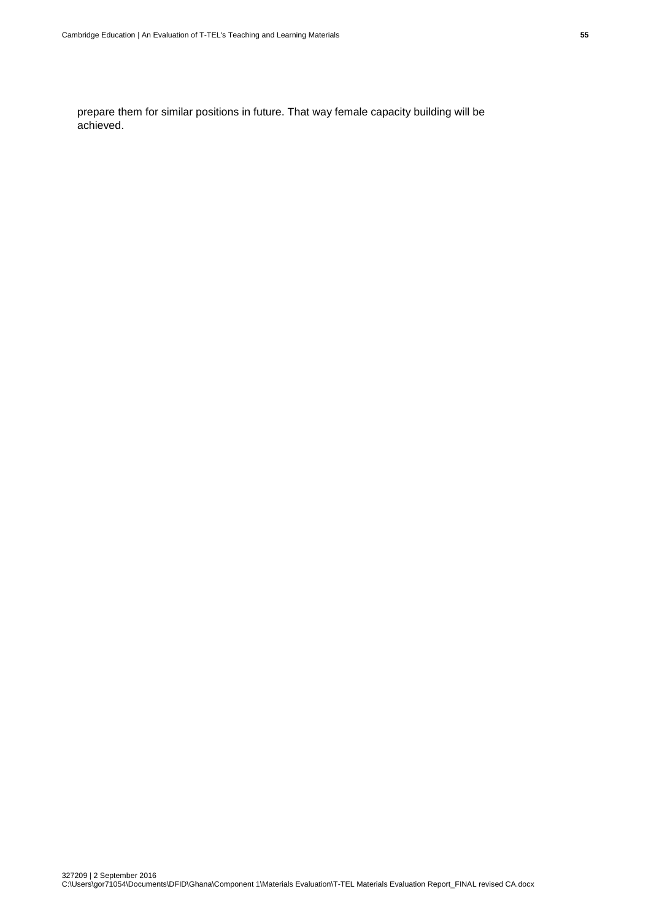prepare them for similar positions in future. That way female capacity building will be achieved.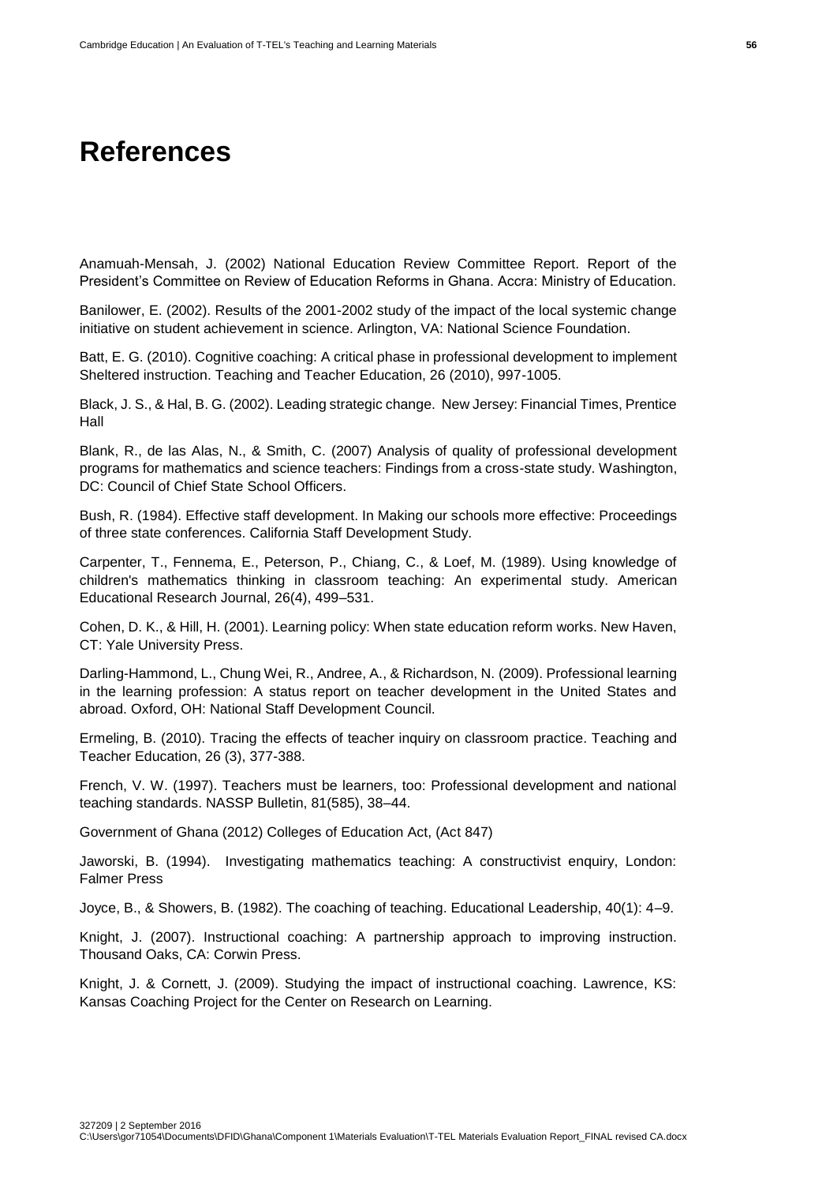# References

Anamuah-Mensah, J. (2002) National Education Review Committee Report. Report of the President's Committee on Review of Education Reforms in Ghana. Accra: Ministry of Education.

Banilower, E. (2002). Results of the 2001-2002 study of the impact of the local systemic change initiative on student achievement in science. Arlington, VA: National Science Foundation.

Batt, E. G. (2010). Cognitive coaching: A critical phase in professional development to implement Sheltered instruction. Teaching and Teacher Education, 26 (2010), 997-1005.

Black, J. S., & Hal, B. G. (2002). Leading strategic change. New Jersey: Financial Times, Prentice Hall

Blank, R., de las Alas, N., & Smith, C. (2007) Analysis of quality of professional development programs for mathematics and science teachers: Findings from a cross-state study. Washington, DC: Council of Chief State School Officers.

Bush, R. (1984). Effective staff development. In Making our schools more effective: Proceedings of three state conferences. California Staff Development Study.

Carpenter, T., Fennema, E., Peterson, P., Chiang, C., & Loef, M. (1989). Using knowledge of children's mathematics thinking in classroom teaching: An experimental study. American Educational Research Journal, 26(4), 499–531.

Cohen, D. K., & Hill, H. (2001). Learning policy: When state education reform works. New Haven, CT: Yale University Press.

Darling-Hammond, L., Chung Wei, R., Andree, A., & Richardson, N. (2009). Professional learning in the learning profession: A status report on teacher development in the United States and abroad. Oxford, OH: National Staff Development Council.

Ermeling, B. (2010). Tracing the effects of teacher inquiry on classroom practice. Teaching and Teacher Education, 26 (3), 377-388.

French, V. W. (1997). Teachers must be learners, too: Professional development and national teaching standards. NASSP Bulletin, 81(585), 38–44.

Government of Ghana (2012) Colleges of Education Act, (Act 847)

Jaworski, B. (1994). Investigating mathematics teaching: A constructivist enquiry, London: Falmer Press

Joyce, B., & Showers, B. (1982). The coaching of teaching. Educational Leadership, 40(1): 4–9.

Knight, J. (2007). Instructional coaching: A partnership approach to improving instruction. Thousand Oaks, CA: Corwin Press.

Knight, J. & Cornett, J. (2009). Studying the impact of instructional coaching. Lawrence, KS: Kansas Coaching Project for the Center on Research on Learning.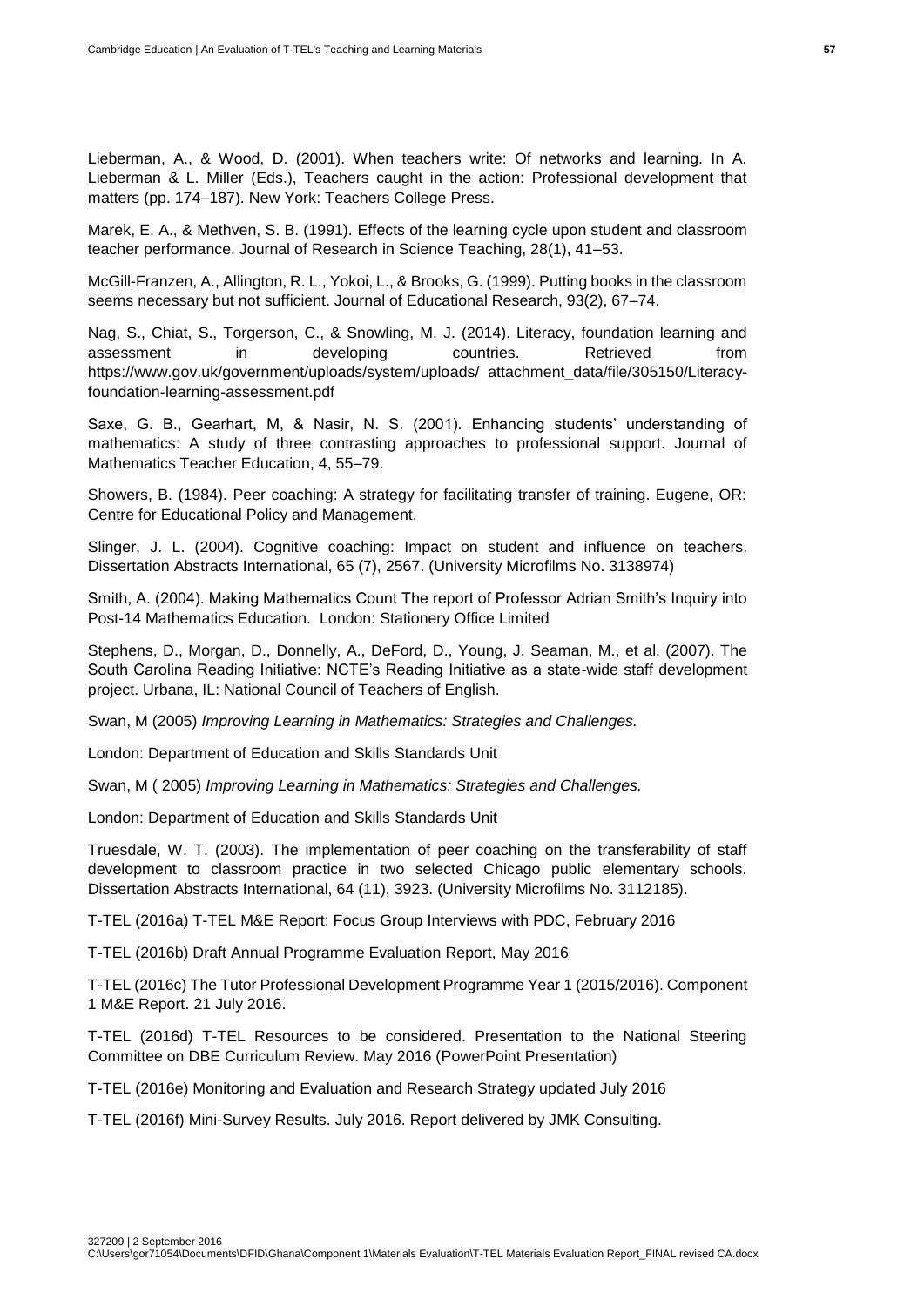Lieberman, A., & Wood, D. (2001). When teachers write: Of networks and learning. In A. Lieberman & L. Miller (Eds.), Teachers caught in the action: Professional development that matters (pp. 174–187). New York: Teachers College Press.

Marek, E. A., & Methven, S. B. (1991). Effects of the learning cycle upon student and classroom teacher performance. Journal of Research in Science Teaching, 28(1), 41–53.

McGill-Franzen, A., Allington, R. L., Yokoi, L., & Brooks, G. (1999). Putting books in the classroom seems necessary but not sufficient. Journal of Educational Research, 93(2), 67–74.

Nag, S., Chiat, S., Torgerson, C., & Snowling, M. J. (2014). Literacy, foundation learning and assessment in developing countries. Retrieved from https://www.gov.uk/government/uploads/system/uploads/ attachment_data/file/305150/Literacy-foundation-learning-assessment.pdf

Saxe, G. B., Gearhart, M, & Nasir, N. S. (2001). Enhancing students' understanding of mathematics: A study of three contrasting approaches to professional support. Journal of Mathematics Teacher Education, 4, 55–79.

Showers, B. (1984). Peer coaching: A strategy for facilitating transfer of training. Eugene, OR: Centre for Educational Policy and Management.

Slinger, J. L. (2004). Cognitive coaching: Impact on student and influence on teachers. Dissertation Abstracts International, 65 (7), 2567. (University Microfilms No. 3138974)

Smith, A. (2004). Making Mathematics Count The report of Professor Adrian Smith's Inquiry into Post-14 Mathematics Education. London: Stationery Office Limited

Stephens, D., Morgan, D., Donnelly, A., DeFord, D., Young, J. Seaman, M., et al. (2007). The South Carolina Reading Initiative: NCTE's Reading Initiative as a state-wide staff development project. Urbana, IL: National Council of Teachers of English.

Swan, M (2005) *Improving Learning in Mathematics: Strategies and Challenges.*

London: Department of Education and Skills Standards Unit

Swan, M ( 2005) *Improving Learning in Mathematics: Strategies and Challenges.*

London: Department of Education and Skills Standards Unit

Truesdale, W. T. (2003). The implementation of peer coaching on the transferability of staff development to classroom practice in two selected Chicago public elementary schools. Dissertation Abstracts International, 64 (11), 3923. (University Microfilms No. 3112185).

T-TEL (2016a) T-TEL M&E Report: Focus Group Interviews with PDC, February 2016

T-TEL (2016b) Draft Annual Programme Evaluation Report, May 2016

T-TEL (2016c) The Tutor Professional Development Programme Year 1 (2015/2016). Component 1 M&E Report. 21 July 2016.

T-TEL (2016d) T-TEL Resources to be considered. Presentation to the National Steering Committee on DBE Curriculum Review. May 2016 (PowerPoint Presentation)

T-TEL (2016e) Monitoring and Evaluation and Research Strategy updated July 2016

T-TEL (2016f) Mini-Survey Results. July 2016. Report delivered by JMK Consulting.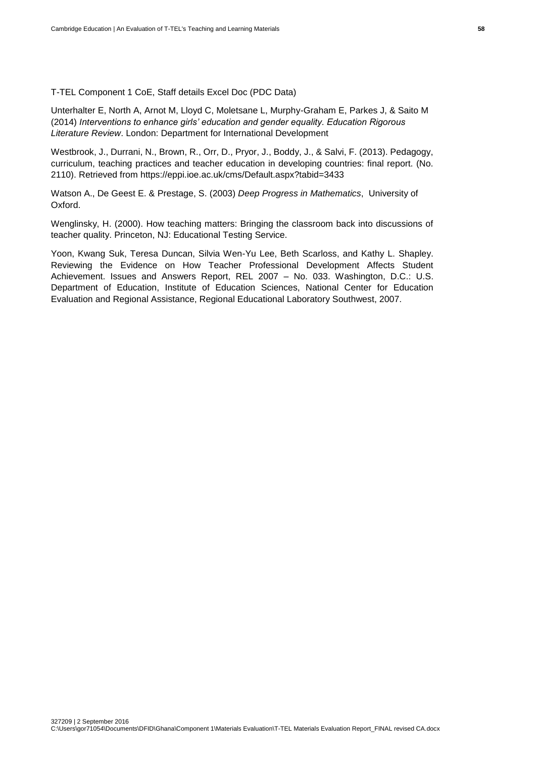T-TEL Component 1 CoE, Staff details Excel Doc (PDC Data)

Unterhalter E, North A, Arnot M, Lloyd C, Moletsane L, Murphy-Graham E, Parkes J, & Saito M (2014) *Interventions to enhance girls' education and gender equality. Education Rigorous Literature Review*. London: Department for International Development

Westbrook, J., Durrani, N., Brown, R., Orr, D., Pryor, J., Boddy, J., & Salvi, F. (2013). Pedagogy, curriculum, teaching practices and teacher education in developing countries: final report. (No. 2110). Retrieved from https://eppi.ioe.ac.uk/cms/Default.aspx?tabid=3433

Watson A., De Geest E. & Prestage, S. (2003) *Deep Progress in Mathematics*, University of Oxford.

Wenglinsky, H. (2000). How teaching matters: Bringing the classroom back into discussions of teacher quality. Princeton, NJ: Educational Testing Service.

Yoon, Kwang Suk, Teresa Duncan, Silvia Wen-Yu Lee, Beth Scarloss, and Kathy L. Shapley. Reviewing the Evidence on How Teacher Professional Development Affects Student Achievement. Issues and Answers Report, REL 2007 – No. 033. Washington, D.C.: U.S. Department of Education, Institute of Education Sciences, National Center for Education Evaluation and Regional Assistance, Regional Educational Laboratory Southwest, 2007.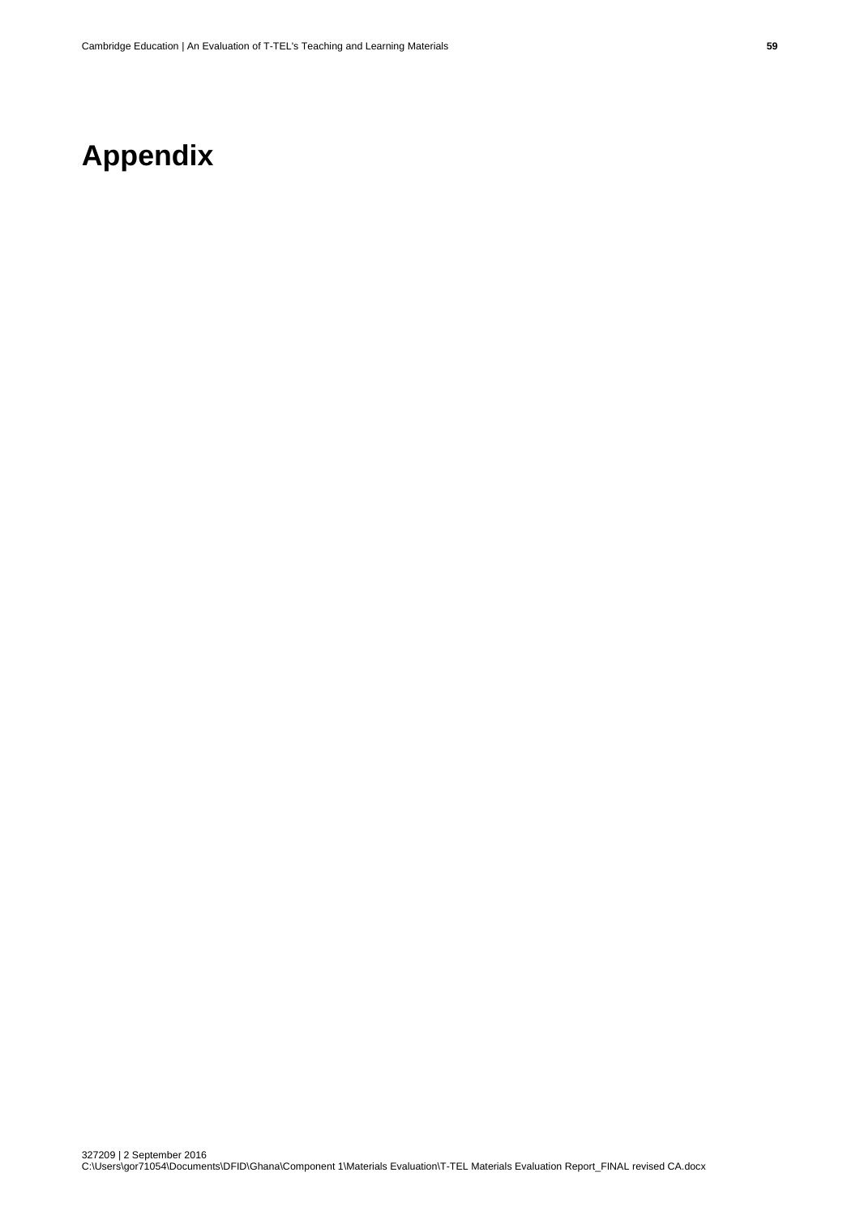# Appendix